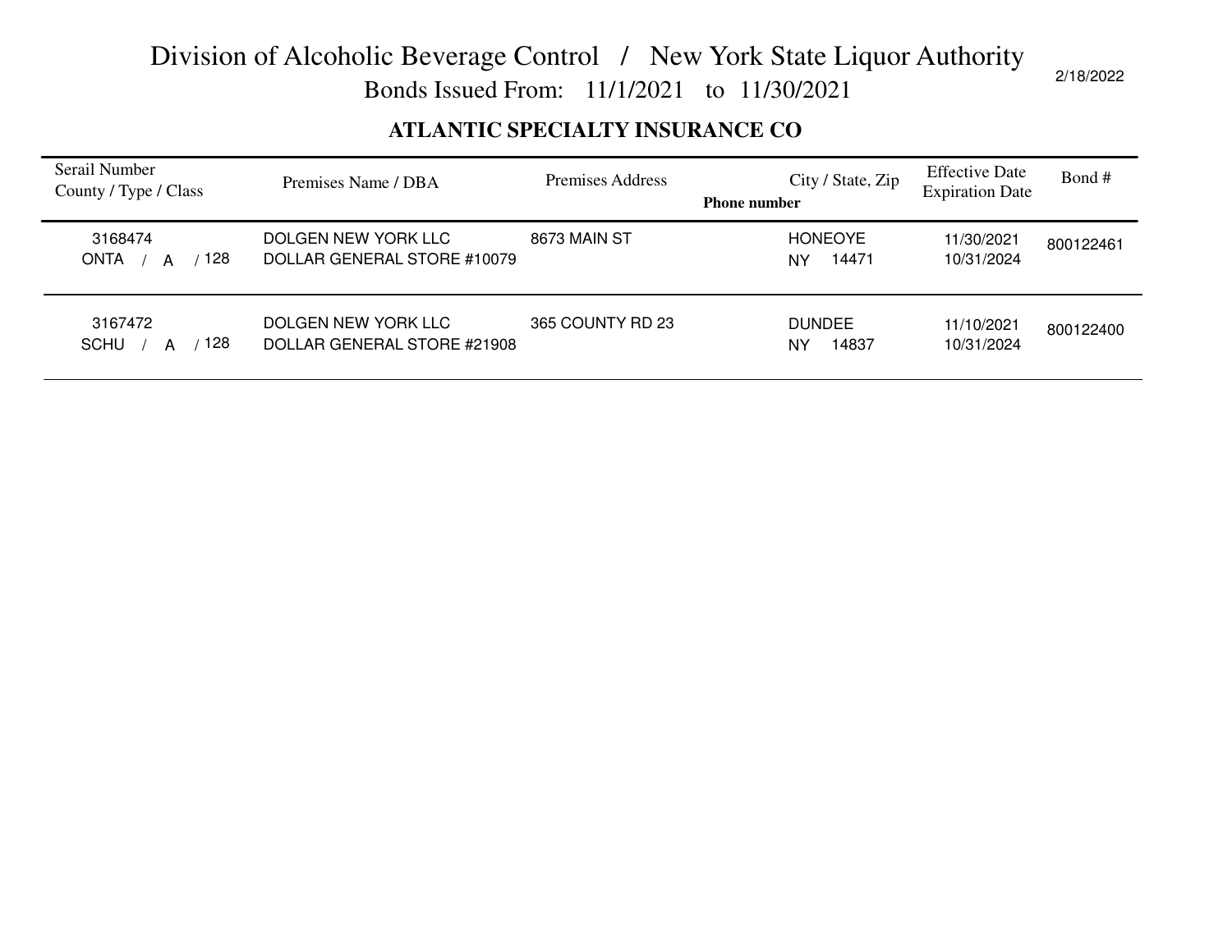# Division of Alcoholic Beverage Control / New York State Liquor Authority

Bonds Issued From: 11/1/2021 to 11/30/2021

2/18/2022

## ATLANTIC SPECIALTY INSURANCE CO

| Serail Number<br>County / Type / Class | Premises Name / DBA | Premises Address | City / State, Zip<br>Phone number | Effective Date<br>Expiration Date | Bond # |
|---|---|---|---|---|---|
| 3168474<br>ONTA / A / 128 | DOLGEN NEW YORK LLC<br>DOLLAR GENERAL STORE #10079 | 8673 MAIN ST | HONEOYE<br>NY 14471 | 11/30/2021<br>10/31/2024 | 800122461 |
| 3167472<br>SCHU / A / 128 | DOLGEN NEW YORK LLC<br>DOLLAR GENERAL STORE #21908 | 365 COUNTY RD 23 | DUNDEE<br>NY 14837 | 11/10/2021<br>10/31/2024 | 800122400 |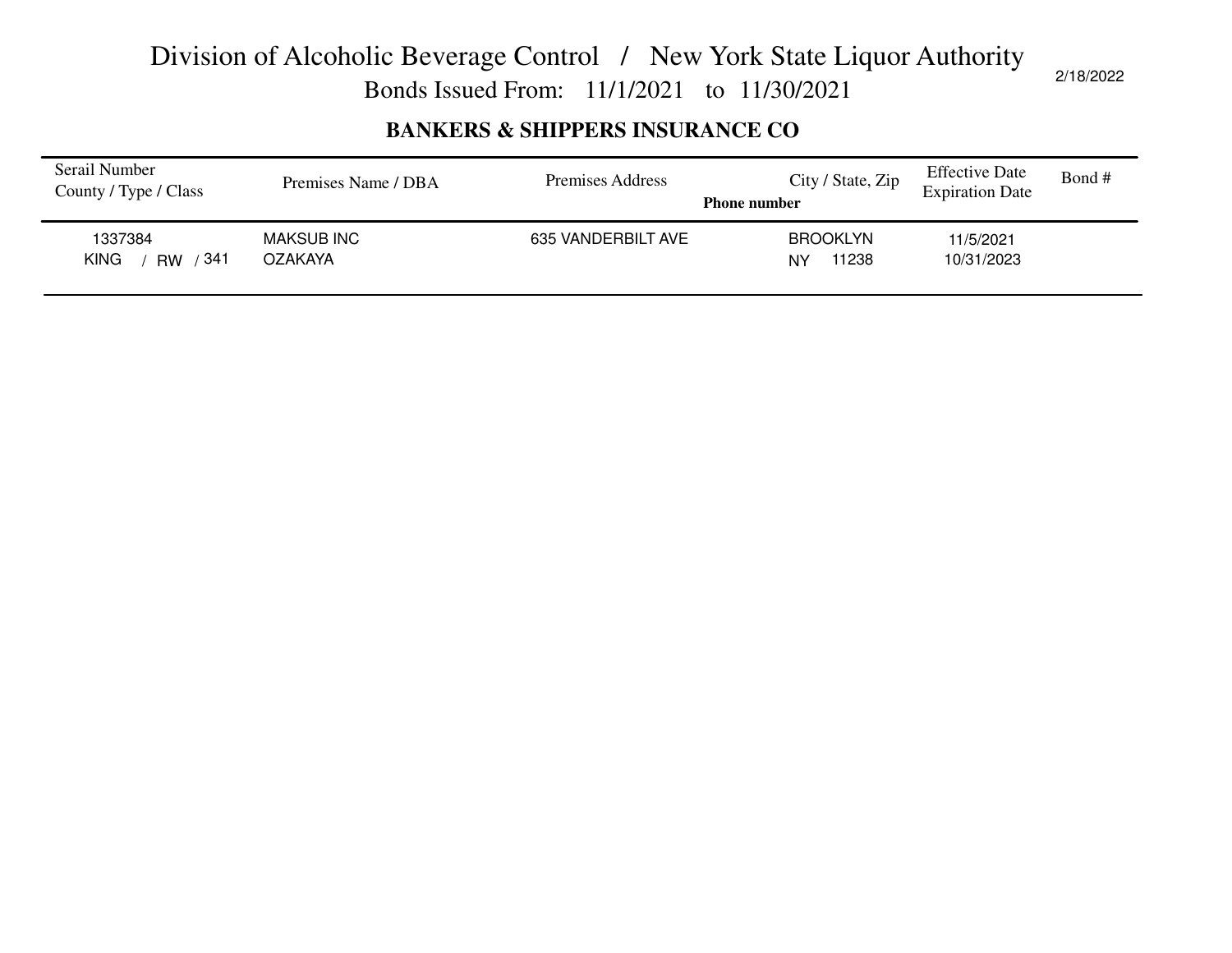# Division of Alcoholic Beverage Control / New York State Liquor Authority

Bonds Issued From: 11/1/2021 to 11/30/2021

2/18/2022

## BANKERS & SHIPPERS INSURANCE CO

| Serail Number<br>County / Type / Class | Premises Name / DBA | Premises Address | City / State, Zip<br>Phone number | Effective Date<br>Expiration Date | Bond # |
|---|---|---|---|---|---|
| 1337384<br>KING / RW / 341 | MAKSUB INC<br>OZAKAYA | 635 VANDERBILT AVE | BROOKLYN<br>NY 11238 | 11/5/2021<br>10/31/2023 | |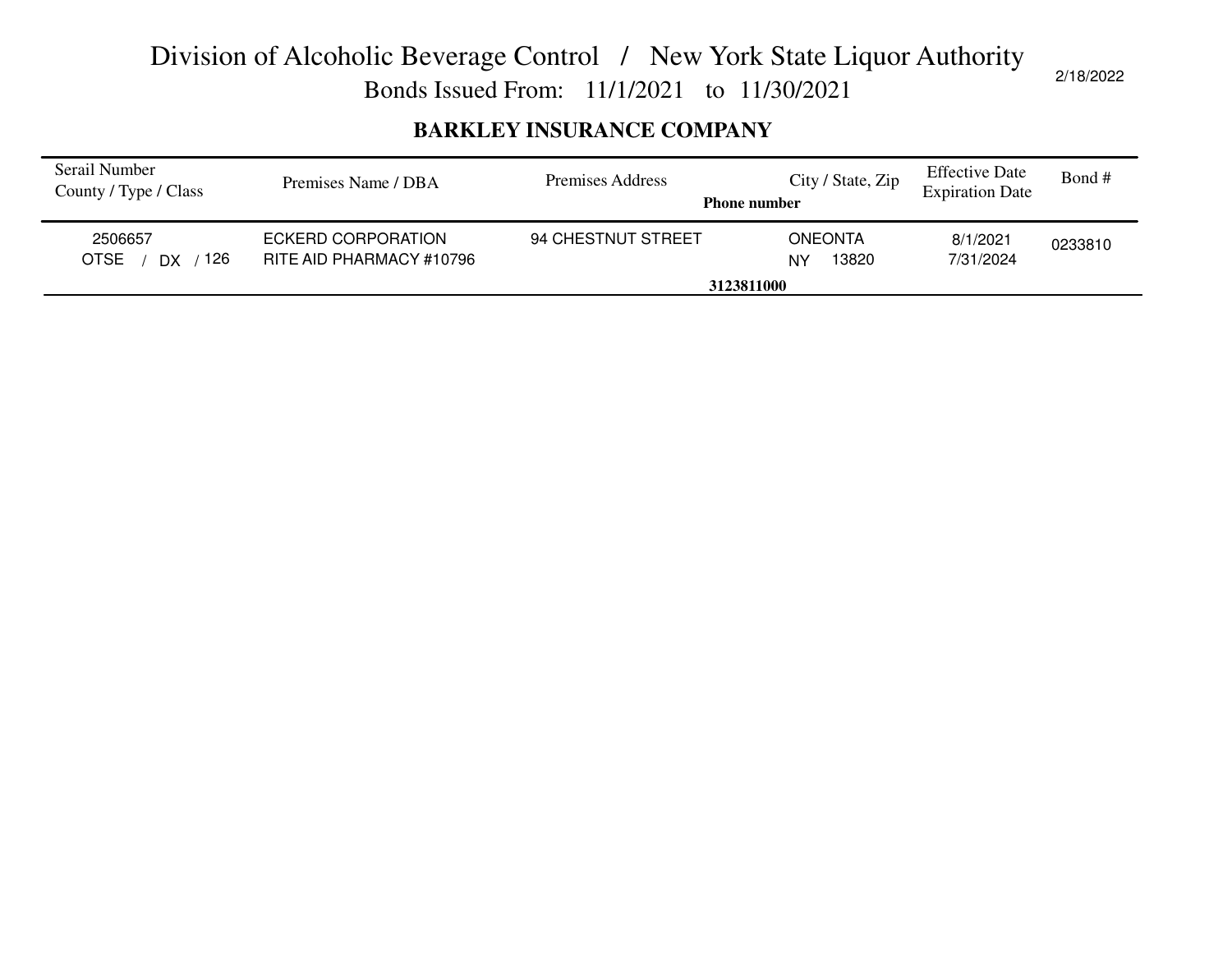# Division of Alcoholic Beverage Control / New York State Liquor Authority

## Bonds Issued From: 11/1/2021 to 11/30/2021

2/18/2022

### BARKLEY INSURANCE COMPANY

| Serail Number<br>County / Type / Class | Premises Name / DBA | Premises Address | City / State, Zip<br>**Phone number** | Effective Date<br>Expiration Date | Bond # |
|---|---|---|---|---|---|
| 2506657<br>OTSE / DX / 126 | ECKERD CORPORATION<br>RITE AID PHARMACY #10796 | 94 CHESTNUT STREET | ONEONTA<br>NY 13820<br>**3123811000** | 8/1/2021<br>7/31/2024 | 0233810 |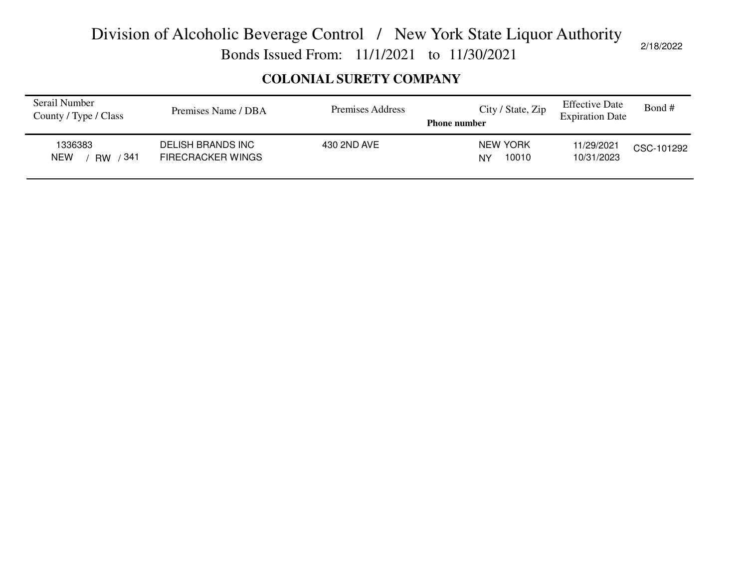# Division of Alcoholic Beverage Control / New York State Liquor Authority

Bonds Issued From: 11/1/2021 to 11/30/2021

2/18/2022

## COLONIAL SURETY COMPANY

| Serail Number<br>County / Type / Class | Premises Name / DBA | Premises Address | City / State, Zip<br>**Phone number** | Effective Date<br>Expiration Date | Bond # |
|---|---|---|---|---|---|
| 1336383<br>NEW / RW / 341 | DELISH BRANDS INC<br>FIRECRACKER WINGS | 430 2ND AVE | NEW YORK<br>NY 10010 | 11/29/2021<br>10/31/2023 | CSC-101292 |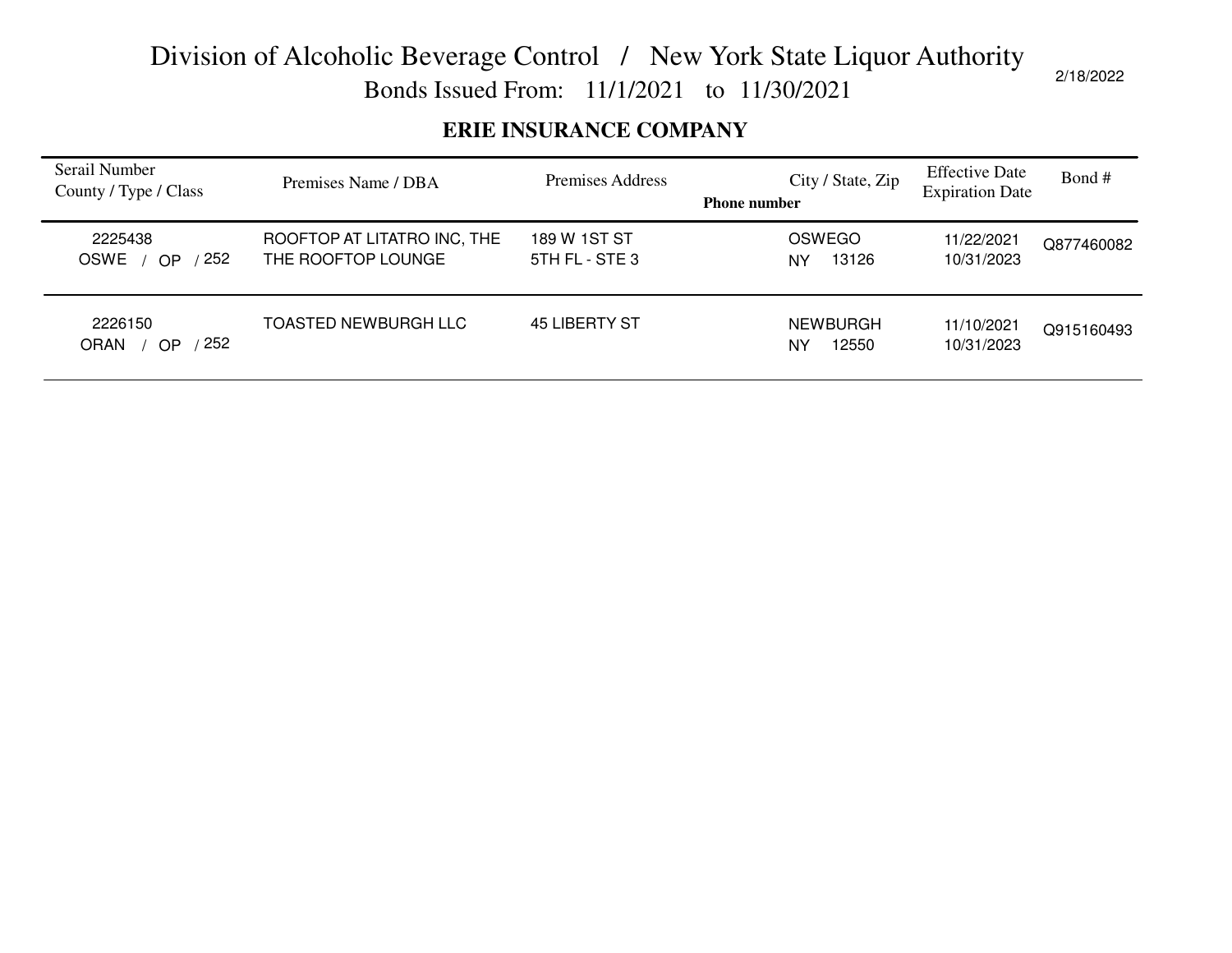# Division of Alcoholic Beverage Control / New York State Liquor Authority

## Bonds Issued From: 11/1/2021 to 11/30/2021

2/18/2022

### ERIE INSURANCE COMPANY

| Serail Number<br>County / Type / Class | Premises Name / DBA | Premises Address | Phone number | City / State, Zip | Effective Date<br>Expiration Date | Bond # |
|---|---|---|---|---|---|---|
| 2225438<br>OSWE / OP / 252 | ROOFTOP AT LITATRO INC, THE<br>THE ROOFTOP LOUNGE | 189 W 1ST ST<br>5TH FL - STE 3 | | OSWEGO<br>NY 13126 | 11/22/2021<br>10/31/2023 | Q877460082 |
| 2226150<br>ORAN / OP / 252 | TOASTED NEWBURGH LLC | 45 LIBERTY ST | | NEWBURGH<br>NY 12550 | 11/10/2021<br>10/31/2023 | Q915160493 |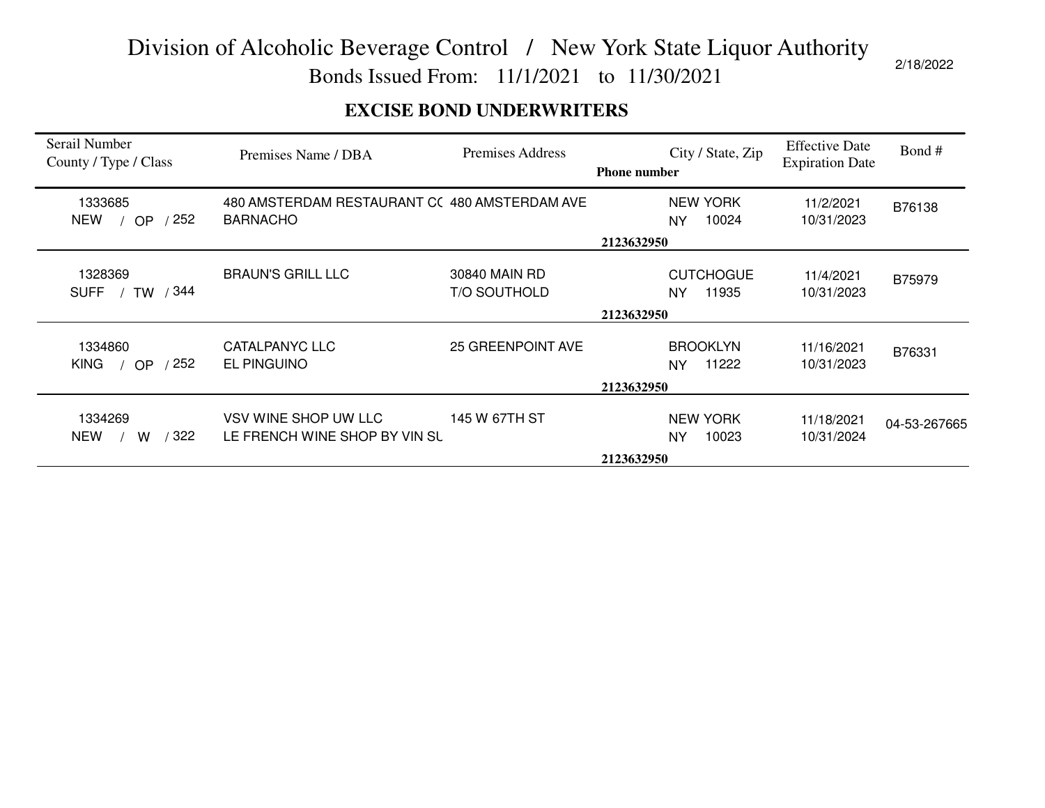# Division of Alcoholic Beverage Control / New York State Liquor Authority

Bonds Issued From: 11/1/2021 to 11/30/2021

2/18/2022

## EXCISE BOND UNDERWRITERS

| Serail Number<br>County / Type / Class | Premises Name / DBA | Premises Address | City / State, Zip<br>Phone number | Effective Date<br>Expiration Date | Bond # |
|---|---|---|---|---|---|
| 1333685<br>NEW / OP / 252 | 480 AMSTERDAM RESTAURANT CC<br>BARNACHO | 480 AMSTERDAM AVE | NEW YORK<br>NY 10024<br>2123632950 | 11/2/2021<br>10/31/2023 | B76138 |
| 1328369<br>SUFF / TW / 344 | BRAUN'S GRILL LLC | 30840 MAIN RD<br>T/O SOUTHOLD | CUTCHOGUE<br>NY 11935<br>2123632950 | 11/4/2021<br>10/31/2023 | B75979 |
| 1334860<br>KING / OP / 252 | CATALPANYC LLC<br>EL PINGUINO | 25 GREENPOINT AVE | BROOKLYN<br>NY 11222<br>2123632950 | 11/16/2021<br>10/31/2023 | B76331 |
| 1334269<br>NEW / W / 322 | VSV WINE SHOP UW LLC<br>LE FRENCH WINE SHOP BY VIN SU | 145 W 67TH ST | NEW YORK<br>NY 10023<br>2123632950 | 11/18/2021<br>10/31/2024 | 04-53-267665 |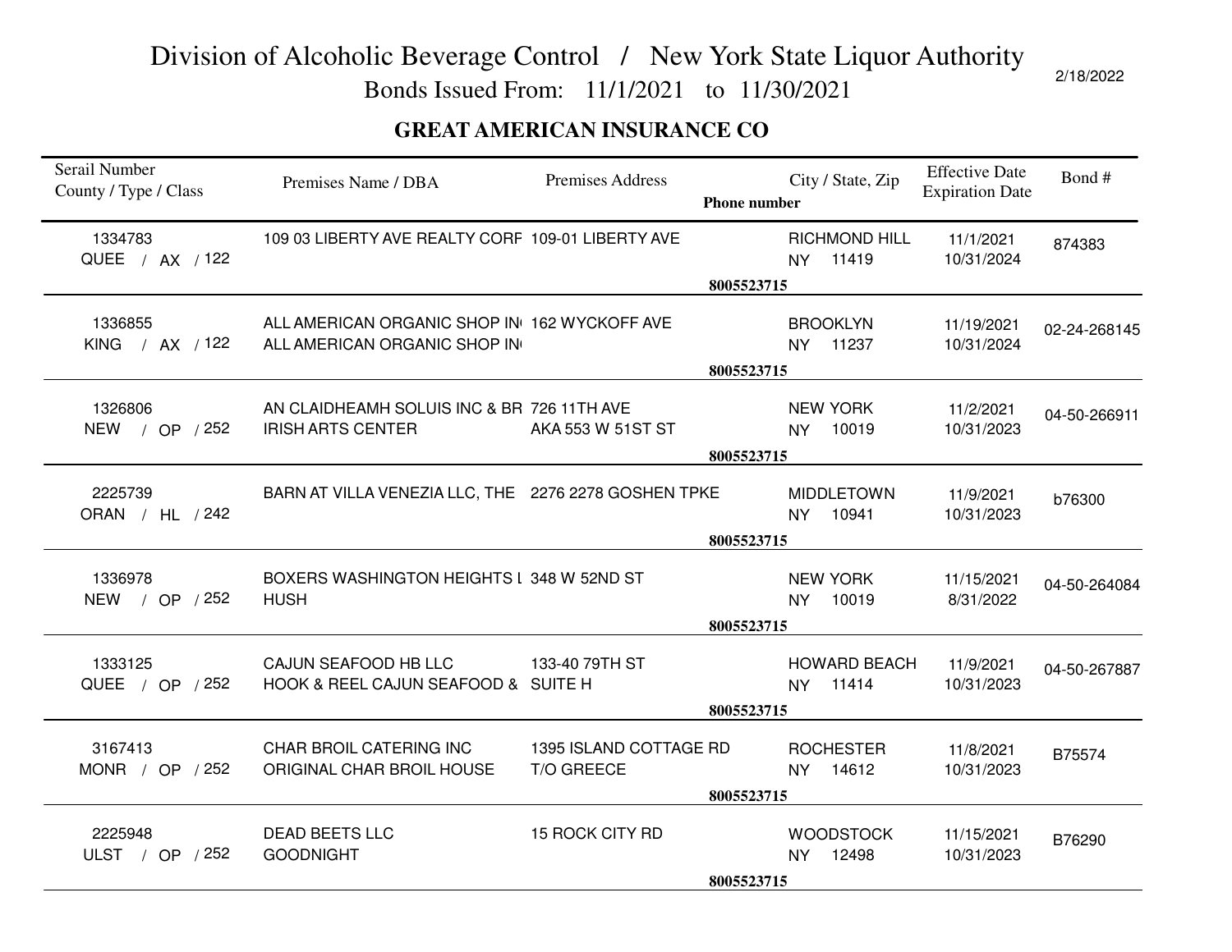# Division of Alcoholic Beverage Control / New York State Liquor Authority

## Bonds Issued From: 11/1/2021 to 11/30/2021

2/18/2022

### GREAT AMERICAN INSURANCE CO

| Serail Number<br>County / Type / Class | Premises Name / DBA | Premises Address | Phone number | City / State, Zip | Effective Date<br>Expiration Date | Bond # |
|---|---|---|---|---|---|---|
| 1334783<br>QUEE / AX / 122 | 109 03 LIBERTY AVE REALTY CORF | 109-01 LIBERTY AVE | 8005523715 | RICHMOND HILL<br>NY 11419 | 11/1/2021<br>10/31/2024 | 874383 |
| 1336855<br>KING / AX / 122 | ALL AMERICAN ORGANIC SHOP IN<br>ALL AMERICAN ORGANIC SHOP IN | 162 WYCKOFF AVE | 8005523715 | BROOKLYN<br>NY 11237 | 11/19/2021<br>10/31/2024 | 02-24-268145 |
| 1326806<br>NEW / OP / 252 | AN CLAIDHEAMH SOLUIS INC & BR<br>IRISH ARTS CENTER | 726 11TH AVE<br>AKA 553 W 51ST ST | 8005523715 | NEW YORK<br>NY 10019 | 11/2/2021<br>10/31/2023 | 04-50-266911 |
| 2225739<br>ORAN / HL / 242 | BARN AT VILLA VENEZIA LLC, THE | 2276 2278 GOSHEN TPKE | 8005523715 | MIDDLETOWN<br>NY 10941 | 11/9/2021<br>10/31/2023 | b76300 |
| 1336978<br>NEW / OP / 252 | BOXERS WASHINGTON HEIGHTS L<br>HUSH | 348 W 52ND ST | 8005523715 | NEW YORK<br>NY 10019 | 11/15/2021<br>8/31/2022 | 04-50-264084 |
| 1333125<br>QUEE / OP / 252 | CAJUN SEAFOOD HB LLC<br>HOOK & REEL CAJUN SEAFOOD & | 133-40 79TH ST<br>SUITE H | 8005523715 | HOWARD BEACH<br>NY 11414 | 11/9/2021<br>10/31/2023 | 04-50-267887 |
| 3167413<br>MONR / OP / 252 | CHAR BROIL CATERING INC<br>ORIGINAL CHAR BROIL HOUSE | 1395 ISLAND COTTAGE RD<br>T/O GREECE | 8005523715 | ROCHESTER<br>NY 14612 | 11/8/2021<br>10/31/2023 | B75574 |
| 2225948<br>ULST / OP / 252 | DEAD BEETS LLC<br>GOODNIGHT | 15 ROCK CITY RD | 8005523715 | WOODSTOCK<br>NY 12498 | 11/15/2021<br>10/31/2023 | B76290 |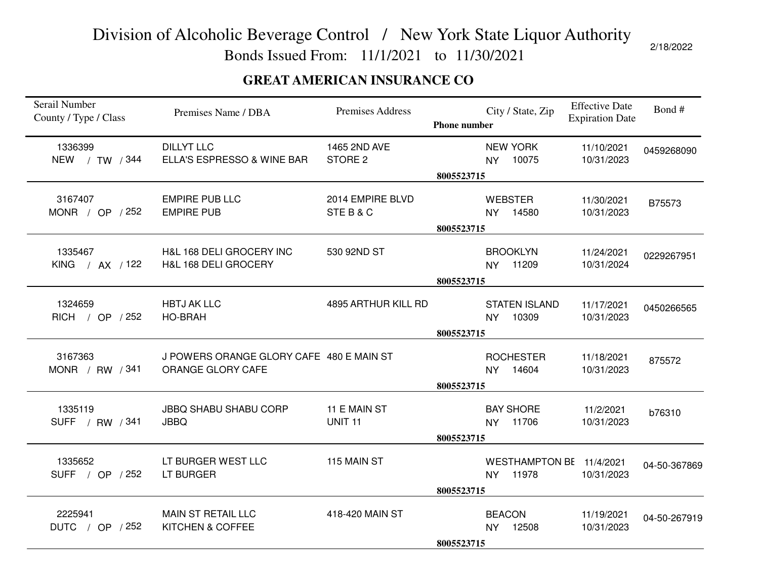# Division of Alcoholic Beverage Control / New York State Liquor Authority

Bonds Issued From: 11/1/2021 to 11/30/2021

2/18/2022

## GREAT AMERICAN INSURANCE CO

| Serail Number<br>County / Type / Class | Premises Name / DBA | Premises Address | City / State, Zip<br>Phone number | Effective Date<br>Expiration Date | Bond # |
|---|---|---|---|---|---|
| 1336399<br>NEW / TW / 344 | DILLYT LLC<br>ELLA'S ESPRESSO & WINE BAR | 1465 2ND AVE<br>STORE 2 | NEW YORK<br>NY 10075<br>8005523715 | 11/10/2021<br>10/31/2023 | 0459268090 |
| 3167407<br>MONR / OP / 252 | EMPIRE PUB LLC<br>EMPIRE PUB | 2014 EMPIRE BLVD<br>STE B & C | WEBSTER<br>NY 14580<br>8005523715 | 11/30/2021<br>10/31/2023 | B75573 |
| 1335467<br>KING / AX / 122 | H&L 168 DELI GROCERY INC<br>H&L 168 DELI GROCERY | 530 92ND ST | BROOKLYN<br>NY 11209<br>8005523715 | 11/24/2021<br>10/31/2024 | 0229267951 |
| 1324659<br>RICH / OP / 252 | HBTJ AK LLC<br>HO-BRAH | 4895 ARTHUR KILL RD | STATEN ISLAND<br>NY 10309<br>8005523715 | 11/17/2021<br>10/31/2023 | 0450266565 |
| 3167363<br>MONR / RW / 341 | J POWERS ORANGE GLORY CAFE<br>ORANGE GLORY CAFE | 480 E MAIN ST | ROCHESTER<br>NY 14604<br>8005523715 | 11/18/2021<br>10/31/2023 | 875572 |
| 1335119<br>SUFF / RW / 341 | JBBQ SHABU SHABU CORP<br>JBBQ | 11 E MAIN ST<br>UNIT 11 | BAY SHORE<br>NY 11706<br>8005523715 | 11/2/2021<br>10/31/2023 | b76310 |
| 1335652<br>SUFF / OP / 252 | LT BURGER WEST LLC<br>LT BURGER | 115 MAIN ST | WESTHAMPTON BE<br>NY 11978<br>8005523715 | 11/4/2021<br>10/31/2023 | 04-50-367869 |
| 2225941<br>DUTC / OP / 252 | MAIN ST RETAIL LLC<br>KITCHEN & COFFEE | 418-420 MAIN ST | BEACON<br>NY 12508<br>8005523715 | 11/19/2021<br>10/31/2023 | 04-50-267919 |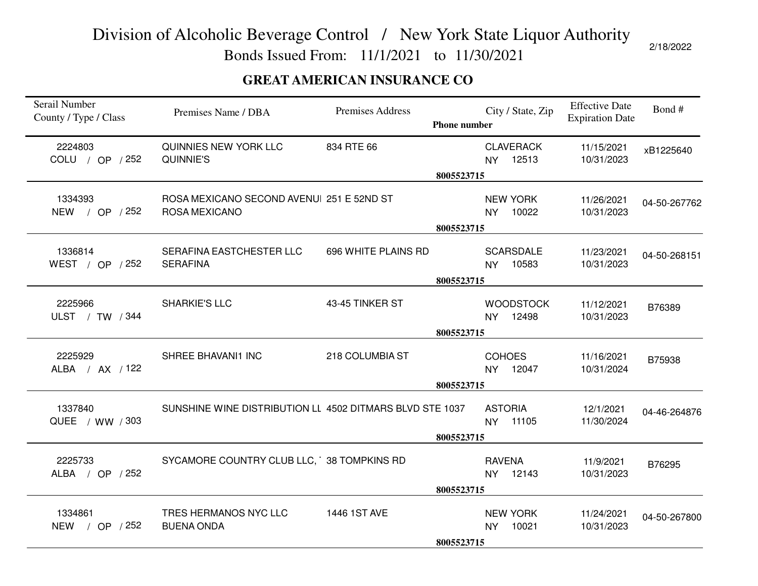# Division of Alcoholic Beverage Control / New York State Liquor Authority

Bonds Issued From: 11/1/2021 to 11/30/2021

2/18/2022

## GREAT AMERICAN INSURANCE CO

| Serail Number County / Type / Class | Premises Name / DBA | Premises Address | Phone number | City / State, Zip | Effective Date Expiration Date | Bond # |
|---|---|---|---|---|---|---|
| 2224803 COLU / OP / 252 | QUINNIES NEW YORK LLC QUINNIE'S | 834 RTE 66 | 8005523715 | CLAVERACK NY 12513 | 11/15/2021 10/31/2023 | xB1225640 |
| 1334393 NEW / OP / 252 | ROSA MEXICANO SECOND AVENUI ROSA MEXICANO | 251 E 52ND ST | 8005523715 | NEW YORK NY 10022 | 11/26/2021 10/31/2023 | 04-50-267762 |
| 1336814 WEST / OP / 252 | SERAFINA EASTCHESTER LLC SERAFINA | 696 WHITE PLAINS RD | 8005523715 | SCARSDALE NY 10583 | 11/23/2021 10/31/2023 | 04-50-268151 |
| 2225966 ULST / TW / 344 | SHARKIE'S LLC | 43-45 TINKER ST | 8005523715 | WOODSTOCK NY 12498 | 11/12/2021 10/31/2023 | B76389 |
| 2225929 ALBA / AX / 122 | SHREE BHAVANI1 INC | 218 COLUMBIA ST | 8005523715 | COHOES NY 12047 | 11/16/2021 10/31/2024 | B75938 |
| 1337840 QUEE / WW / 303 | SUNSHINE WINE DISTRIBUTION LL | 4502 DITMARS BLVD STE 1037 | 8005523715 | ASTORIA NY 11105 | 12/1/2021 11/30/2024 | 04-46-264876 |
| 2225733 ALBA / OP / 252 | SYCAMORE COUNTRY CLUB LLC, T | 38 TOMPKINS RD | 8005523715 | RAVENA NY 12143 | 11/9/2021 10/31/2023 | B76295 |
| 1334861 NEW / OP / 252 | TRES HERMANOS NYC LLC BUENA ONDA | 1446 1ST AVE | 8005523715 | NEW YORK NY 10021 | 11/24/2021 10/31/2023 | 04-50-267800 |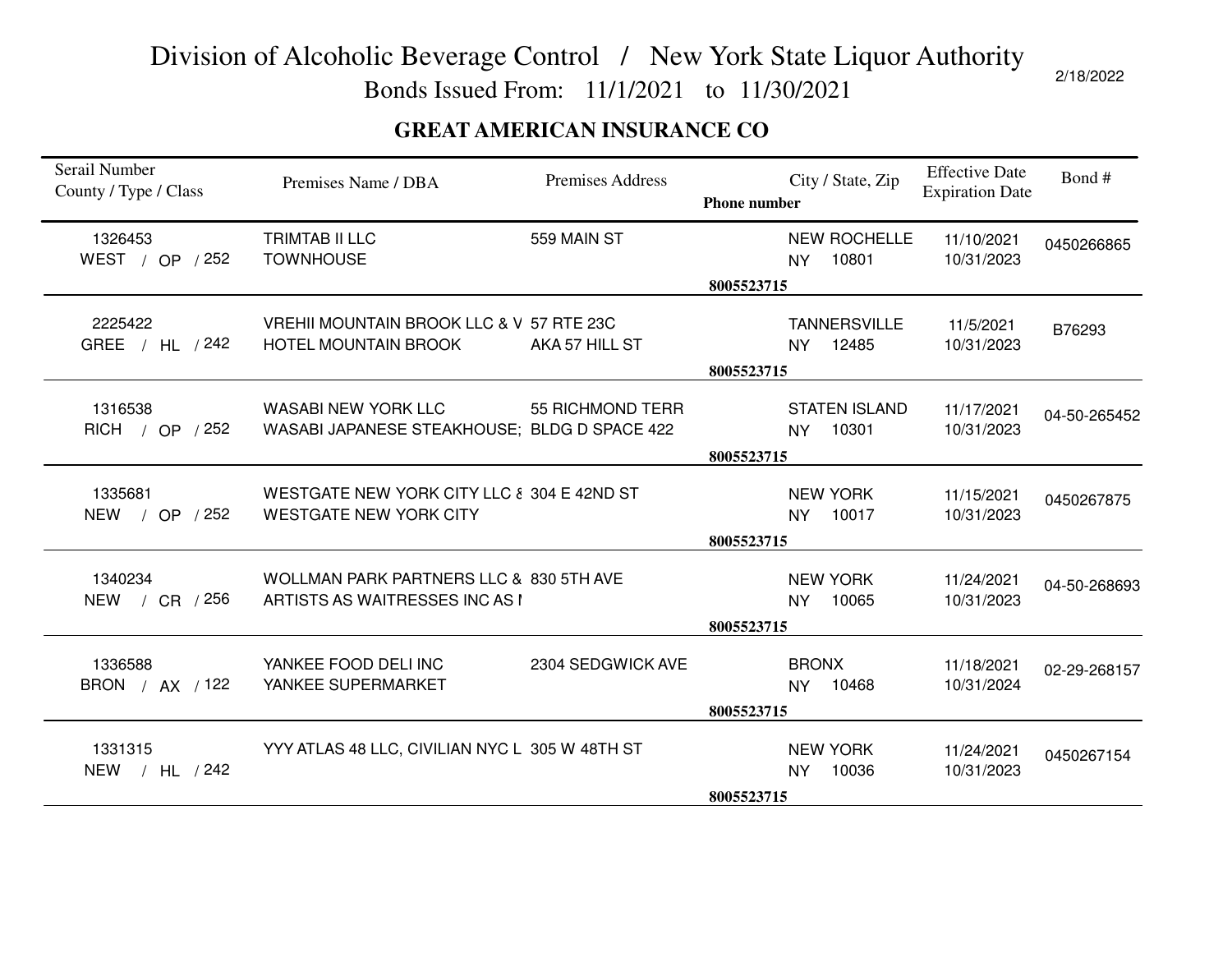# Division of Alcoholic Beverage Control / New York State Liquor Authority

Bonds Issued From: 11/1/2021 to 11/30/2021

2/18/2022

## GREAT AMERICAN INSURANCE CO

| Serail Number County / Type / Class | Premises Name / DBA | Premises Address | Phone number | City / State, Zip | Effective Date Expiration Date | Bond # |
|---|---|---|---|---|---|---|
| 1326453 WEST / OP / 252 | TRIMTAB II LLC TOWNHOUSE | 559 MAIN ST | 8005523715 | NEW ROCHELLE NY 10801 | 11/10/2021 10/31/2023 | 0450266865 |
| 2225422 GREE / HL / 242 | VREHII MOUNTAIN BROOK LLC & V HOTEL MOUNTAIN BROOK | 57 RTE 23C AKA 57 HILL ST | 8005523715 | TANNERSVILLE NY 12485 | 11/5/2021 10/31/2023 | B76293 |
| 1316538 RICH / OP / 252 | WASABI NEW YORK LLC WASABI JAPANESE STEAKHOUSE; | 55 RICHMOND TERR BLDG D SPACE 422 | 8005523715 | STATEN ISLAND NY 10301 | 11/17/2021 10/31/2023 | 04-50-265452 |
| 1335681 NEW / OP / 252 | WESTGATE NEW YORK CITY LLC & WESTGATE NEW YORK CITY | 304 E 42ND ST | 8005523715 | NEW YORK NY 10017 | 11/15/2021 10/31/2023 | 0450267875 |
| 1340234 NEW / CR / 256 | WOLLMAN PARK PARTNERS LLC & ARTISTS AS WAITRESSES INC AS I | 830 5TH AVE | 8005523715 | NEW YORK NY 10065 | 11/24/2021 10/31/2023 | 04-50-268693 |
| 1336588 BRON / AX / 122 | YANKEE FOOD DELI INC YANKEE SUPERMARKET | 2304 SEDGWICK AVE | 8005523715 | BRONX NY 10468 | 11/18/2021 10/31/2024 | 02-29-268157 |
| 1331315 NEW / HL / 242 | YYY ATLAS 48 LLC, CIVILIAN NYC L | 305 W 48TH ST | 8005523715 | NEW YORK NY 10036 | 11/24/2021 10/31/2023 | 0450267154 |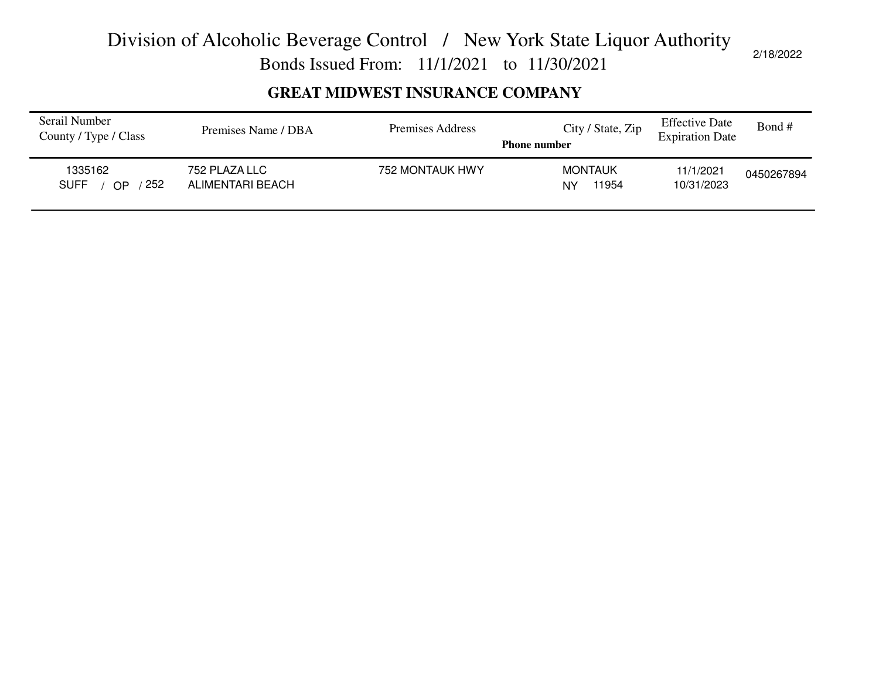# Division of Alcoholic Beverage Control / New York State Liquor Authority

## Bonds Issued From: 11/1/2021 to 11/30/2021

2/18/2022

### GREAT MIDWEST INSURANCE COMPANY

| Serail Number<br>County / Type / Class | Premises Name / DBA | Premises Address | City / State, Zip<br>**Phone number** | Effective Date<br>Expiration Date | Bond # |
|---|---|---|---|---|---|
| 1335162<br>SUFF / OP / 252 | 752 PLAZA LLC<br>ALIMENTARI BEACH | 752 MONTAUK HWY | MONTAUK<br>NY 11954 | 11/1/2021<br>10/31/2023 | 0450267894 |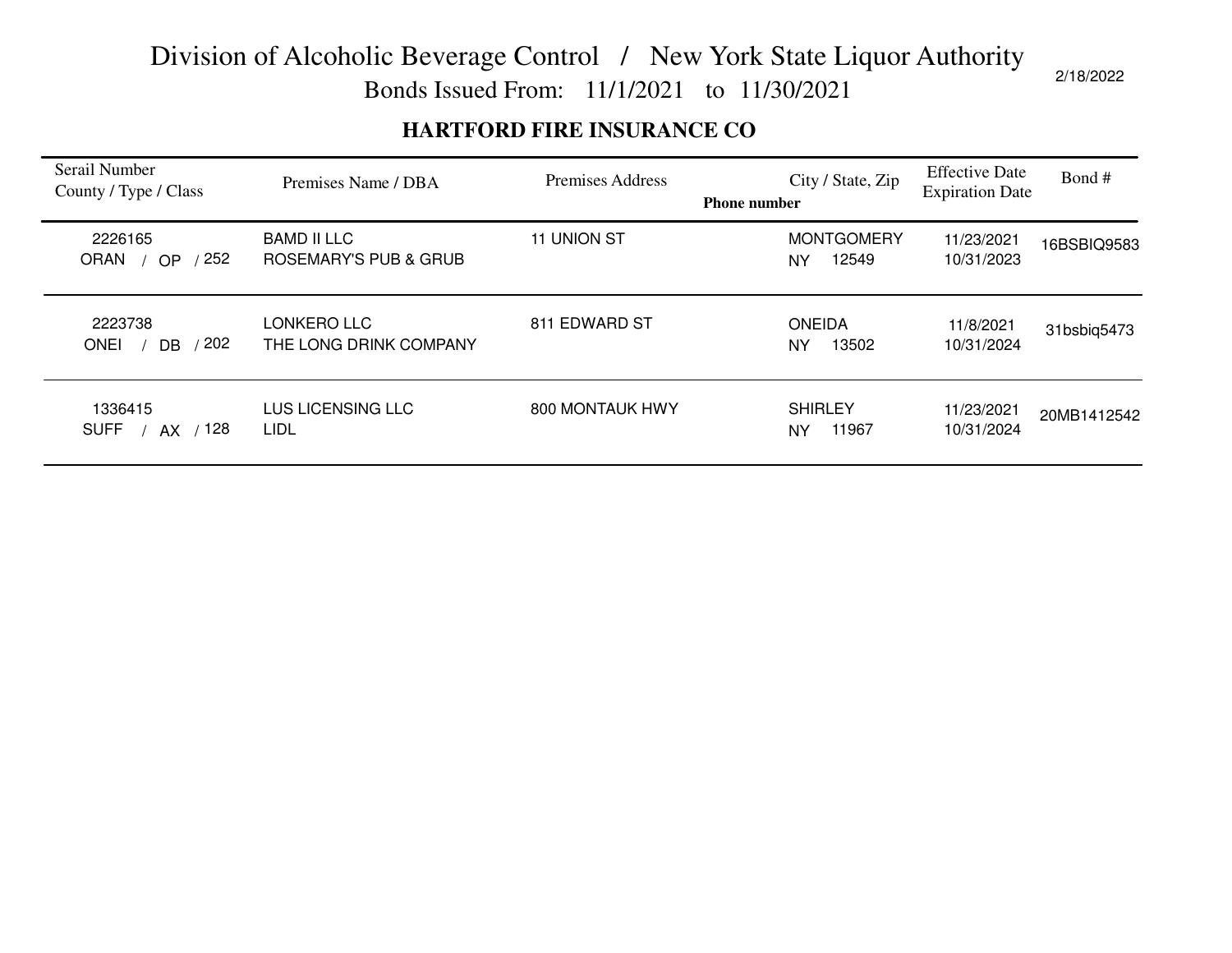# Division of Alcoholic Beverage Control / New York State Liquor Authority

Bonds Issued From: 11/1/2021 to 11/30/2021

2/18/2022

## HARTFORD FIRE INSURANCE CO

| Serail Number<br>County / Type / Class | Premises Name / DBA | Premises Address | Phone number | City / State, Zip | Effective Date<br>Expiration Date | Bond # |
|---|---|---|---|---|---|---|
| 2226165<br>ORAN / OP / 252 | BAMD II LLC<br>ROSEMARY'S PUB & GRUB | 11 UNION ST | | MONTGOMERY<br>NY 12549 | 11/23/2021<br>10/31/2023 | 16BSBIQ9583 |
| 2223738<br>ONEI / DB / 202 | LONKERO LLC<br>THE LONG DRINK COMPANY | 811 EDWARD ST | | ONEIDA<br>NY 13502 | 11/8/2021<br>10/31/2024 | 31bsbiq5473 |
| 1336415<br>SUFF / AX / 128 | LUS LICENSING LLC<br>LIDL | 800 MONTAUK HWY | | SHIRLEY<br>NY 11967 | 11/23/2021<br>10/31/2024 | 20MB1412542 |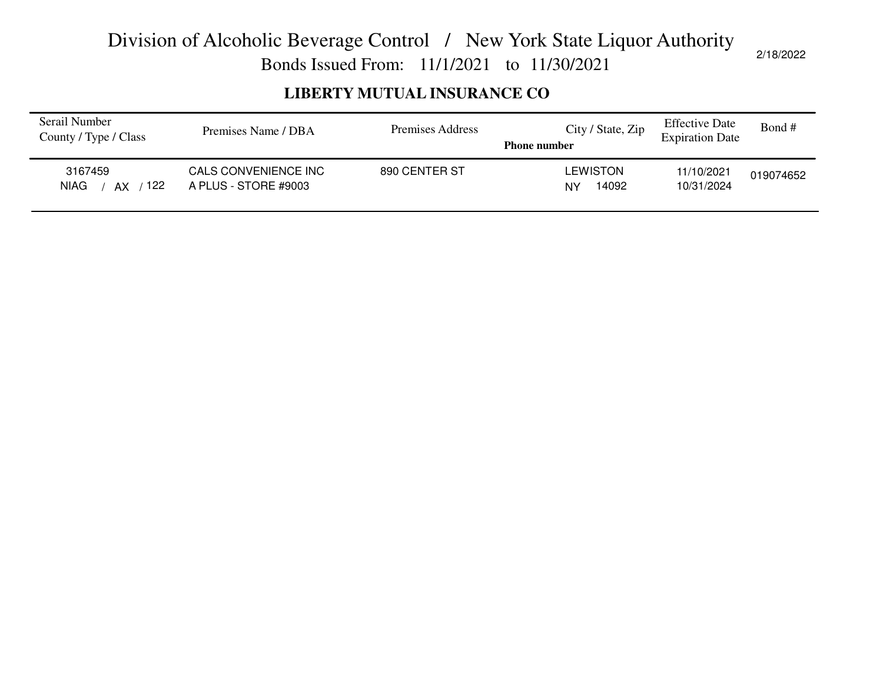# Division of Alcoholic Beverage Control / New York State Liquor Authority

## Bonds Issued From: 11/1/2021 to 11/30/2021

2/18/2022

### LIBERTY MUTUAL INSURANCE CO

| Serail Number<br>County / Type / Class | Premises Name / DBA | Premises Address | City / State, Zip<br>**Phone number** | Effective Date<br>Expiration Date | Bond # |
|---|---|---|---|---|---|
| 3167459<br>NIAG / AX / 122 | CALS CONVENIENCE INC<br>A PLUS - STORE #9003 | 890 CENTER ST | LEWISTON<br>NY 14092 | 11/10/2021<br>10/31/2024 | 019074652 |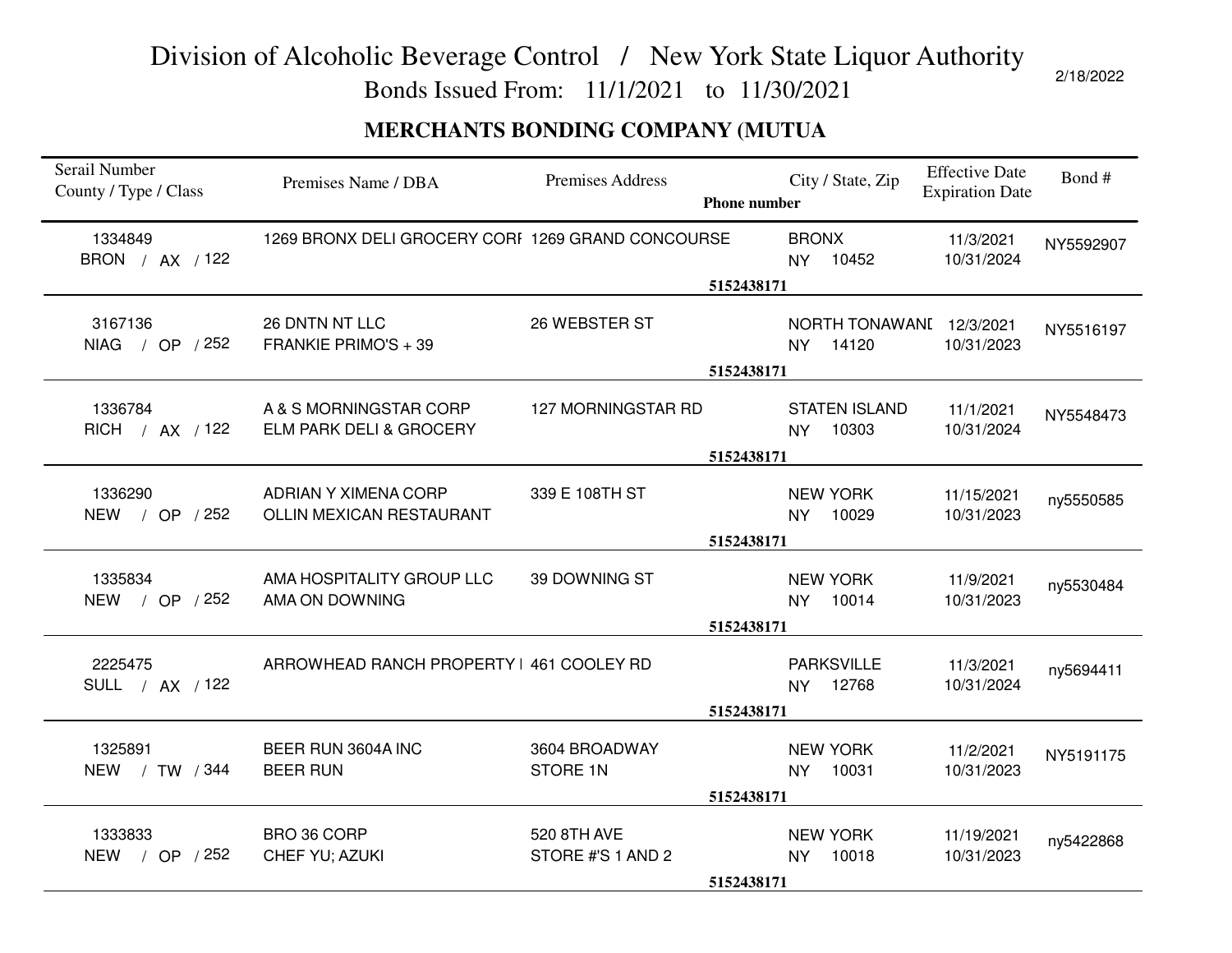# Division of Alcoholic Beverage Control / New York State Liquor Authority

Bonds Issued From: 11/1/2021 to 11/30/2021

2/18/2022

## MERCHANTS BONDING COMPANY (MUTUA

| Serail Number<br>County / Type / Class | Premises Name / DBA | Premises Address | Phone number | City / State, Zip | Effective Date<br>Expiration Date | Bond # |
|---|---|---|---|---|---|---|
| 1334849<br>BRON / AX / 122 | 1269 BRONX DELI GROCERY CORI | 1269 GRAND CONCOURSE | 5152438171 | BRONX<br>NY 10452 | 11/3/2021<br>10/31/2024 | NY5592907 |
| 3167136<br>NIAG / OP / 252 | 26 DNTN NT LLC<br>FRANKIE PRIMO'S + 39 | 26 WEBSTER ST | 5152438171 | NORTH TONAWANI<br>NY 14120 | 12/3/2021<br>10/31/2023 | NY5516197 |
| 1336784<br>RICH / AX / 122 | A & S MORNINGSTAR CORP<br>ELM PARK DELI & GROCERY | 127 MORNINGSTAR RD | 5152438171 | STATEN ISLAND<br>NY 10303 | 11/1/2021<br>10/31/2024 | NY5548473 |
| 1336290<br>NEW / OP / 252 | ADRIAN Y XIMENA CORP<br>OLLIN MEXICAN RESTAURANT | 339 E 108TH ST | 5152438171 | NEW YORK<br>NY 10029 | 11/15/2021<br>10/31/2023 | ny5550585 |
| 1335834<br>NEW / OP / 252 | AMA HOSPITALITY GROUP LLC<br>AMA ON DOWNING | 39 DOWNING ST | 5152438171 | NEW YORK<br>NY 10014 | 11/9/2021<br>10/31/2023 | ny5530484 |
| 2225475<br>SULL / AX / 122 | ARROWHEAD RANCH PROPERTY I | 461 COOLEY RD | 5152438171 | PARKSVILLE<br>NY 12768 | 11/3/2021<br>10/31/2024 | ny5694411 |
| 1325891<br>NEW / TW / 344 | BEER RUN 3604A INC<br>BEER RUN | 3604 BROADWAY<br>STORE 1N | 5152438171 | NEW YORK<br>NY 10031 | 11/2/2021<br>10/31/2023 | NY5191175 |
| 1333833<br>NEW / OP / 252 | BRO 36 CORP<br>CHEF YU; AZUKI | 520 8TH AVE<br>STORE #'S 1 AND 2 | 5152438171 | NEW YORK<br>NY 10018 | 11/19/2021<br>10/31/2023 | ny5422868 |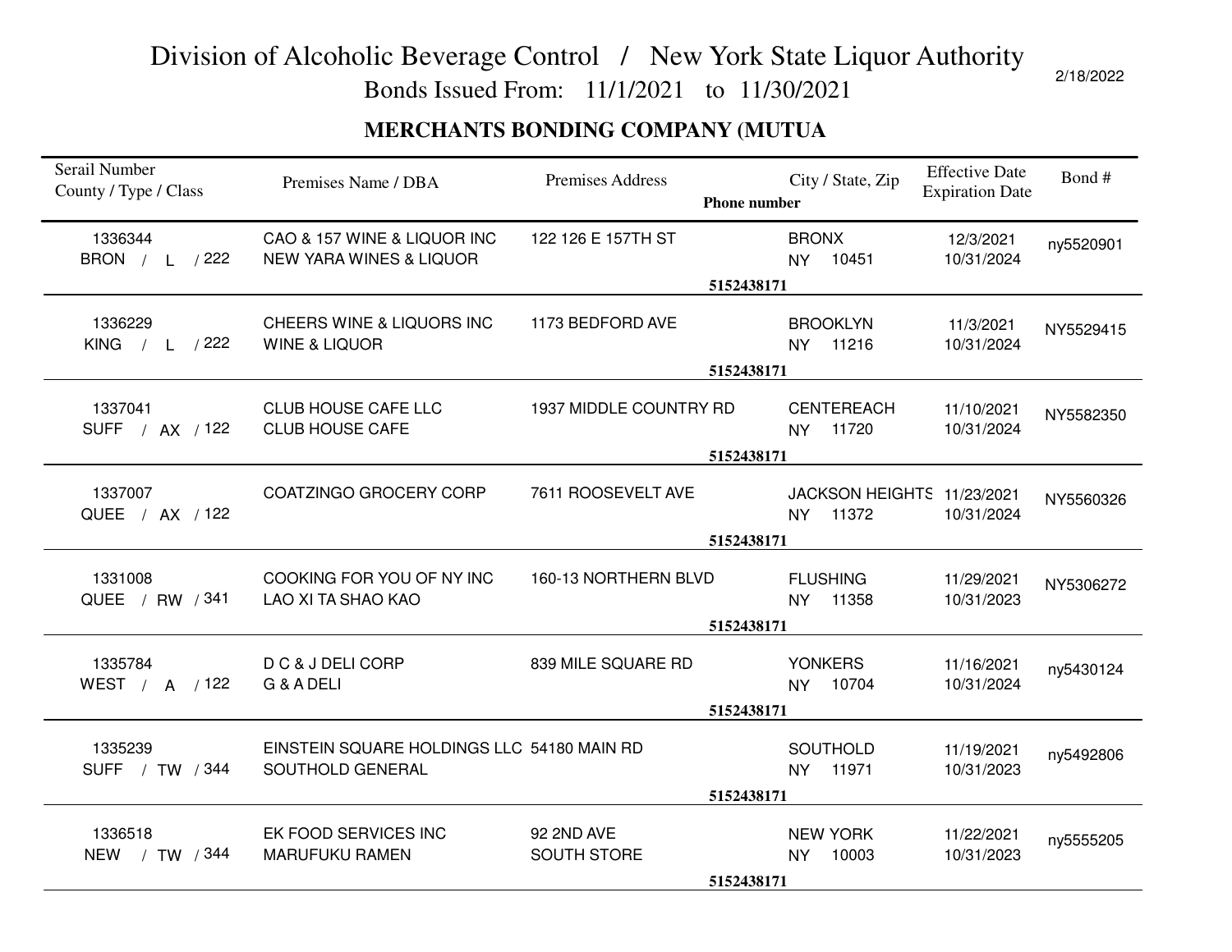# Division of Alcoholic Beverage Control / New York State Liquor Authority

## Bonds Issued From: 11/1/2021 to 11/30/2021

2/18/2022

### MERCHANTS BONDING COMPANY (MUTUA

| Serail Number County / Type / Class | Premises Name / DBA | Premises Address | Phone number | City / State, Zip | Effective Date Expiration Date | Bond # |
|---|---|---|---|---|---|---|
| 1336344 BRON / L / 222 | CAO & 157 WINE & LIQUOR INC NEW YARA WINES & LIQUOR | 122 126 E 157TH ST | 5152438171 | BRONX NY 10451 | 12/3/2021 10/31/2024 | ny5520901 |
| 1336229 KING / L / 222 | CHEERS WINE & LIQUORS INC WINE & LIQUOR | 1173 BEDFORD AVE | 5152438171 | BROOKLYN NY 11216 | 11/3/2021 10/31/2024 | NY5529415 |
| 1337041 SUFF / AX / 122 | CLUB HOUSE CAFE LLC CLUB HOUSE CAFE | 1937 MIDDLE COUNTRY RD | 5152438171 | CENTEREACH NY 11720 | 11/10/2021 10/31/2024 | NY5582350 |
| 1337007 QUEE / AX / 122 | COATZINGO GROCERY CORP | 7611 ROOSEVELT AVE | 5152438171 | JACKSON HEIGHTS NY 11372 | 11/23/2021 10/31/2024 | NY5560326 |
| 1331008 QUEE / RW / 341 | COOKING FOR YOU OF NY INC LAO XI TA SHAO KAO | 160-13 NORTHERN BLVD | 5152438171 | FLUSHING NY 11358 | 11/29/2021 10/31/2023 | NY5306272 |
| 1335784 WEST / A / 122 | D C & J DELI CORP G & A DELI | 839 MILE SQUARE RD | 5152438171 | YONKERS NY 10704 | 11/16/2021 10/31/2024 | ny5430124 |
| 1335239 SUFF / TW / 344 | EINSTEIN SQUARE HOLDINGS LLC SOUTHOLD GENERAL | 54180 MAIN RD | 5152438171 | SOUTHOLD NY 11971 | 11/19/2021 10/31/2023 | ny5492806 |
| 1336518 NEW / TW / 344 | EK FOOD SERVICES INC MARUFUKU RAMEN | 92 2ND AVE SOUTH STORE | 5152438171 | NEW YORK NY 10003 | 11/22/2021 10/31/2023 | ny5555205 |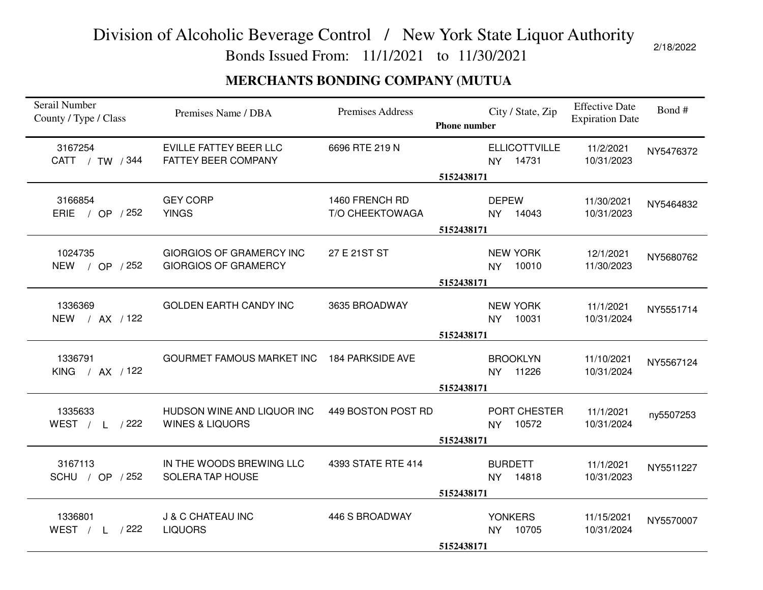# Division of Alcoholic Beverage Control / New York State Liquor Authority

## Bonds Issued From: 11/1/2021 to 11/30/2021

2/18/2022

### MERCHANTS BONDING COMPANY (MUTUA

| Serail Number<br>County / Type / Class | Premises Name / DBA | Premises Address | Phone number | City / State, Zip | Effective Date<br>Expiration Date | Bond # |
|---|---|---|---|---|---|---|
| 3167254<br>CATT / TW / 344 | EVILLE FATTEY BEER LLC<br>FATTEY BEER COMPANY | 6696 RTE 219 N | 5152438171 | ELLICOTTVILLE<br>NY 14731 | 11/2/2021<br>10/31/2023 | NY5476372 |
| 3166854<br>ERIE / OP / 252 | GEY CORP<br>YINGS | 1460 FRENCH RD<br>T/O CHEEKTOWAGA | 5152438171 | DEPEW<br>NY 14043 | 11/30/2021<br>10/31/2023 | NY5464832 |
| 1024735<br>NEW / OP / 252 | GIORGIOS OF GRAMERCY INC<br>GIORGIOS OF GRAMERCY | 27 E 21ST ST | 5152438171 | NEW YORK<br>NY 10010 | 12/1/2021<br>11/30/2023 | NY5680762 |
| 1336369<br>NEW / AX / 122 | GOLDEN EARTH CANDY INC | 3635 BROADWAY | 5152438171 | NEW YORK<br>NY 10031 | 11/1/2021<br>10/31/2024 | NY5551714 |
| 1336791<br>KING / AX / 122 | GOURMET FAMOUS MARKET INC | 184 PARKSIDE AVE | 5152438171 | BROOKLYN<br>NY 11226 | 11/10/2021<br>10/31/2024 | NY5567124 |
| 1335633<br>WEST / L / 222 | HUDSON WINE AND LIQUOR INC<br>WINES & LIQUORS | 449 BOSTON POST RD | 5152438171 | PORT CHESTER<br>NY 10572 | 11/1/2021<br>10/31/2024 | ny5507253 |
| 3167113<br>SCHU / OP / 252 | IN THE WOODS BREWING LLC<br>SOLERA TAP HOUSE | 4393 STATE RTE 414 | 5152438171 | BURDETT<br>NY 14818 | 11/1/2021<br>10/31/2023 | NY5511227 |
| 1336801<br>WEST / L / 222 | J & C CHATEAU INC<br>LIQUORS | 446 S BROADWAY | 5152438171 | YONKERS<br>NY 10705 | 11/15/2021<br>10/31/2024 | NY5570007 |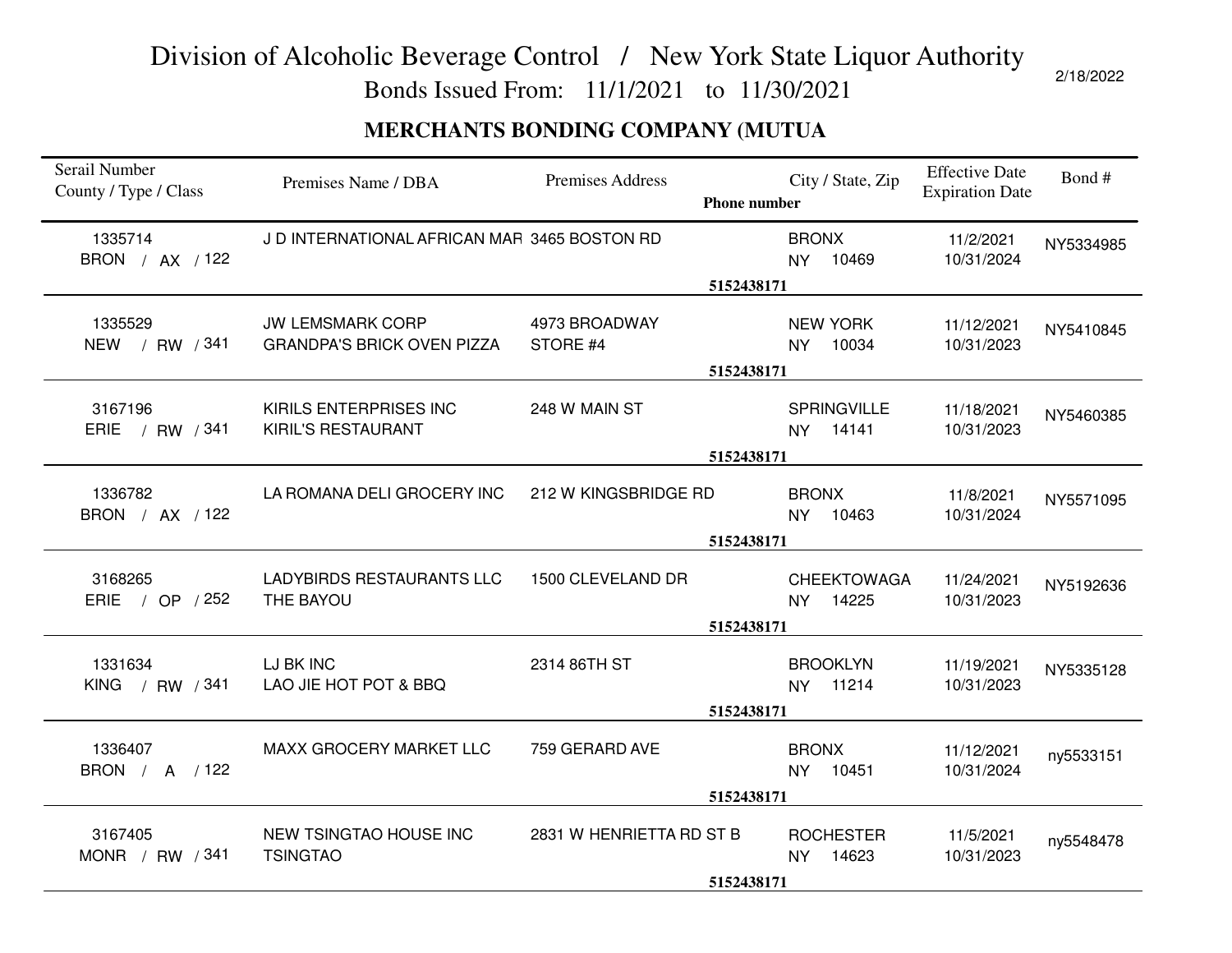# Division of Alcoholic Beverage Control / New York State Liquor Authority

Bonds Issued From: 11/1/2021 to 11/30/2021

2/18/2022

## MERCHANTS BONDING COMPANY (MUTUA

| Serail Number County / Type / Class | Premises Name / DBA | Premises Address | Phone number | City / State, Zip | Effective Date Expiration Date | Bond # |
|---|---|---|---|---|---|---|
| 1335714 BRON / AX / 122 | J D INTERNATIONAL AFRICAN MAR | 3465 BOSTON RD | 5152438171 | BRONX NY 10469 | 11/2/2021 10/31/2024 | NY5334985 |
| 1335529 NEW / RW / 341 | JW LEMSMARK CORP GRANDPA'S BRICK OVEN PIZZA | 4973 BROADWAY STORE #4 | 5152438171 | NEW YORK NY 10034 | 11/12/2021 10/31/2023 | NY5410845 |
| 3167196 ERIE / RW / 341 | KIRILS ENTERPRISES INC KIRIL'S RESTAURANT | 248 W MAIN ST | 5152438171 | SPRINGVILLE NY 14141 | 11/18/2021 10/31/2023 | NY5460385 |
| 1336782 BRON / AX / 122 | LA ROMANA DELI GROCERY INC | 212 W KINGSBRIDGE RD | 5152438171 | BRONX NY 10463 | 11/8/2021 10/31/2024 | NY5571095 |
| 3168265 ERIE / OP / 252 | LADYBIRDS RESTAURANTS LLC THE BAYOU | 1500 CLEVELAND DR | 5152438171 | CHEEKTOWAGA NY 14225 | 11/24/2021 10/31/2023 | NY5192636 |
| 1331634 KING / RW / 341 | LJ BK INC LAO JIE HOT POT & BBQ | 2314 86TH ST | 5152438171 | BROOKLYN NY 11214 | 11/19/2021 10/31/2023 | NY5335128 |
| 1336407 BRON / A / 122 | MAXX GROCERY MARKET LLC | 759 GERARD AVE | 5152438171 | BRONX NY 10451 | 11/12/2021 10/31/2024 | ny5533151 |
| 3167405 MONR / RW / 341 | NEW TSINGTAO HOUSE INC TSINGTAO | 2831 W HENRIETTA RD ST B | 5152438171 | ROCHESTER NY 14623 | 11/5/2021 10/31/2023 | ny5548478 |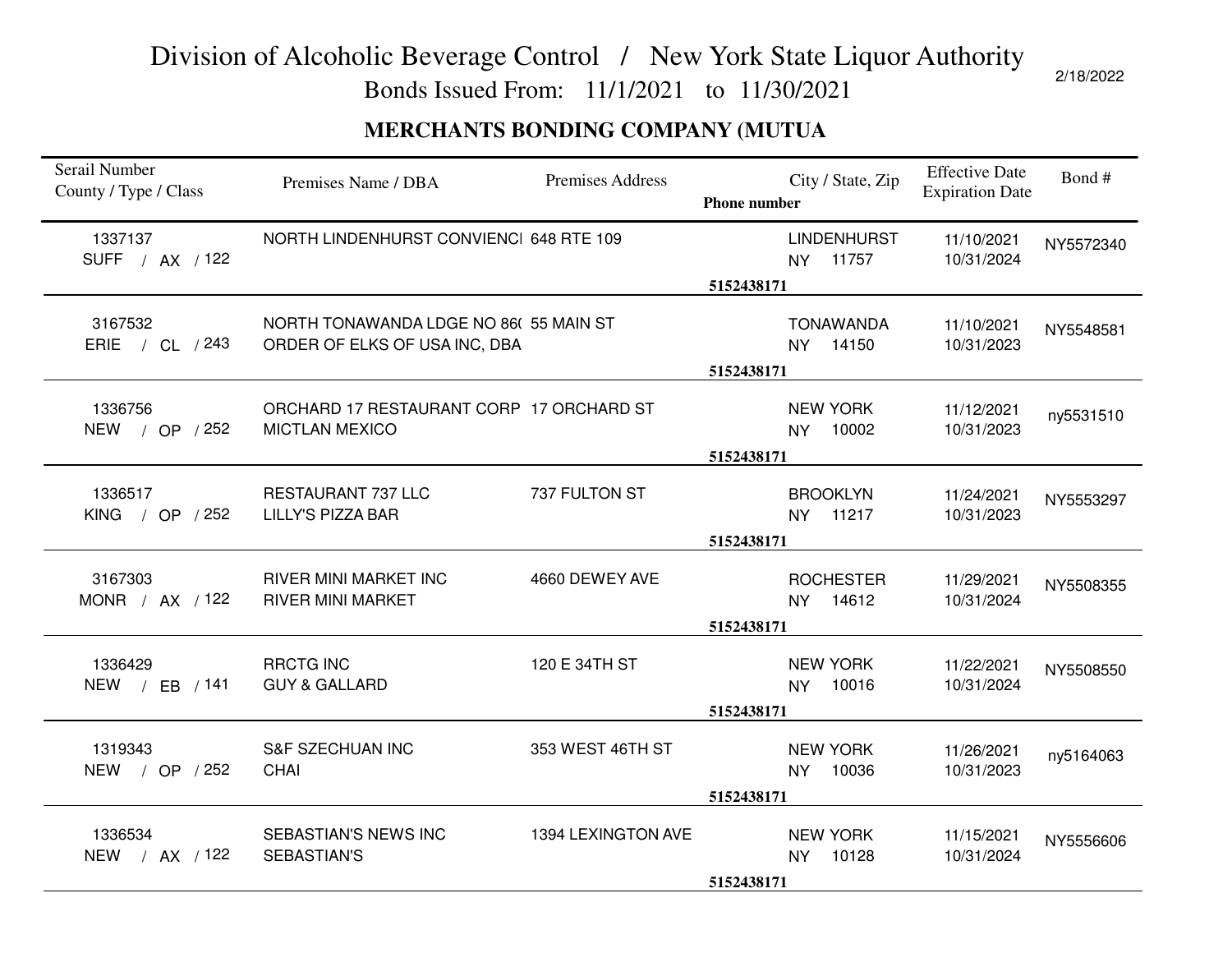# Division of Alcoholic Beverage Control / New York State Liquor Authority

Bonds Issued From: 11/1/2021 to 11/30/2021

2/18/2022

## MERCHANTS BONDING COMPANY (MUTUA

| Serail Number<br>County / Type / Class | Premises Name / DBA | Premises Address | City / State, Zip<br>Phone number | Effective Date<br>Expiration Date | Bond # |
|---|---|---|---|---|---|
| 1337137<br>SUFF / AX / 122 | NORTH LINDENHURST CONVIENCI | 648 RTE 109 | LINDENHURST<br>NY 11757<br>5152438171 | 11/10/2021<br>10/31/2024 | NY5572340 |
| 3167532<br>ERIE / CL / 243 | NORTH TONAWANDA LDGE NO 86(<br>ORDER OF ELKS OF USA INC, DBA | 55 MAIN ST | TONAWANDA<br>NY 14150<br>5152438171 | 11/10/2021<br>10/31/2023 | NY5548581 |
| 1336756<br>NEW / OP / 252 | ORCHARD 17 RESTAURANT CORP<br>MICTLAN MEXICO | 17 ORCHARD ST | NEW YORK<br>NY 10002<br>5152438171 | 11/12/2021<br>10/31/2023 | ny5531510 |
| 1336517<br>KING / OP / 252 | RESTAURANT 737 LLC<br>LILLY'S PIZZA BAR | 737 FULTON ST | BROOKLYN<br>NY 11217<br>5152438171 | 11/24/2021<br>10/31/2023 | NY5553297 |
| 3167303<br>MONR / AX / 122 | RIVER MINI MARKET INC<br>RIVER MINI MARKET | 4660 DEWEY AVE | ROCHESTER<br>NY 14612<br>5152438171 | 11/29/2021<br>10/31/2024 | NY5508355 |
| 1336429<br>NEW / EB / 141 | RRCTG INC<br>GUY & GALLARD | 120 E 34TH ST | NEW YORK<br>NY 10016<br>5152438171 | 11/22/2021<br>10/31/2024 | NY5508550 |
| 1319343<br>NEW / OP / 252 | S&F SZECHUAN INC<br>CHAI | 353 WEST 46TH ST | NEW YORK<br>NY 10036<br>5152438171 | 11/26/2021<br>10/31/2023 | ny5164063 |
| 1336534<br>NEW / AX / 122 | SEBASTIAN'S NEWS INC<br>SEBASTIAN'S | 1394 LEXINGTON AVE | NEW YORK<br>NY 10128<br>5152438171 | 11/15/2021<br>10/31/2024 | NY5556606 |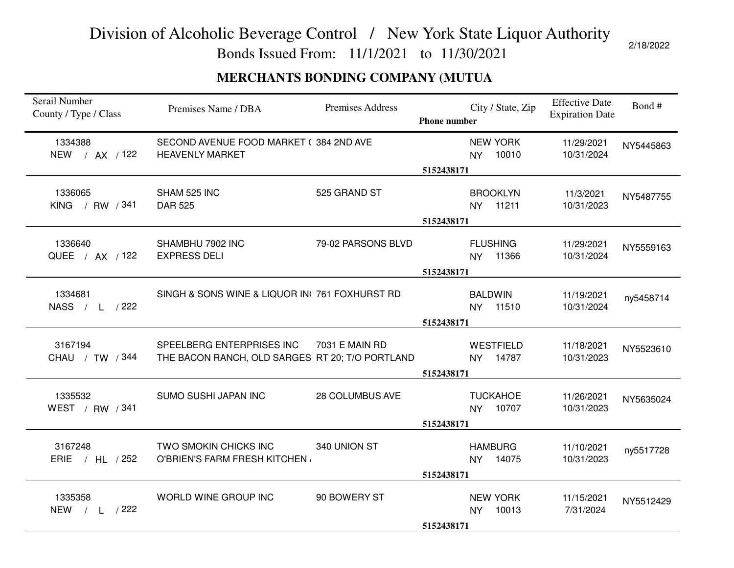# Division of Alcoholic Beverage Control / New York State Liquor Authority

Bonds Issued From: 11/1/2021 to 11/30/2021

2/18/2022

## MERCHANTS BONDING COMPANY (MUTUA

| Serail Number County / Type / Class | Premises Name / DBA | Premises Address | City / State, Zip Phone number | Effective Date Expiration Date | Bond # |
|---|---|---|---|---|---|
| 1334388 NEW / AX / 122 | SECOND AVENUE FOOD MARKET ( HEAVENLY MARKET | 384 2ND AVE | NEW YORK NY 10010 5152438171 | 11/29/2021 10/31/2024 | NY5445863 |
| 1336065 KING / RW / 341 | SHAM 525 INC DAR 525 | 525 GRAND ST | BROOKLYN NY 11211 5152438171 | 11/3/2021 10/31/2023 | NY5487755 |
| 1336640 QUEE / AX / 122 | SHAMBHU 7902 INC EXPRESS DELI | 79-02 PARSONS BLVD | FLUSHING NY 11366 5152438171 | 11/29/2021 10/31/2024 | NY5559163 |
| 1334681 NASS / L / 222 | SINGH & SONS WINE & LIQUOR IN( | 761 FOXHURST RD | BALDWIN NY 11510 5152438171 | 11/19/2021 10/31/2024 | ny5458714 |
| 3167194 CHAU / TW / 344 | SPEELBERG ENTERPRISES INC THE BACON RANCH, OLD SARGES | 7031 E MAIN RD RT 20; T/O PORTLAND | WESTFIELD NY 14787 5152438171 | 11/18/2021 10/31/2023 | NY5523610 |
| 1335532 WEST / RW / 341 | SUMO SUSHI JAPAN INC | 28 COLUMBUS AVE | TUCKAHOE NY 10707 5152438171 | 11/26/2021 10/31/2023 | NY5635024 |
| 3167248 ERIE / HL / 252 | TWO SMOKIN CHICKS INC O'BRIEN'S FARM FRESH KITCHEN | 340 UNION ST | HAMBURG NY 14075 5152438171 | 11/10/2021 10/31/2023 | ny5517728 |
| 1335358 NEW / L / 222 | WORLD WINE GROUP INC | 90 BOWERY ST | NEW YORK NY 10013 5152438171 | 11/15/2021 7/31/2024 | NY5512429 |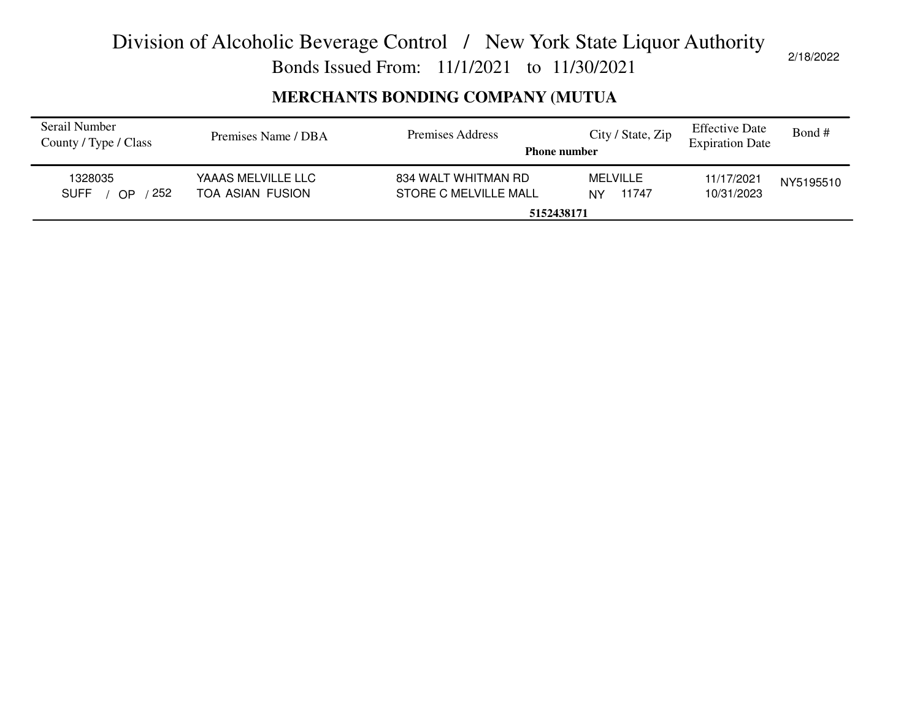# Division of Alcoholic Beverage Control / New York State Liquor Authority

## Bonds Issued From: 11/1/2021 to 11/30/2021

2/18/2022

### MERCHANTS BONDING COMPANY (MUTUA

| Serail Number<br>County / Type / Class | Premises Name / DBA | Premises Address<br>Phone number | City / State, Zip | Effective Date<br>Expiration Date | Bond # |
|---|---|---|---|---|---|
| 1328035<br>SUFF / OP / 252 | YAAAS MELVILLE LLC<br>TOA ASIAN FUSION | 834 WALT WHITMAN RD<br>STORE C MELVILLE MALL<br>5152438171 | MELVILLE<br>NY 11747 | 11/17/2021<br>10/31/2023 | NY5195510 |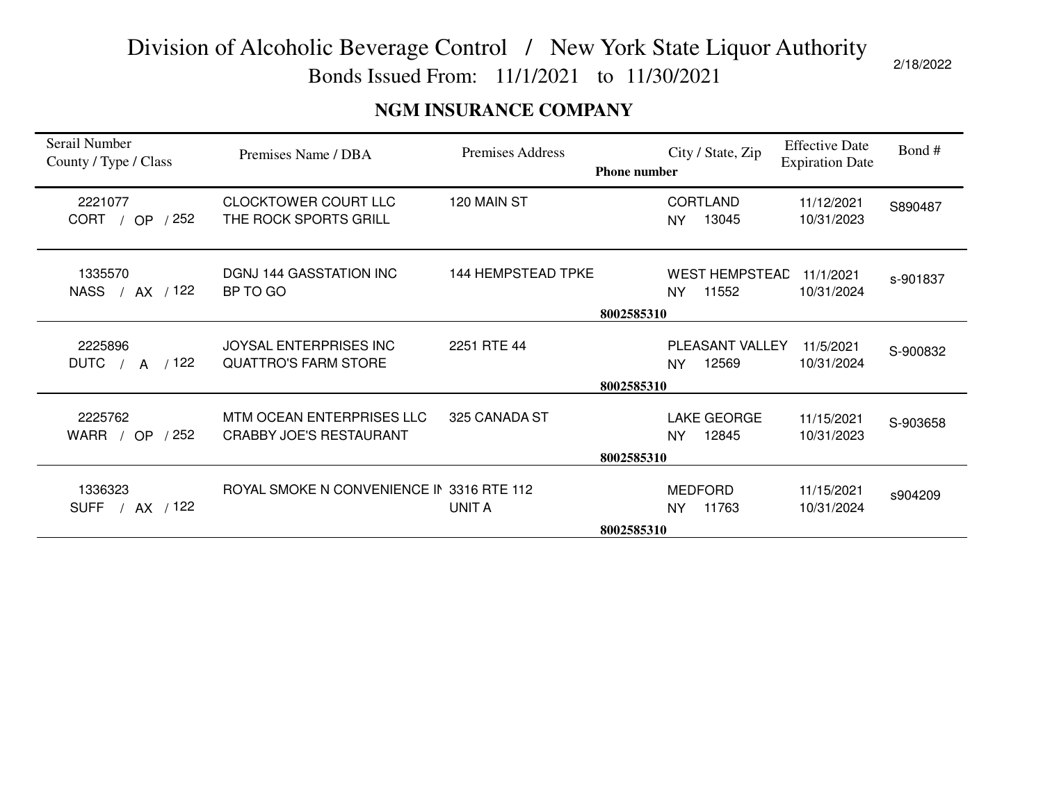# Division of Alcoholic Beverage Control / New York State Liquor Authority

Bonds Issued From: 11/1/2021 to 11/30/2021

2/18/2022

## NGM INSURANCE COMPANY

| Serail Number<br>County / Type / Class | Premises Name / DBA | Premises Address | Phone number | City / State, Zip | Effective Date<br>Expiration Date | Bond # |
|---|---|---|---|---|---|---|
| 2221077<br>CORT / OP / 252 | CLOCKTOWER COURT LLC<br>THE ROCK SPORTS GRILL | 120 MAIN ST | | CORTLAND<br>NY 13045 | 11/12/2021<br>10/31/2023 | S890487 |
| 1335570<br>NASS / AX / 122 | DGNJ 144 GASSTATION INC<br>BP TO GO | 144 HEMPSTEAD TPKE | 8002585310 | WEST HEMPSTEAD<br>NY 11552 | 11/1/2021<br>10/31/2024 | s-901837 |
| 2225896<br>DUTC / A / 122 | JOYSAL ENTERPRISES INC<br>QUATTRO'S FARM STORE | 2251 RTE 44 | 8002585310 | PLEASANT VALLEY<br>NY 12569 | 11/5/2021<br>10/31/2024 | S-900832 |
| 2225762<br>WARR / OP / 252 | MTM OCEAN ENTERPRISES LLC<br>CRABBY JOE'S RESTAURANT | 325 CANADA ST | 8002585310 | LAKE GEORGE<br>NY 12845 | 11/15/2021<br>10/31/2023 | S-903658 |
| 1336323<br>SUFF / AX / 122 | ROYAL SMOKE N CONVENIENCE IN | 3316 RTE 112<br>UNIT A | 8002585310 | MEDFORD<br>NY 11763 | 11/15/2021<br>10/31/2024 | s904209 |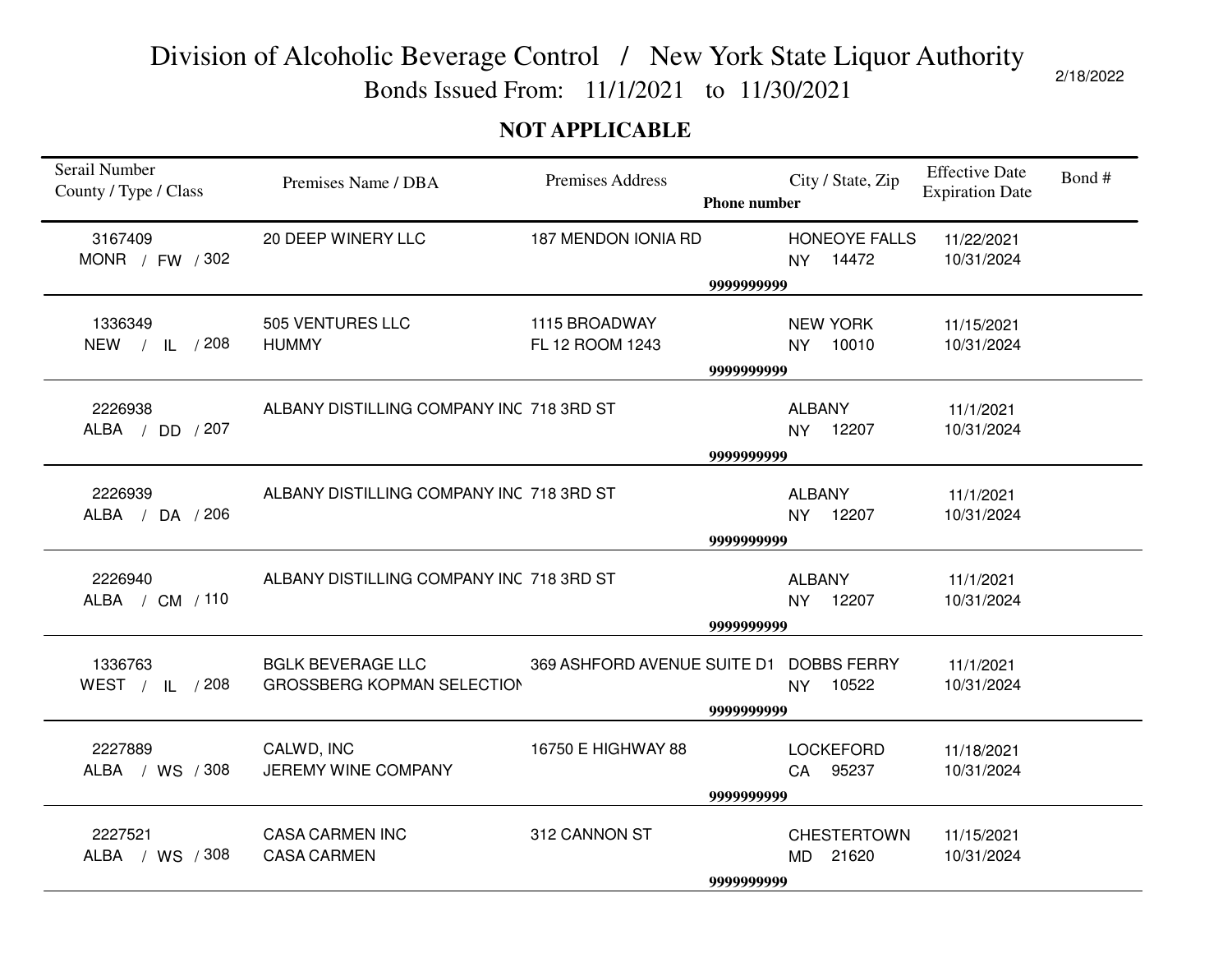# Division of Alcoholic Beverage Control / New York State Liquor Authority

## Bonds Issued From: 11/1/2021 to 11/30/2021

2/18/2022

**NOT APPLICABLE**

| Serail Number<br>County / Type / Class | Premises Name / DBA | Premises Address | Phone number | City / State, Zip | Effective Date<br>Expiration Date | Bond # |
|---|---|---|---|---|---|---|
| 3167409<br>MONR / FW / 302 | 20 DEEP WINERY LLC | 187 MENDON IONIA RD | 9999999999 | HONEOYE FALLS<br>NY 14472 | 11/22/2021<br>10/31/2024 | |
| 1336349<br>NEW / IL / 208 | 505 VENTURES LLC<br>HUMMY | 1115 BROADWAY<br>FL 12 ROOM 1243 | 9999999999 | NEW YORK<br>NY 10010 | 11/15/2021<br>10/31/2024 | |
| 2226938<br>ALBA / DD / 207 | ALBANY DISTILLING COMPANY INC | 718 3RD ST | 9999999999 | ALBANY<br>NY 12207 | 11/1/2021<br>10/31/2024 | |
| 2226939<br>ALBA / DA / 206 | ALBANY DISTILLING COMPANY INC | 718 3RD ST | 9999999999 | ALBANY<br>NY 12207 | 11/1/2021<br>10/31/2024 | |
| 2226940<br>ALBA / CM / 110 | ALBANY DISTILLING COMPANY INC | 718 3RD ST | 9999999999 | ALBANY<br>NY 12207 | 11/1/2021<br>10/31/2024 | |
| 1336763<br>WEST / IL / 208 | BGLK BEVERAGE LLC<br>GROSSBERG KOPMAN SELECTION | 369 ASHFORD AVENUE SUITE D1 | 9999999999 | DOBBS FERRY<br>NY 10522 | 11/1/2021<br>10/31/2024 | |
| 2227889<br>ALBA / WS / 308 | CALWD, INC<br>JEREMY WINE COMPANY | 16750 E HIGHWAY 88 | 9999999999 | LOCKEFORD<br>CA 95237 | 11/18/2021<br>10/31/2024 | |
| 2227521<br>ALBA / WS / 308 | CASA CARMEN INC<br>CASA CARMEN | 312 CANNON ST | 9999999999 | CHESTERTOWN<br>MD 21620 | 11/15/2021<br>10/31/2024 | |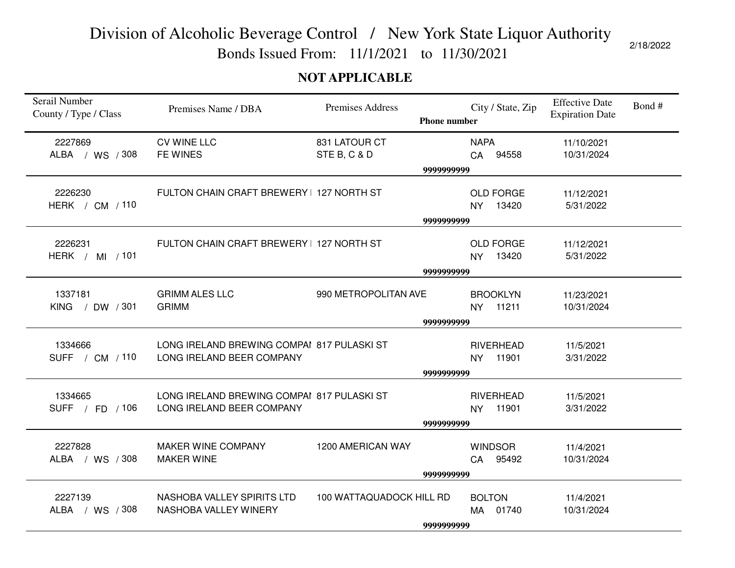# Division of Alcoholic Beverage Control / New York State Liquor Authority

Bonds Issued From: 11/1/2021 to 11/30/2021

2/18/2022

**NOT APPLICABLE**

| Serail Number<br>County / Type / Class | Premises Name / DBA | Premises Address | Phone number | City / State, Zip | Effective Date<br>Expiration Date | Bond # |
|---|---|---|---|---|---|---|
| 2227869<br>ALBA / WS / 308 | CV WINE LLC<br>FE WINES | 831 LATOUR CT<br>STE B, C & D | 9999999999 | NAPA<br>CA 94558 | 11/10/2021<br>10/31/2024 | |
| 2226230<br>HERK / CM / 110 | FULTON CHAIN CRAFT BREWERY I | 127 NORTH ST | 9999999999 | OLD FORGE<br>NY 13420 | 11/12/2021<br>5/31/2022 | |
| 2226231<br>HERK / MI / 101 | FULTON CHAIN CRAFT BREWERY I | 127 NORTH ST | 9999999999 | OLD FORGE<br>NY 13420 | 11/12/2021<br>5/31/2022 | |
| 1337181<br>KING / DW / 301 | GRIMM ALES LLC<br>GRIMM | 990 METROPOLITAN AVE | 9999999999 | BROOKLYN<br>NY 11211 | 11/23/2021<br>10/31/2024 | |
| 1334666<br>SUFF / CM / 110 | LONG IRELAND BREWING COMPAI<br>LONG IRELAND BEER COMPANY | 817 PULASKI ST | 9999999999 | RIVERHEAD<br>NY 11901 | 11/5/2021<br>3/31/2022 | |
| 1334665<br>SUFF / FD / 106 | LONG IRELAND BREWING COMPAI<br>LONG IRELAND BEER COMPANY | 817 PULASKI ST | 9999999999 | RIVERHEAD<br>NY 11901 | 11/5/2021<br>3/31/2022 | |
| 2227828<br>ALBA / WS / 308 | MAKER WINE COMPANY<br>MAKER WINE | 1200 AMERICAN WAY | 9999999999 | WINDSOR<br>CA 95492 | 11/4/2021<br>10/31/2024 | |
| 2227139<br>ALBA / WS / 308 | NASHOBA VALLEY SPIRITS LTD<br>NASHOBA VALLEY WINERY | 100 WATTAQUADOCK HILL RD | 9999999999 | BOLTON<br>MA 01740 | 11/4/2021<br>10/31/2024 | |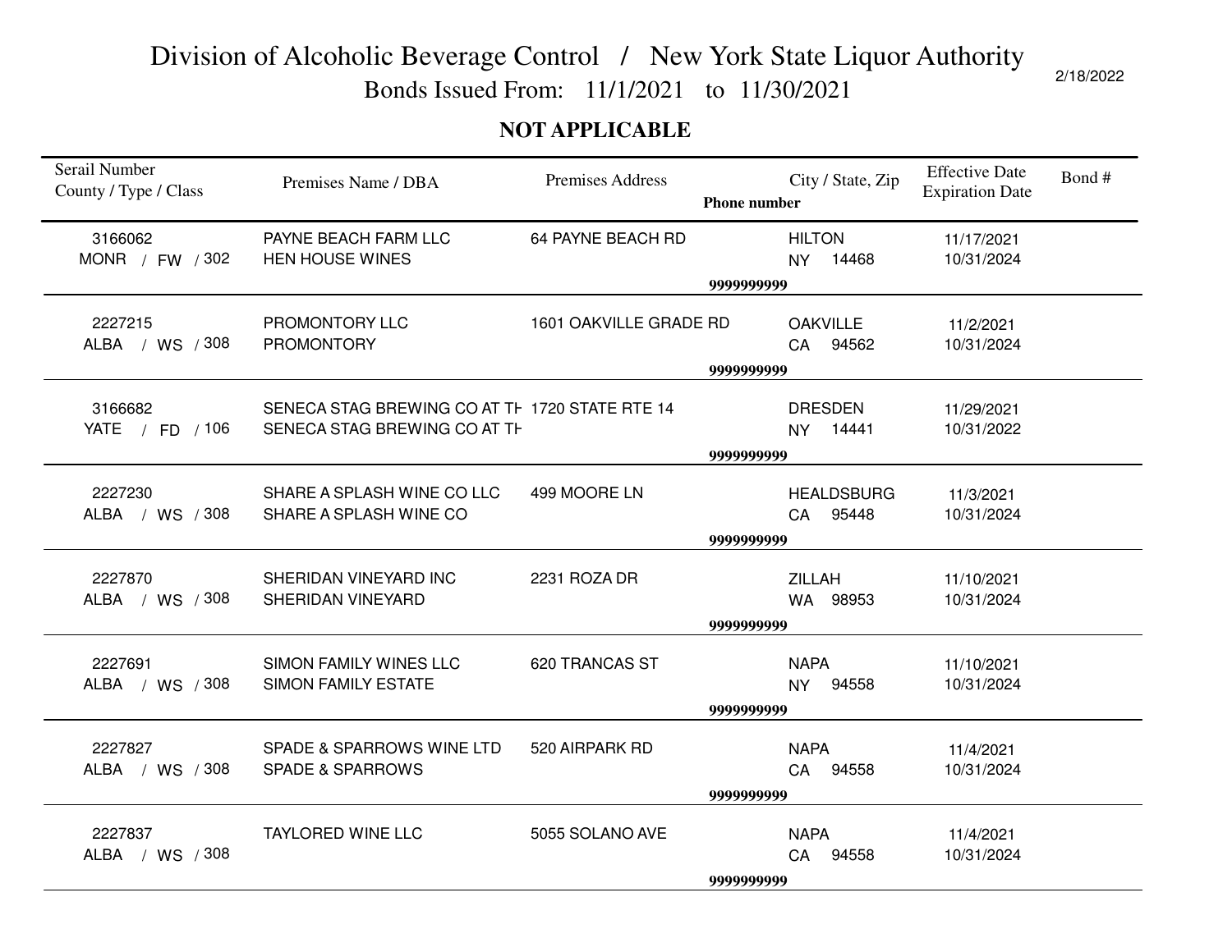# Division of Alcoholic Beverage Control / New York State Liquor Authority

## Bonds Issued From: 11/1/2021 to 11/30/2021

2/18/2022

**NOT APPLICABLE**

| Serail Number<br>County / Type / Class | Premises Name / DBA | Premises Address<br>**Phone number** | City / State, Zip | Effective Date<br>Expiration Date | Bond # |
|---|---|---|---|---|---|
| 3166062<br>MONR / FW / 302 | PAYNE BEACH FARM LLC<br>HEN HOUSE WINES | 64 PAYNE BEACH RD<br>**9999999999** | HILTON<br>NY 14468 | 11/17/2021<br>10/31/2024 | |
| 2227215<br>ALBA / WS / 308 | PROMONTORY LLC<br>PROMONTORY | 1601 OAKVILLE GRADE RD<br>**9999999999** | OAKVILLE<br>CA 94562 | 11/2/2021<br>10/31/2024 | |
| 3166682<br>YATE / FD / 106 | SENECA STAG BREWING CO AT TH<br>SENECA STAG BREWING CO AT TH | 1720 STATE RTE 14<br>**9999999999** | DRESDEN<br>NY 14441 | 11/29/2021<br>10/31/2022 | |
| 2227230<br>ALBA / WS / 308 | SHARE A SPLASH WINE CO LLC<br>SHARE A SPLASH WINE CO | 499 MOORE LN<br>**9999999999** | HEALDSBURG<br>CA 95448 | 11/3/2021<br>10/31/2024 | |
| 2227870<br>ALBA / WS / 308 | SHERIDAN VINEYARD INC<br>SHERIDAN VINEYARD | 2231 ROZA DR<br>**9999999999** | ZILLAH<br>WA 98953 | 11/10/2021<br>10/31/2024 | |
| 2227691<br>ALBA / WS / 308 | SIMON FAMILY WINES LLC<br>SIMON FAMILY ESTATE | 620 TRANCAS ST<br>**9999999999** | NAPA<br>NY 94558 | 11/10/2021<br>10/31/2024 | |
| 2227827<br>ALBA / WS / 308 | SPADE & SPARROWS WINE LTD<br>SPADE & SPARROWS | 520 AIRPARK RD<br>**9999999999** | NAPA<br>CA 94558 | 11/4/2021<br>10/31/2024 | |
| 2227837<br>ALBA / WS / 308 | TAYLORED WINE LLC | 5055 SOLANO AVE<br>**9999999999** | NAPA<br>CA 94558 | 11/4/2021<br>10/31/2024 | |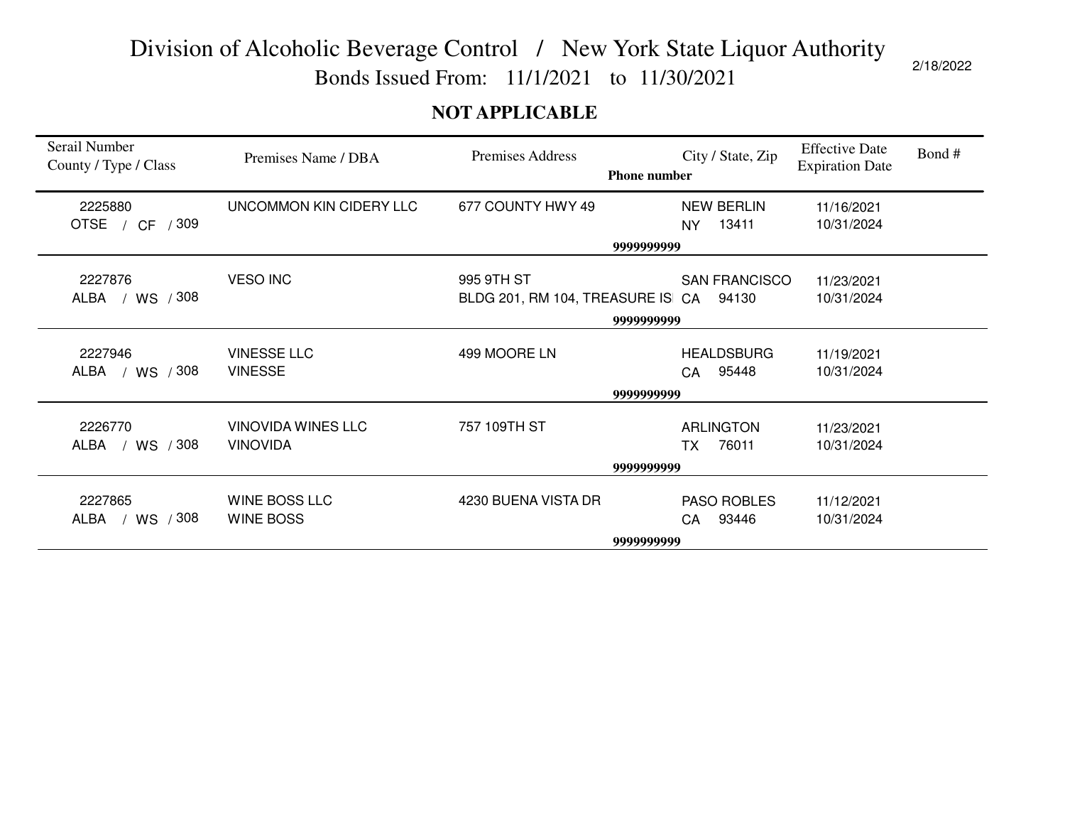# Division of Alcoholic Beverage Control / New York State Liquor Authority

Bonds Issued From: 11/1/2021 to 11/30/2021

2/18/2022

**NOT APPLICABLE**

| Serail Number<br>County / Type / Class | Premises Name / DBA | Premises Address<br>**Phone number** | City / State, Zip | Effective Date<br>Expiration Date | Bond # |
|---|---|---|---|---|---|
| 2225880<br>OTSE / CF / 309 | UNCOMMON KIN CIDERY LLC | 677 COUNTY HWY 49<br>**9999999999** | NEW BERLIN<br>NY 13411 | 11/16/2021<br>10/31/2024 | |
| 2227876<br>ALBA / WS / 308 | VESO INC | 995 9TH ST<br>BLDG 201, RM 104, TREASURE IS<br>**9999999999** | SAN FRANCISCO<br>CA 94130 | 11/23/2021<br>10/31/2024 | |
| 2227946<br>ALBA / WS / 308 | VINESSE LLC<br>VINESSE | 499 MOORE LN<br>**9999999999** | HEALDSBURG<br>CA 95448 | 11/19/2021<br>10/31/2024 | |
| 2226770<br>ALBA / WS / 308 | VINOVIDA WINES LLC<br>VINOVIDA | 757 109TH ST<br>**9999999999** | ARLINGTON<br>TX 76011 | 11/23/2021<br>10/31/2024 | |
| 2227865<br>ALBA / WS / 308 | WINE BOSS LLC<br>WINE BOSS | 4230 BUENA VISTA DR<br>**9999999999** | PASO ROBLES<br>CA 93446 | 11/12/2021<br>10/31/2024 | |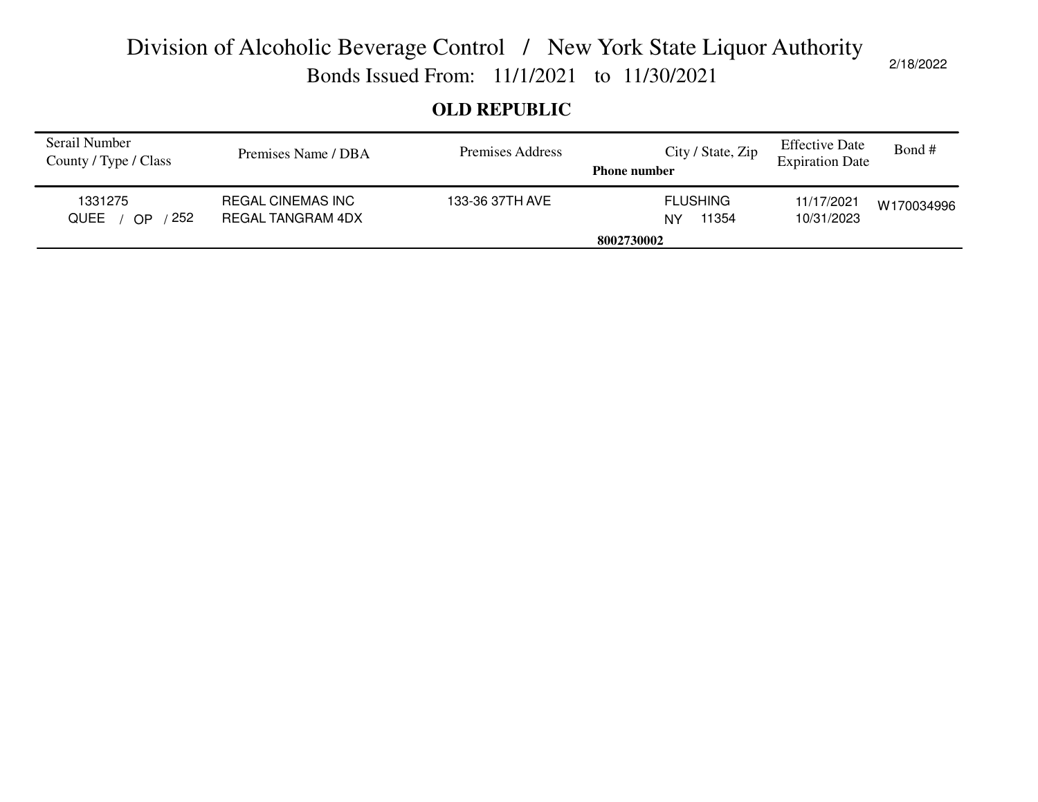# Division of Alcoholic Beverage Control / New York State Liquor Authority

## Bonds Issued From: 11/1/2021 to 11/30/2021

2/18/2022

### OLD REPUBLIC

| Serail Number<br>County / Type / Class | Premises Name / DBA | Premises Address | City / State, Zip<br>Phone number | Effective Date<br>Expiration Date | Bond # |
|---|---|---|---|---|---|
| 1331275<br>QUEE / OP / 252 | REGAL CINEMAS INC<br>REGAL TANGRAM 4DX | 133-36 37TH AVE | FLUSHING<br>NY 11354<br>8002730002 | 11/17/2021<br>10/31/2023 | W170034996 |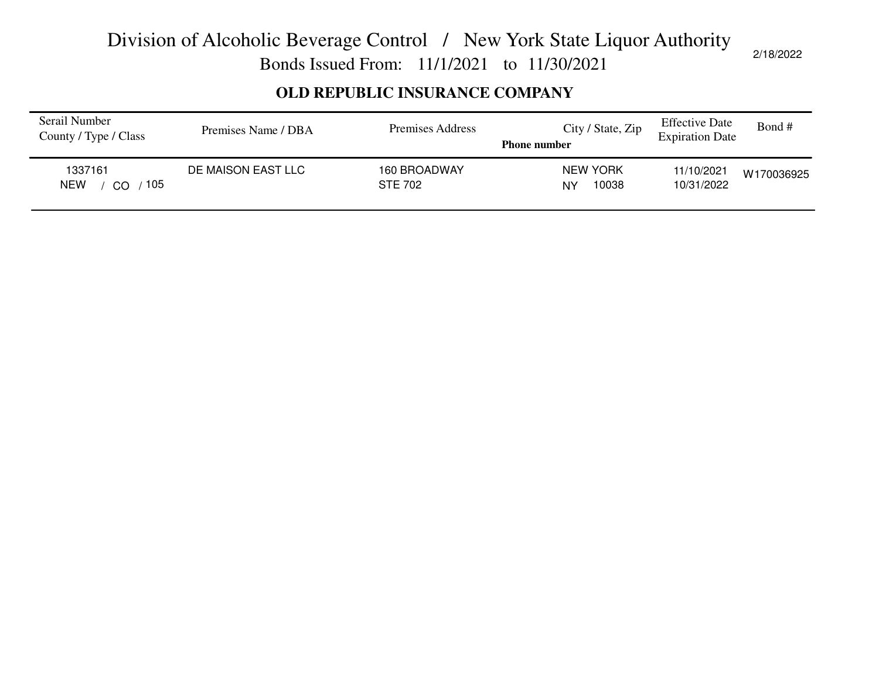# Division of Alcoholic Beverage Control / New York State Liquor Authority

Bonds Issued From: 11/1/2021 to 11/30/2021

2/18/2022

## OLD REPUBLIC INSURANCE COMPANY

| Serail Number<br>County / Type / Class | Premises Name / DBA | Premises Address | City / State, Zip<br>Phone number | Effective Date<br>Expiration Date | Bond # |
|---|---|---|---|---|---|
| 1337161<br>NEW / CO / 105 | DE MAISON EAST LLC | 160 BROADWAY<br>STE 702 | NEW YORK<br>NY 10038 | 11/10/2021<br>10/31/2022 | W170036925 |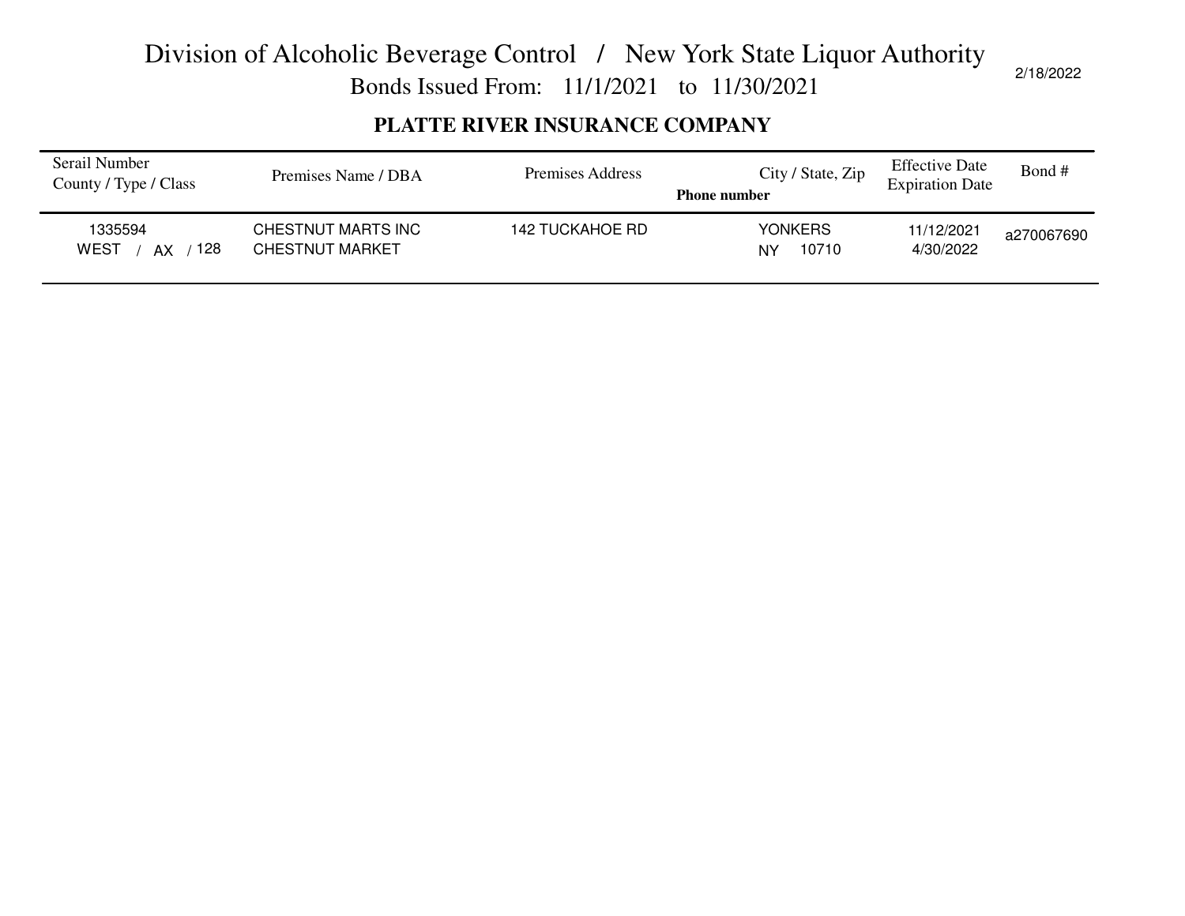# Division of Alcoholic Beverage Control / New York State Liquor Authority

Bonds Issued From: 11/1/2021 to 11/30/2021

2/18/2022

**PLATTE RIVER INSURANCE COMPANY**

| Serail Number<br>County / Type / Class | Premises Name / DBA | Premises Address | City / State, Zip<br>**Phone number** | Effective Date<br>Expiration Date | Bond # |
|---|---|---|---|---|---|
| 1335594<br>WEST / AX / 128 | CHESTNUT MARTS INC<br>CHESTNUT MARKET | 142 TUCKAHOE RD | YONKERS<br>NY 10710 | 11/12/2021<br>4/30/2022 | a270067690 |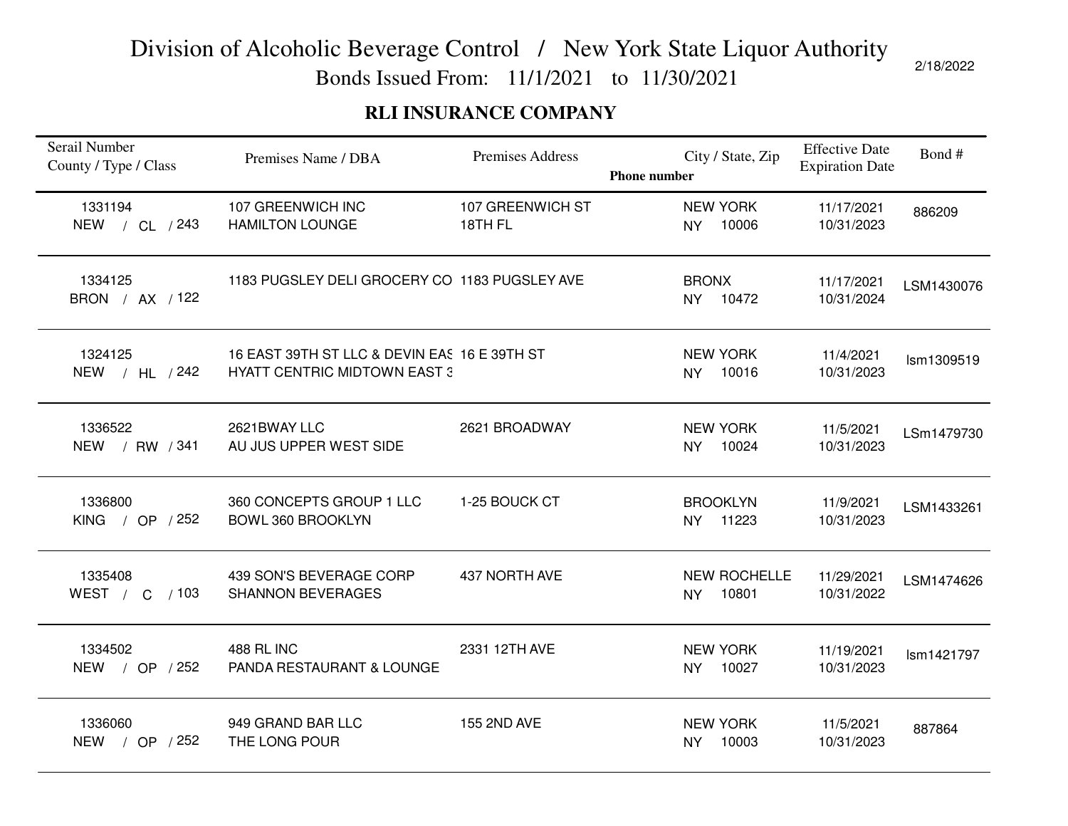# Division of Alcoholic Beverage Control / New York State Liquor Authority

Bonds Issued From: 11/1/2021 to 11/30/2021

2/18/2022

## RLI INSURANCE COMPANY

| Serail Number County / Type / Class | Premises Name / DBA | Premises Address | City / State, Zip Phone number | Effective Date Expiration Date | Bond # |
|---|---|---|---|---|---|
| 1331194 NEW / CL / 243 | 107 GREENWICH INC HAMILTON LOUNGE | 107 GREENWICH ST 18TH FL | NEW YORK NY 10006 | 11/17/2021 10/31/2023 | 886209 |
| 1334125 BRON / AX / 122 | 1183 PUGSLEY DELI GROCERY CO | 1183 PUGSLEY AVE | BRONX NY 10472 | 11/17/2021 10/31/2024 | LSM1430076 |
| 1324125 NEW / HL / 242 | 16 EAST 39TH ST LLC & DEVIN EAS HYATT CENTRIC MIDTOWN EAST 3 | 16 E 39TH ST | NEW YORK NY 10016 | 11/4/2021 10/31/2023 | lsm1309519 |
| 1336522 NEW / RW / 341 | 2621BWAY LLC AU JUS UPPER WEST SIDE | 2621 BROADWAY | NEW YORK NY 10024 | 11/5/2021 10/31/2023 | LSm1479730 |
| 1336800 KING / OP / 252 | 360 CONCEPTS GROUP 1 LLC BOWL 360 BROOKLYN | 1-25 BOUCK CT | BROOKLYN NY 11223 | 11/9/2021 10/31/2023 | LSM1433261 |
| 1335408 WEST / C / 103 | 439 SON'S BEVERAGE CORP SHANNON BEVERAGES | 437 NORTH AVE | NEW ROCHELLE NY 10801 | 11/29/2021 10/31/2022 | LSM1474626 |
| 1334502 NEW / OP / 252 | 488 RL INC PANDA RESTAURANT & LOUNGE | 2331 12TH AVE | NEW YORK NY 10027 | 11/19/2021 10/31/2023 | lsm1421797 |
| 1336060 NEW / OP / 252 | 949 GRAND BAR LLC THE LONG POUR | 155 2ND AVE | NEW YORK NY 10003 | 11/5/2021 10/31/2023 | 887864 |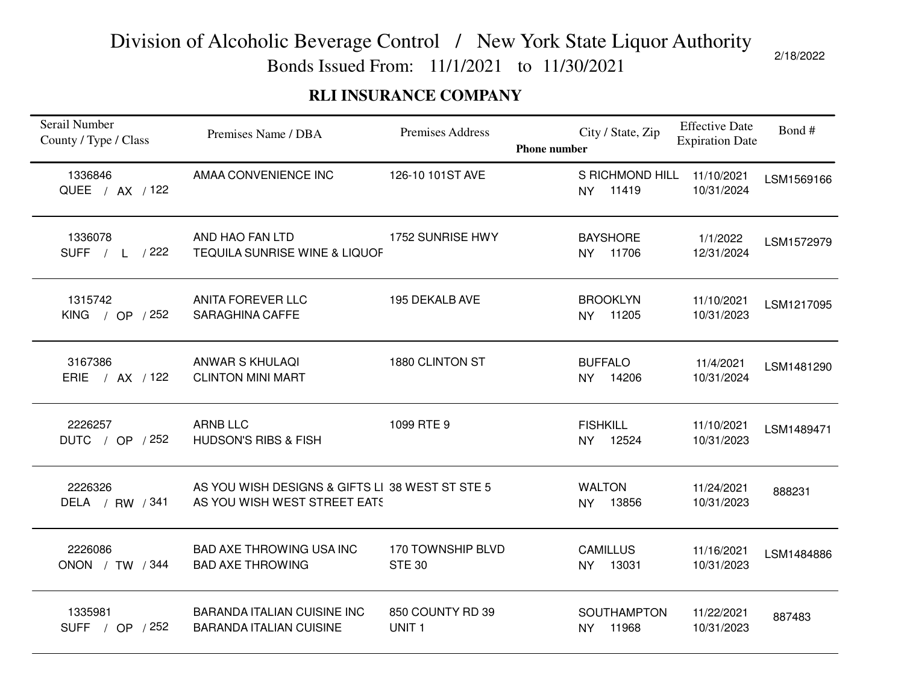# Division of Alcoholic Beverage Control / New York State Liquor Authority

Bonds Issued From: 11/1/2021 to 11/30/2021

2/18/2022

## RLI INSURANCE COMPANY

| Serail Number<br>County / Type / Class | Premises Name / DBA | Premises Address | Phone number | City / State, Zip | Effective Date<br>Expiration Date | Bond # |
|---|---|---|---|---|---|---|
| 1336846<br>QUEE / AX / 122 | AMAA CONVENIENCE INC | 126-10 101ST AVE | | S RICHMOND HILL<br>NY 11419 | 11/10/2021<br>10/31/2024 | LSM1569166 |
| 1336078<br>SUFF / L / 222 | AND HAO FAN LTD<br>TEQUILA SUNRISE WINE & LIQUOF | 1752 SUNRISE HWY | | BAYSHORE<br>NY 11706 | 1/1/2022<br>12/31/2024 | LSM1572979 |
| 1315742<br>KING / OP / 252 | ANITA FOREVER LLC<br>SARAGHINA CAFFE | 195 DEKALB AVE | | BROOKLYN<br>NY 11205 | 11/10/2021<br>10/31/2023 | LSM1217095 |
| 3167386<br>ERIE / AX / 122 | ANWAR S KHULAQI<br>CLINTON MINI MART | 1880 CLINTON ST | | BUFFALO<br>NY 14206 | 11/4/2021<br>10/31/2024 | LSM1481290 |
| 2226257<br>DUTC / OP / 252 | ARNB LLC<br>HUDSON'S RIBS & FISH | 1099 RTE 9 | | FISHKILL<br>NY 12524 | 11/10/2021<br>10/31/2023 | LSM1489471 |
| 2226326<br>DELA / RW / 341 | AS YOU WISH DESIGNS & GIFTS LI<br>AS YOU WISH WEST STREET EATS | 38 WEST ST STE 5 | | WALTON<br>NY 13856 | 11/24/2021<br>10/31/2023 | 888231 |
| 2226086<br>ONON / TW / 344 | BAD AXE THROWING USA INC<br>BAD AXE THROWING | 170 TOWNSHIP BLVD<br>STE 30 | | CAMILLUS<br>NY 13031 | 11/16/2021<br>10/31/2023 | LSM1484886 |
| 1335981<br>SUFF / OP / 252 | BARANDA ITALIAN CUISINE INC<br>BARANDA ITALIAN CUISINE | 850 COUNTY RD 39<br>UNIT 1 | | SOUTHAMPTON<br>NY 11968 | 11/22/2021<br>10/31/2023 | 887483 |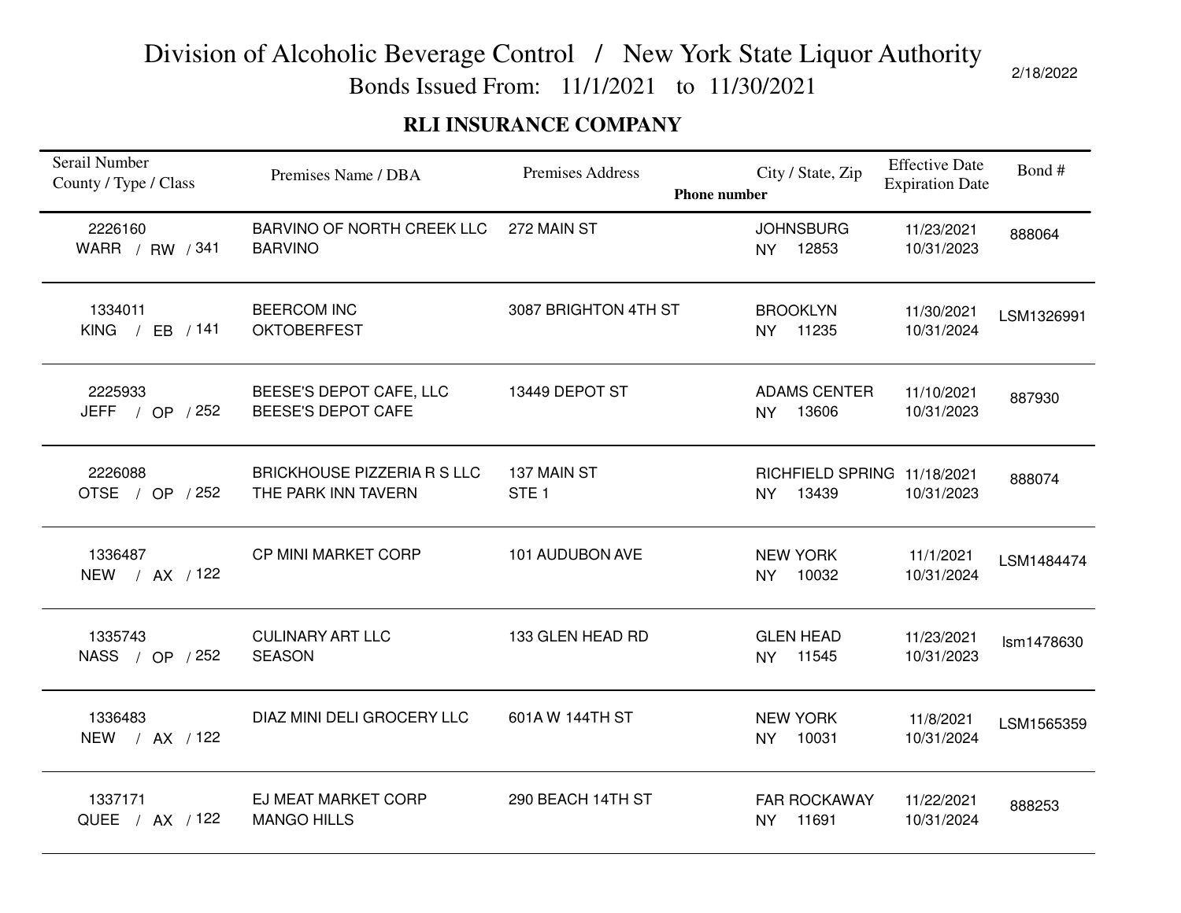# Division of Alcoholic Beverage Control / New York State Liquor Authority

Bonds Issued From: 11/1/2021 to 11/30/2021

2/18/2022

## RLI INSURANCE COMPANY

| Serail Number<br>County / Type / Class | Premises Name / DBA | Premises Address | City / State, Zip<br>Phone number | Effective Date<br>Expiration Date | Bond # |
|---|---|---|---|---|---|
| 2226160<br>WARR / RW / 341 | BARVINO OF NORTH CREEK LLC<br>BARVINO | 272 MAIN ST | JOHNSBURG<br>NY 12853 | 11/23/2021<br>10/31/2023 | 888064 |
| 1334011<br>KING / EB / 141 | BEERCOM INC<br>OKTOBERFEST | 3087 BRIGHTON 4TH ST | BROOKLYN<br>NY 11235 | 11/30/2021<br>10/31/2024 | LSM1326991 |
| 2225933<br>JEFF / OP / 252 | BEESE'S DEPOT CAFE, LLC<br>BEESE'S DEPOT CAFE | 13449 DEPOT ST | ADAMS CENTER<br>NY 13606 | 11/10/2021<br>10/31/2023 | 887930 |
| 2226088<br>OTSE / OP / 252 | BRICKHOUSE PIZZERIA R S LLC<br>THE PARK INN TAVERN | 137 MAIN ST<br>STE 1 | RICHFIELD SPRING<br>NY 13439 | 11/18/2021<br>10/31/2023 | 888074 |
| 1336487<br>NEW / AX / 122 | CP MINI MARKET CORP | 101 AUDUBON AVE | NEW YORK<br>NY 10032 | 11/1/2021<br>10/31/2024 | LSM1484474 |
| 1335743<br>NASS / OP / 252 | CULINARY ART LLC<br>SEASON | 133 GLEN HEAD RD | GLEN HEAD<br>NY 11545 | 11/23/2021<br>10/31/2023 | lsm1478630 |
| 1336483<br>NEW / AX / 122 | DIAZ MINI DELI GROCERY LLC | 601A W 144TH ST | NEW YORK<br>NY 10031 | 11/8/2021<br>10/31/2024 | LSM1565359 |
| 1337171<br>QUEE / AX / 122 | EJ MEAT MARKET CORP<br>MANGO HILLS | 290 BEACH 14TH ST | FAR ROCKAWAY<br>NY 11691 | 11/22/2021<br>10/31/2024 | 888253 |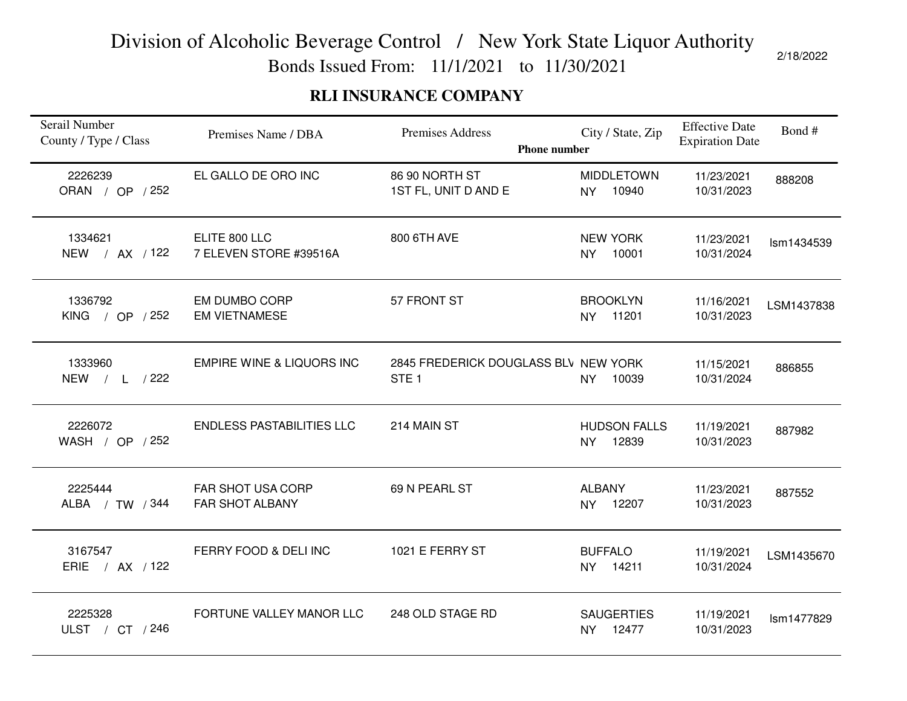# Division of Alcoholic Beverage Control / New York State Liquor Authority

Bonds Issued From: 11/1/2021 to 11/30/2021

2/18/2022

## RLI INSURANCE COMPANY

| Serail Number<br>County / Type / Class | Premises Name / DBA | Premises Address<br>Phone number | City / State, Zip | Effective Date<br>Expiration Date | Bond # |
|---|---|---|---|---|---|
| 2226239<br>ORAN / OP / 252 | EL GALLO DE ORO INC | 86 90 NORTH ST<br>1ST FL, UNIT D AND E | MIDDLETOWN<br>NY 10940 | 11/23/2021<br>10/31/2023 | 888208 |
| 1334621<br>NEW / AX / 122 | ELITE 800 LLC<br>7 ELEVEN STORE #39516A | 800 6TH AVE | NEW YORK<br>NY 10001 | 11/23/2021<br>10/31/2024 | lsm1434539 |
| 1336792<br>KING / OP / 252 | EM DUMBO CORP<br>EM VIETNAMESE | 57 FRONT ST | BROOKLYN<br>NY 11201 | 11/16/2021<br>10/31/2023 | LSM1437838 |
| 1333960<br>NEW / L / 222 | EMPIRE WINE & LIQUORS INC | 2845 FREDERICK DOUGLASS BLV<br>STE 1 | NEW YORK<br>NY 10039 | 11/15/2021<br>10/31/2024 | 886855 |
| 2226072<br>WASH / OP / 252 | ENDLESS PASTABILITIES LLC | 214 MAIN ST | HUDSON FALLS<br>NY 12839 | 11/19/2021<br>10/31/2023 | 887982 |
| 2225444<br>ALBA / TW / 344 | FAR SHOT USA CORP<br>FAR SHOT ALBANY | 69 N PEARL ST | ALBANY<br>NY 12207 | 11/23/2021<br>10/31/2023 | 887552 |
| 3167547<br>ERIE / AX / 122 | FERRY FOOD & DELI INC | 1021 E FERRY ST | BUFFALO<br>NY 14211 | 11/19/2021<br>10/31/2024 | LSM1435670 |
| 2225328<br>ULST / CT / 246 | FORTUNE VALLEY MANOR LLC | 248 OLD STAGE RD | SAUGERTIES<br>NY 12477 | 11/19/2021<br>10/31/2023 | lsm1477829 |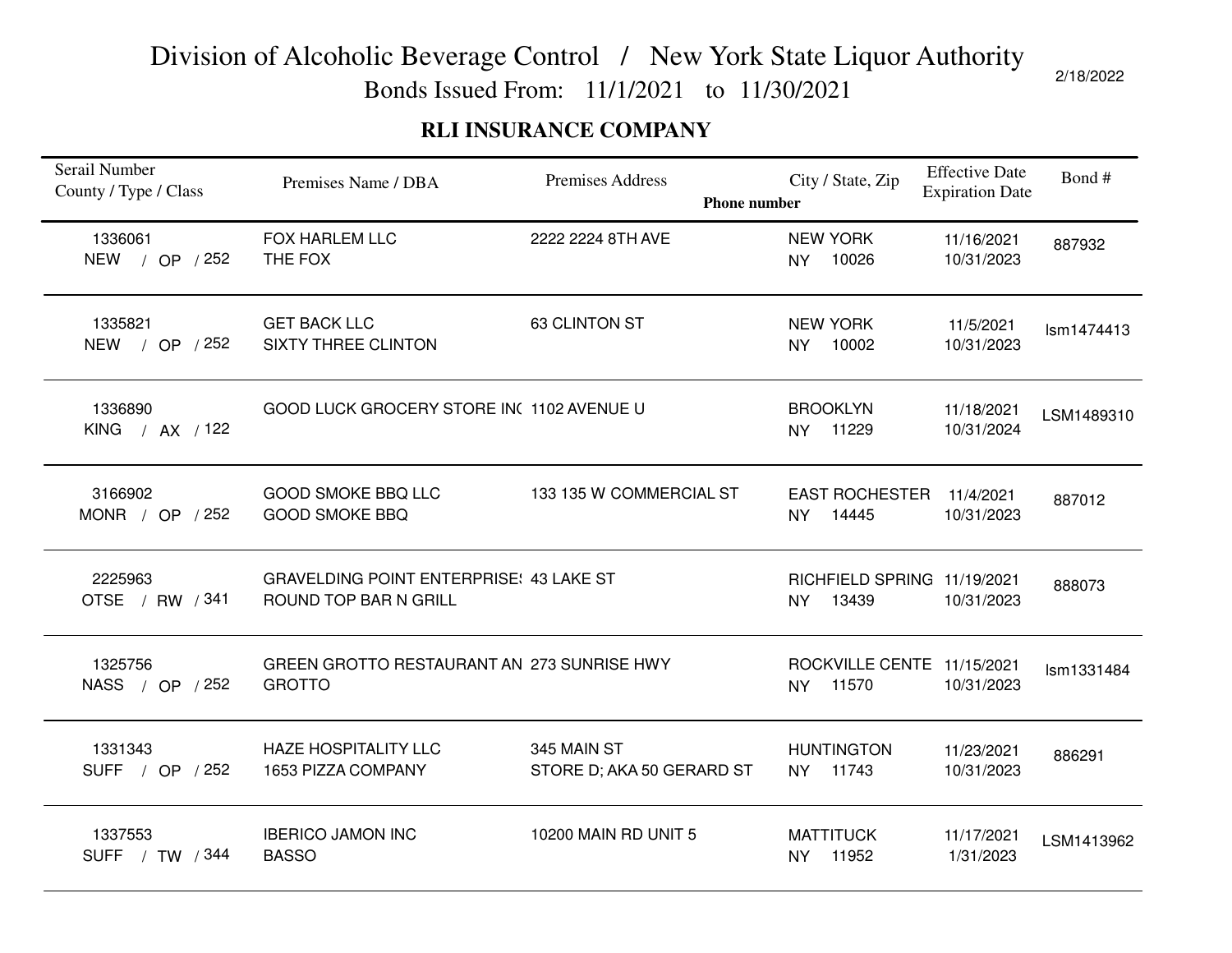# Division of Alcoholic Beverage Control / New York State Liquor Authority

Bonds Issued From: 11/1/2021 to 11/30/2021

2/18/2022

## RLI INSURANCE COMPANY

| Serail Number County / Type / Class | Premises Name / DBA | Premises Address | City / State, Zip Phone number | Effective Date Expiration Date | Bond # |
|---|---|---|---|---|---|
| 1336061 NEW / OP / 252 | FOX HARLEM LLC THE FOX | 2222 2224 8TH AVE | NEW YORK NY 10026 | 11/16/2021 10/31/2023 | 887932 |
| 1335821 NEW / OP / 252 | GET BACK LLC SIXTY THREE CLINTON | 63 CLINTON ST | NEW YORK NY 10002 | 11/5/2021 10/31/2023 | lsm1474413 |
| 1336890 KING / AX / 122 | GOOD LUCK GROCERY STORE IN( | 1102 AVENUE U | BROOKLYN NY 11229 | 11/18/2021 10/31/2024 | LSM1489310 |
| 3166902 MONR / OP / 252 | GOOD SMOKE BBQ LLC GOOD SMOKE BBQ | 133 135 W COMMERCIAL ST | EAST ROCHESTER NY 14445 | 11/4/2021 10/31/2023 | 887012 |
| 2225963 OTSE / RW / 341 | GRAVELDING POINT ENTERPRISE! ROUND TOP BAR N GRILL | 43 LAKE ST | RICHFIELD SPRING NY 13439 | 11/19/2021 10/31/2023 | 888073 |
| 1325756 NASS / OP / 252 | GREEN GROTTO RESTAURANT AN GROTTO | 273 SUNRISE HWY | ROCKVILLE CENTE NY 11570 | 11/15/2021 10/31/2023 | lsm1331484 |
| 1331343 SUFF / OP / 252 | HAZE HOSPITALITY LLC 1653 PIZZA COMPANY | 345 MAIN ST STORE D; AKA 50 GERARD ST | HUNTINGTON NY 11743 | 11/23/2021 10/31/2023 | 886291 |
| 1337553 SUFF / TW / 344 | IBERICO JAMON INC BASSO | 10200 MAIN RD UNIT 5 | MATTITUCK NY 11952 | 11/17/2021 1/31/2023 | LSM1413962 |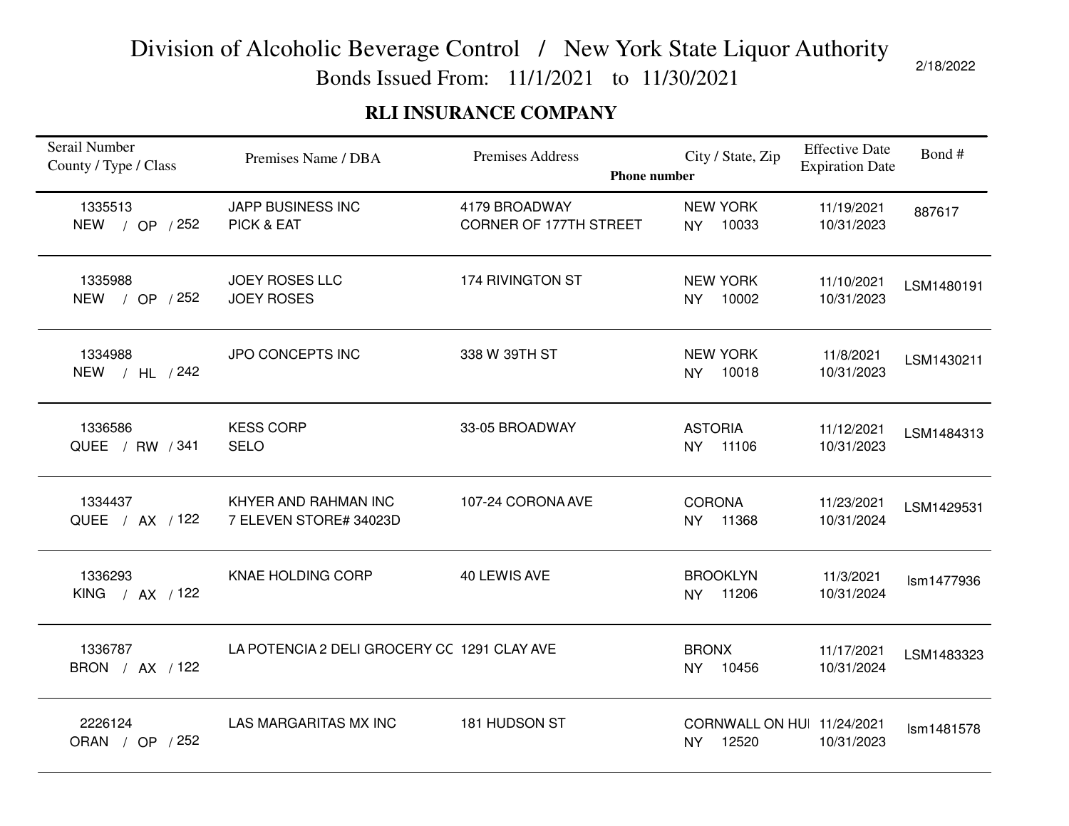# Division of Alcoholic Beverage Control / New York State Liquor Authority

Bonds Issued From: 11/1/2021 to 11/30/2021

2/18/2022

## RLI INSURANCE COMPANY

| Serail Number<br>County / Type / Class | Premises Name / DBA | Premises Address | City / State, Zip<br>Phone number | Effective Date<br>Expiration Date | Bond # |
|---|---|---|---|---|---|
| 1335513<br>NEW / OP / 252 | JAPP BUSINESS INC<br>PICK & EAT | 4179 BROADWAY<br>CORNER OF 177TH STREET | NEW YORK<br>NY 10033 | 11/19/2021<br>10/31/2023 | 887617 |
| 1335988<br>NEW / OP / 252 | JOEY ROSES LLC<br>JOEY ROSES | 174 RIVINGTON ST | NEW YORK<br>NY 10002 | 11/10/2021<br>10/31/2023 | LSM1480191 |
| 1334988<br>NEW / HL / 242 | JPO CONCEPTS INC | 338 W 39TH ST | NEW YORK<br>NY 10018 | 11/8/2021<br>10/31/2023 | LSM1430211 |
| 1336586<br>QUEE / RW / 341 | KESS CORP<br>SELO | 33-05 BROADWAY | ASTORIA<br>NY 11106 | 11/12/2021<br>10/31/2023 | LSM1484313 |
| 1334437<br>QUEE / AX / 122 | KHYER AND RAHMAN INC<br>7 ELEVEN STORE# 34023D | 107-24 CORONA AVE | CORONA<br>NY 11368 | 11/23/2021<br>10/31/2024 | LSM1429531 |
| 1336293<br>KING / AX / 122 | KNAE HOLDING CORP | 40 LEWIS AVE | BROOKLYN<br>NY 11206 | 11/3/2021<br>10/31/2024 | lsm1477936 |
| 1336787<br>BRON / AX / 122 | LA POTENCIA 2 DELI GROCERY CC | 1291 CLAY AVE | BRONX<br>NY 10456 | 11/17/2021<br>10/31/2024 | LSM1483323 |
| 2226124<br>ORAN / OP / 252 | LAS MARGARITAS MX INC | 181 HUDSON ST | CORNWALL ON HUI<br>NY 12520 | 11/24/2021<br>10/31/2023 | lsm1481578 |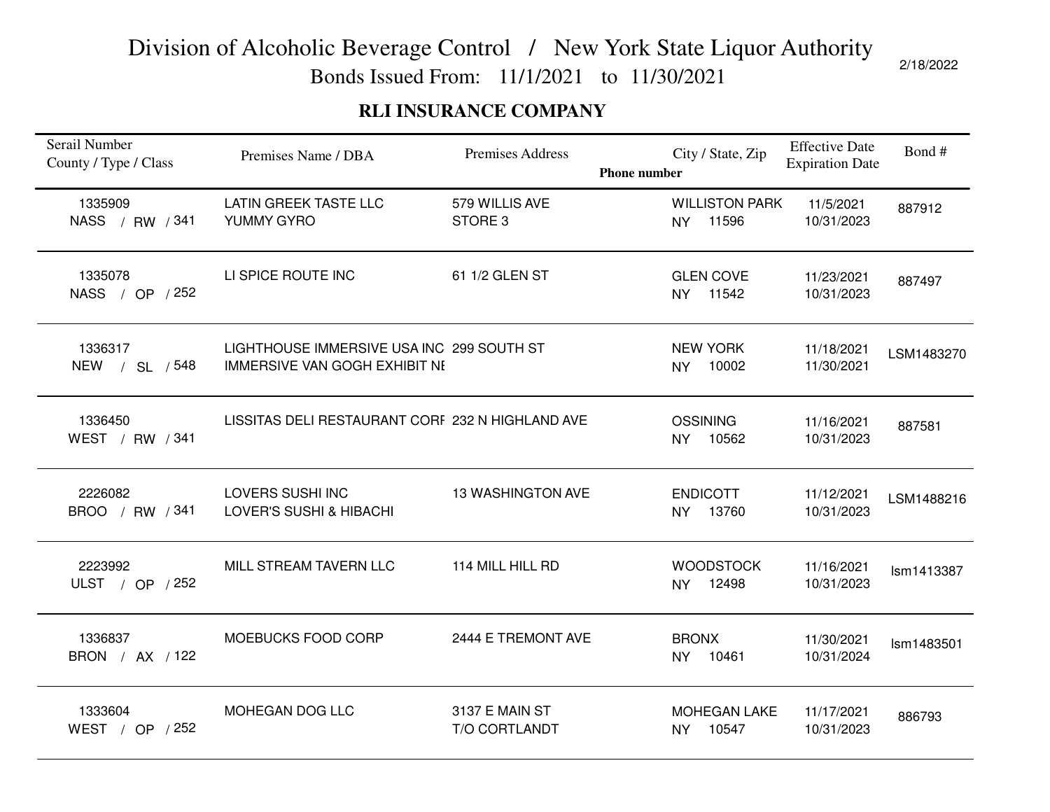# Division of Alcoholic Beverage Control / New York State Liquor Authority

Bonds Issued From: 11/1/2021 to 11/30/2021

2/18/2022

## RLI INSURANCE COMPANY

| Serail Number County / Type / Class | Premises Name / DBA | Premises Address | City / State, Zip Phone number | Effective Date Expiration Date | Bond # |
|---|---|---|---|---|---|
| 1335909 NASS / RW / 341 | LATIN GREEK TASTE LLC YUMMY GYRO | 579 WILLIS AVE STORE 3 | WILLISTON PARK NY 11596 | 11/5/2021 10/31/2023 | 887912 |
| 1335078 NASS / OP / 252 | LI SPICE ROUTE INC | 61 1/2 GLEN ST | GLEN COVE NY 11542 | 11/23/2021 10/31/2023 | 887497 |
| 1336317 NEW / SL / 548 | LIGHTHOUSE IMMERSIVE USA INC IMMERSIVE VAN GOGH EXHIBIT NE | 299 SOUTH ST | NEW YORK NY 10002 | 11/18/2021 11/30/2021 | LSM1483270 |
| 1336450 WEST / RW / 341 | LISSITAS DELI RESTAURANT CORF | 232 N HIGHLAND AVE | OSSINING NY 10562 | 11/16/2021 10/31/2023 | 887581 |
| 2226082 BROO / RW / 341 | LOVERS SUSHI INC LOVER'S SUSHI & HIBACHI | 13 WASHINGTON AVE | ENDICOTT NY 13760 | 11/12/2021 10/31/2023 | LSM1488216 |
| 2223992 ULST / OP / 252 | MILL STREAM TAVERN LLC | 114 MILL HILL RD | WOODSTOCK NY 12498 | 11/16/2021 10/31/2023 | lsm1413387 |
| 1336837 BRON / AX / 122 | MOEBUCKS FOOD CORP | 2444 E TREMONT AVE | BRONX NY 10461 | 11/30/2021 10/31/2024 | lsm1483501 |
| 1333604 WEST / OP / 252 | MOHEGAN DOG LLC | 3137 E MAIN ST T/O CORTLANDT | MOHEGAN LAKE NY 10547 | 11/17/2021 10/31/2023 | 886793 |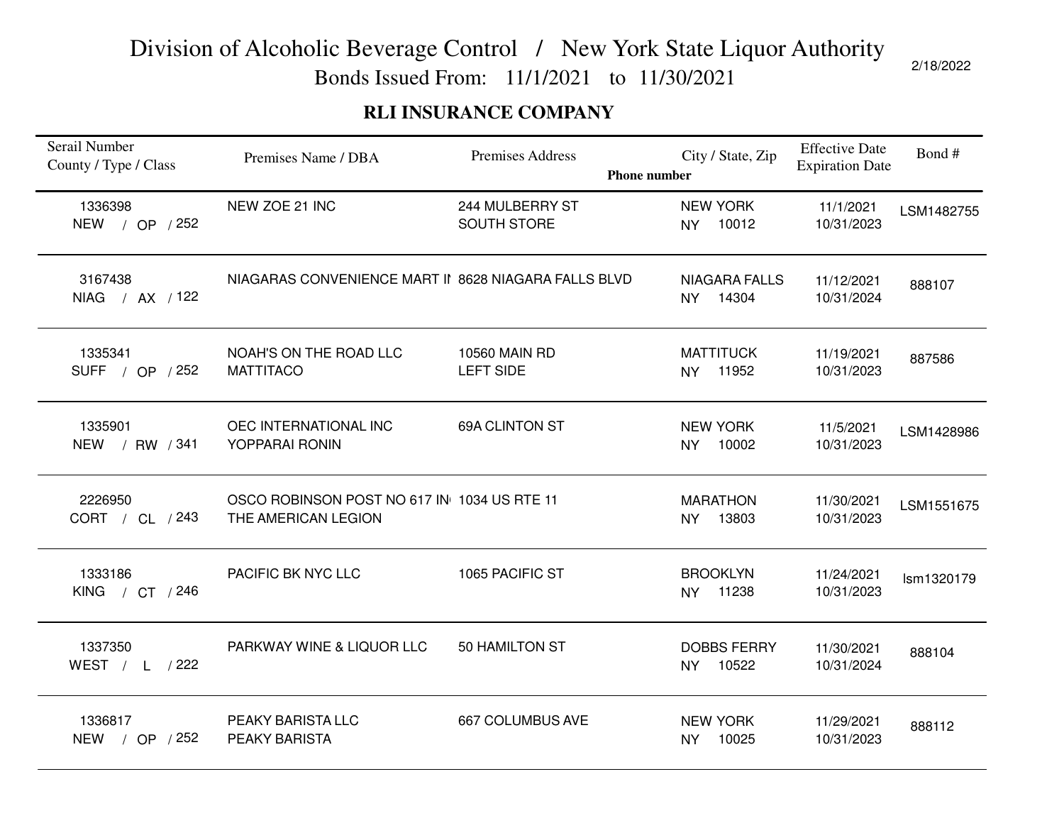# Division of Alcoholic Beverage Control / New York State Liquor Authority

Bonds Issued From: 11/1/2021 to 11/30/2021

2/18/2022

## RLI INSURANCE COMPANY

| Serail Number<br>County / Type / Class | Premises Name / DBA | Premises Address | City / State, Zip<br>Phone number | Effective Date<br>Expiration Date | Bond # |
|---|---|---|---|---|---|
| 1336398<br>NEW / OP / 252 | NEW ZOE 21 INC | 244 MULBERRY ST<br>SOUTH STORE | NEW YORK<br>NY 10012 | 11/1/2021<br>10/31/2023 | LSM1482755 |
| 3167438<br>NIAG / AX / 122 | NIAGARAS CONVENIENCE MART IN | 8628 NIAGARA FALLS BLVD | NIAGARA FALLS<br>NY 14304 | 11/12/2021<br>10/31/2024 | 888107 |
| 1335341<br>SUFF / OP / 252 | NOAH'S ON THE ROAD LLC<br>MATTITACO | 10560 MAIN RD<br>LEFT SIDE | MATTITUCK<br>NY 11952 | 11/19/2021<br>10/31/2023 | 887586 |
| 1335901<br>NEW / RW / 341 | OEC INTERNATIONAL INC<br>YOPPARAI RONIN | 69A CLINTON ST | NEW YORK<br>NY 10002 | 11/5/2021<br>10/31/2023 | LSM1428986 |
| 2226950<br>CORT / CL / 243 | OSCO ROBINSON POST NO 617 IN<br>THE AMERICAN LEGION | 1034 US RTE 11 | MARATHON<br>NY 13803 | 11/30/2021<br>10/31/2023 | LSM1551675 |
| 1333186<br>KING / CT / 246 | PACIFIC BK NYC LLC | 1065 PACIFIC ST | BROOKLYN<br>NY 11238 | 11/24/2021<br>10/31/2023 | lsm1320179 |
| 1337350<br>WEST / L / 222 | PARKWAY WINE & LIQUOR LLC | 50 HAMILTON ST | DOBBS FERRY<br>NY 10522 | 11/30/2021<br>10/31/2024 | 888104 |
| 1336817<br>NEW / OP / 252 | PEAKY BARISTA LLC<br>PEAKY BARISTA | 667 COLUMBUS AVE | NEW YORK<br>NY 10025 | 11/29/2021<br>10/31/2023 | 888112 |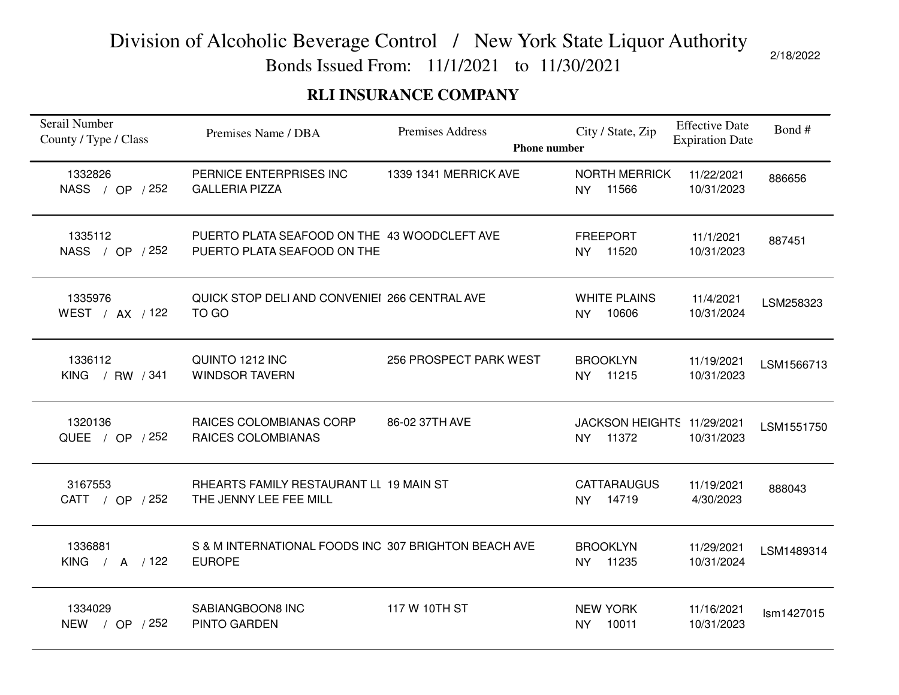# Division of Alcoholic Beverage Control / New York State Liquor Authority

Bonds Issued From: 11/1/2021 to 11/30/2021

2/18/2022

## RLI INSURANCE COMPANY

| Serail Number<br>County / Type / Class | Premises Name / DBA | Premises Address | City / State, Zip<br>Phone number | Effective Date<br>Expiration Date | Bond # |
|---|---|---|---|---|---|
| 1332826<br>NASS / OP / 252 | PERNICE ENTERPRISES INC<br>GALLERIA PIZZA | 1339 1341 MERRICK AVE | NORTH MERRICK<br>NY 11566 | 11/22/2021<br>10/31/2023 | 886656 |
| 1335112<br>NASS / OP / 252 | PUERTO PLATA SEAFOOD ON THE<br>PUERTO PLATA SEAFOOD ON THE | 43 WOODCLEFT AVE | FREEPORT<br>NY 11520 | 11/1/2021<br>10/31/2023 | 887451 |
| 1335976<br>WEST / AX / 122 | QUICK STOP DELI AND CONVENIEI<br>TO GO | 266 CENTRAL AVE | WHITE PLAINS<br>NY 10606 | 11/4/2021<br>10/31/2024 | LSM258323 |
| 1336112<br>KING / RW / 341 | QUINTO 1212 INC<br>WINDSOR TAVERN | 256 PROSPECT PARK WEST | BROOKLYN<br>NY 11215 | 11/19/2021<br>10/31/2023 | LSM1566713 |
| 1320136<br>QUEE / OP / 252 | RAICES COLOMBIANAS CORP<br>RAICES COLOMBIANAS | 86-02 37TH AVE | JACKSON HEIGHTS<br>NY 11372 | 11/29/2021<br>10/31/2023 | LSM1551750 |
| 3167553<br>CATT / OP / 252 | RHEARTS FAMILY RESTAURANT LL<br>THE JENNY LEE FEE MILL | 19 MAIN ST | CATTARAUGUS<br>NY 14719 | 11/19/2021<br>4/30/2023 | 888043 |
| 1336881<br>KING / A / 122 | S & M INTERNATIONAL FOODS INC<br>EUROPE | 307 BRIGHTON BEACH AVE | BROOKLYN<br>NY 11235 | 11/29/2021<br>10/31/2024 | LSM1489314 |
| 1334029<br>NEW / OP / 252 | SABIANGBOON8 INC<br>PINTO GARDEN | 117 W 10TH ST | NEW YORK<br>NY 10011 | 11/16/2021<br>10/31/2023 | lsm1427015 |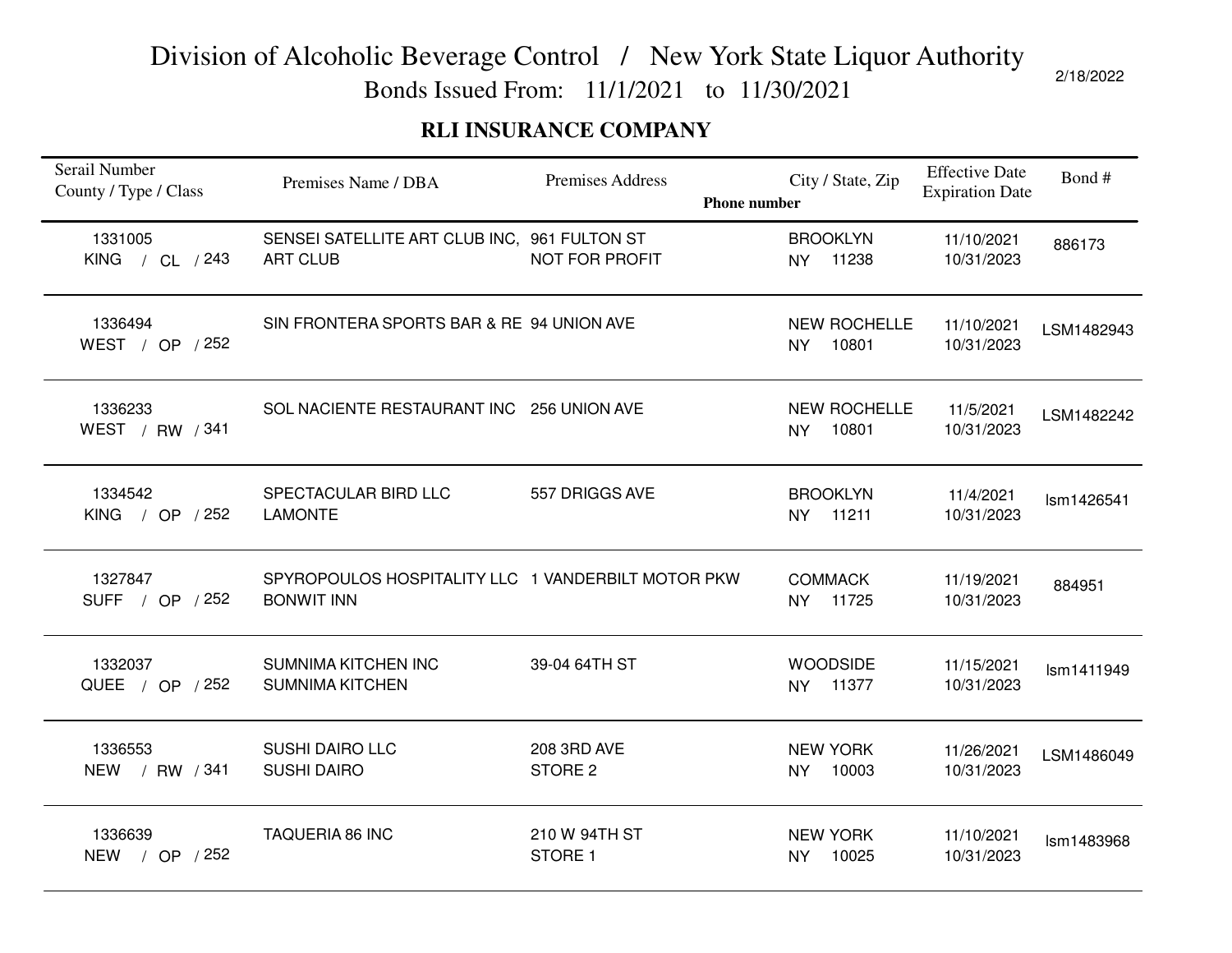# Division of Alcoholic Beverage Control / New York State Liquor Authority

Bonds Issued From: 11/1/2021 to 11/30/2021

2/18/2022

## RLI INSURANCE COMPANY

| Serail Number<br>County / Type / Class | Premises Name / DBA | Premises Address<br>Phone number | City / State, Zip | Effective Date<br>Expiration Date | Bond # |
|---|---|---|---|---|---|
| 1331005<br>KING / CL / 243 | SENSEI SATELLITE ART CLUB INC,<br>ART CLUB | 961 FULTON ST<br>NOT FOR PROFIT | BROOKLYN<br>NY 11238 | 11/10/2021<br>10/31/2023 | 886173 |
| 1336494<br>WEST / OP / 252 | SIN FRONTERA SPORTS BAR & RE | 94 UNION AVE | NEW ROCHELLE<br>NY 10801 | 11/10/2021<br>10/31/2023 | LSM1482943 |
| 1336233<br>WEST / RW / 341 | SOL NACIENTE RESTAURANT INC | 256 UNION AVE | NEW ROCHELLE<br>NY 10801 | 11/5/2021<br>10/31/2023 | LSM1482242 |
| 1334542<br>KING / OP / 252 | SPECTACULAR BIRD LLC<br>LAMONTE | 557 DRIGGS AVE | BROOKLYN<br>NY 11211 | 11/4/2021<br>10/31/2023 | lsm1426541 |
| 1327847<br>SUFF / OP / 252 | SPYROPOULOS HOSPITALITY LLC<br>BONWIT INN | 1 VANDERBILT MOTOR PKW | COMMACK<br>NY 11725 | 11/19/2021<br>10/31/2023 | 884951 |
| 1332037<br>QUEE / OP / 252 | SUMNIMA KITCHEN INC<br>SUMNIMA KITCHEN | 39-04 64TH ST | WOODSIDE<br>NY 11377 | 11/15/2021<br>10/31/2023 | lsm1411949 |
| 1336553<br>NEW / RW / 341 | SUSHI DAIRO LLC<br>SUSHI DAIRO | 208 3RD AVE<br>STORE 2 | NEW YORK<br>NY 10003 | 11/26/2021<br>10/31/2023 | LSM1486049 |
| 1336639<br>NEW / OP / 252 | TAQUERIA 86 INC | 210 W 94TH ST<br>STORE 1 | NEW YORK<br>NY 10025 | 11/10/2021<br>10/31/2023 | lsm1483968 |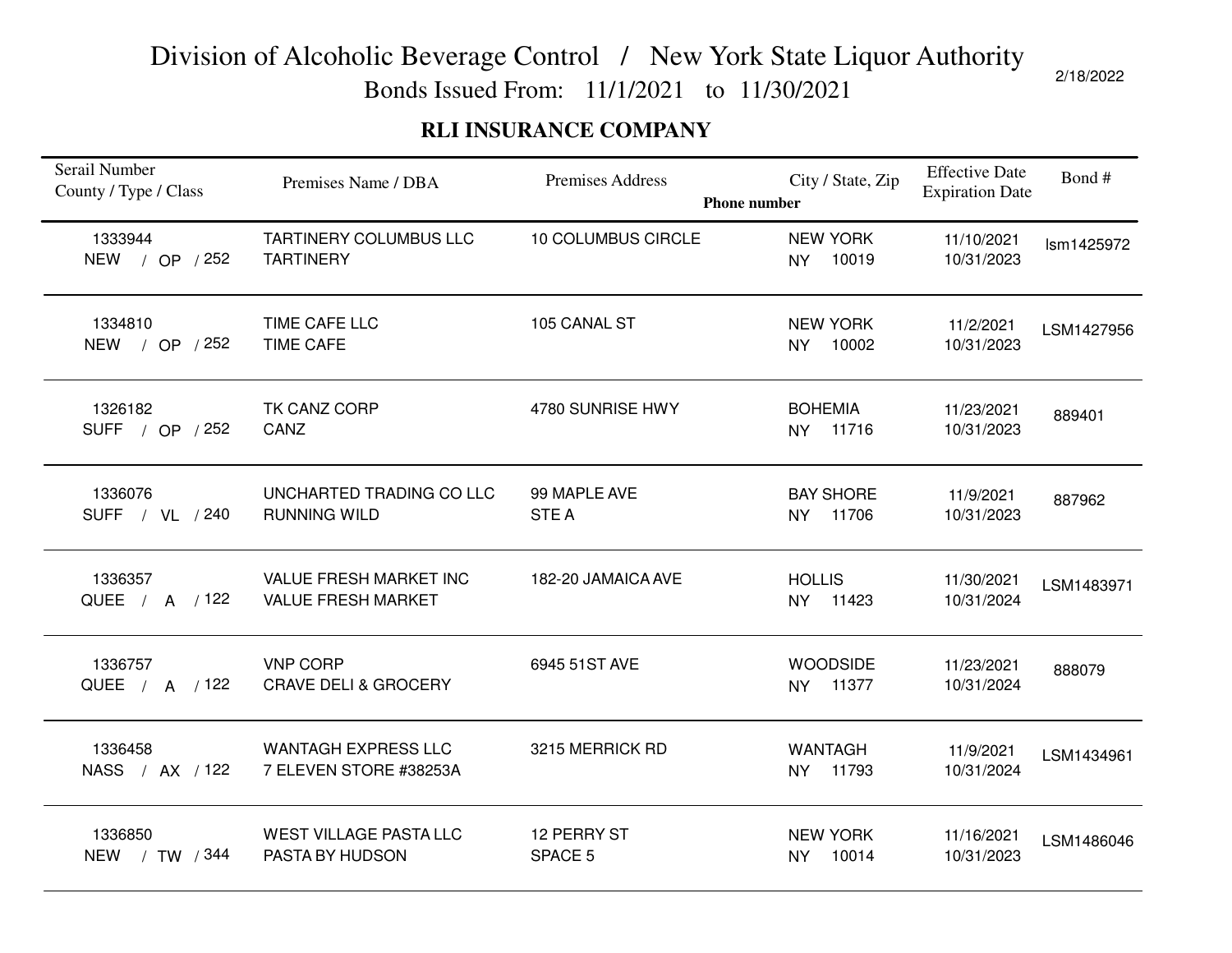# Division of Alcoholic Beverage Control / New York State Liquor Authority

Bonds Issued From: 11/1/2021 to 11/30/2021

2/18/2022

## RLI INSURANCE COMPANY

| Serail Number<br>County / Type / Class | Premises Name / DBA | Premises Address | City / State, Zip<br>Phone number | Effective Date<br>Expiration Date | Bond # |
|---|---|---|---|---|---|
| 1333944<br>NEW / OP / 252 | TARTINERY COLUMBUS LLC<br>TARTINERY | 10 COLUMBUS CIRCLE | NEW YORK<br>NY 10019 | 11/10/2021<br>10/31/2023 | lsm1425972 |
| 1334810<br>NEW / OP / 252 | TIME CAFE LLC<br>TIME CAFE | 105 CANAL ST | NEW YORK<br>NY 10002 | 11/2/2021<br>10/31/2023 | LSM1427956 |
| 1326182<br>SUFF / OP / 252 | TK CANZ CORP<br>CANZ | 4780 SUNRISE HWY | BOHEMIA<br>NY 11716 | 11/23/2021<br>10/31/2023 | 889401 |
| 1336076<br>SUFF / VL / 240 | UNCHARTED TRADING CO LLC<br>RUNNING WILD | 99 MAPLE AVE<br>STE A | BAY SHORE<br>NY 11706 | 11/9/2021<br>10/31/2023 | 887962 |
| 1336357<br>QUEE / A / 122 | VALUE FRESH MARKET INC<br>VALUE FRESH MARKET | 182-20 JAMAICA AVE | HOLLIS<br>NY 11423 | 11/30/2021<br>10/31/2024 | LSM1483971 |
| 1336757<br>QUEE / A / 122 | VNP CORP<br>CRAVE DELI & GROCERY | 6945 51ST AVE | WOODSIDE<br>NY 11377 | 11/23/2021<br>10/31/2024 | 888079 |
| 1336458<br>NASS / AX / 122 | WANTAGH EXPRESS LLC<br>7 ELEVEN STORE #38253A | 3215 MERRICK RD | WANTAGH<br>NY 11793 | 11/9/2021<br>10/31/2024 | LSM1434961 |
| 1336850<br>NEW / TW / 344 | WEST VILLAGE PASTA LLC<br>PASTA BY HUDSON | 12 PERRY ST<br>SPACE 5 | NEW YORK<br>NY 10014 | 11/16/2021<br>10/31/2023 | LSM1486046 |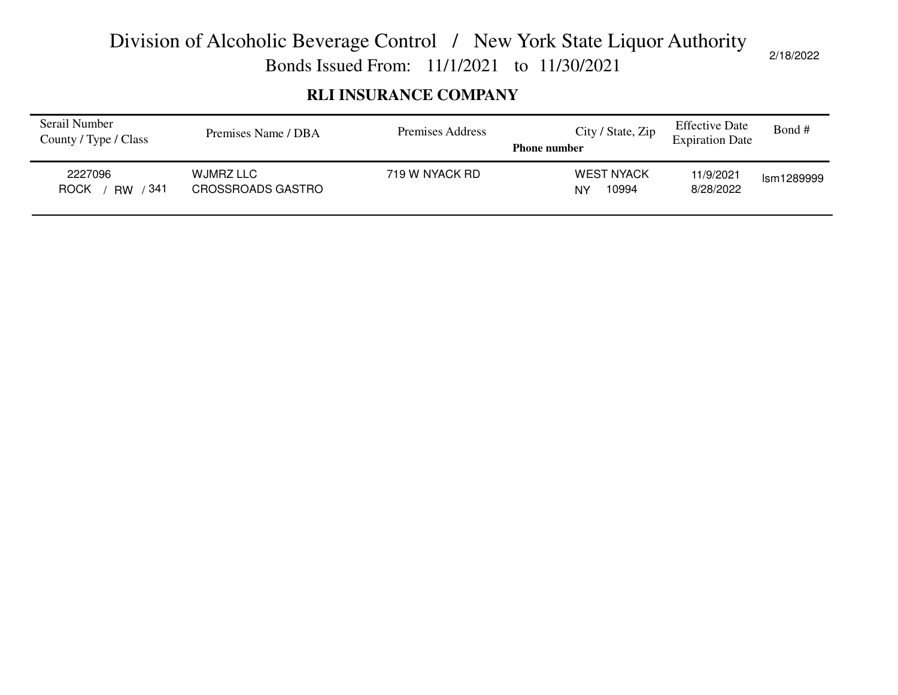# Division of Alcoholic Beverage Control / New York State Liquor Authority

Bonds Issued From: 11/1/2021 to 11/30/2021

2/18/2022

## RLI INSURANCE COMPANY

| Serail Number<br>County / Type / Class | Premises Name / DBA | Premises Address | City / State, Zip<br>**Phone number** | Effective Date<br>Expiration Date | Bond # |
|---|---|---|---|---|---|
| 2227096<br>ROCK / RW / 341 | WJMRZ LLC<br>CROSSROADS GASTRO | 719 W NYACK RD | WEST NYACK<br>NY 10994 | 11/9/2021<br>8/28/2022 | lsm1289999 |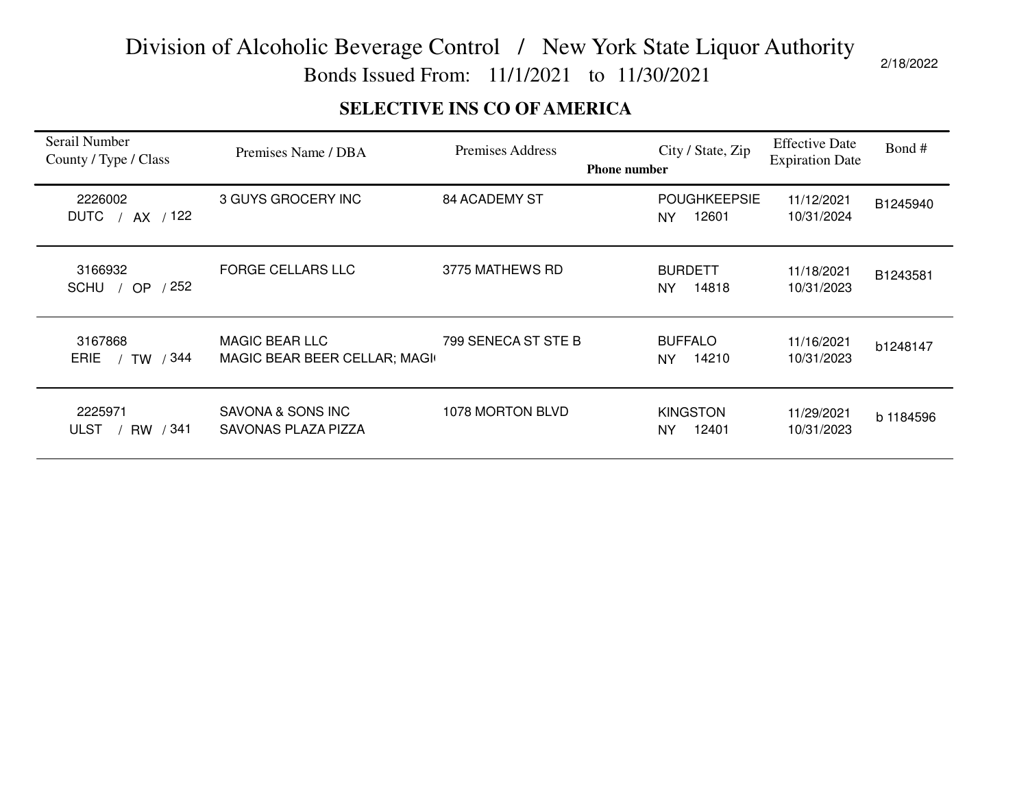# Division of Alcoholic Beverage Control / New York State Liquor Authority

Bonds Issued From: 11/1/2021 to 11/30/2021

2/18/2022

## SELECTIVE INS CO OF AMERICA

| Serail Number County / Type / Class | Premises Name / DBA | Premises Address | City / State, Zip Phone number | Effective Date Expiration Date | Bond # |
|---|---|---|---|---|---|
| 2226002 DUTC / AX / 122 | 3 GUYS GROCERY INC | 84 ACADEMY ST | POUGHKEEPSIE NY 12601 | 11/12/2021 10/31/2024 | B1245940 |
| 3166932 SCHU / OP / 252 | FORGE CELLARS LLC | 3775 MATHEWS RD | BURDETT NY 14818 | 11/18/2021 10/31/2023 | B1243581 |
| 3167868 ERIE / TW / 344 | MAGIC BEAR LLC MAGIC BEAR BEER CELLAR; MAGI | 799 SENECA ST STE B | BUFFALO NY 14210 | 11/16/2021 10/31/2023 | b1248147 |
| 2225971 ULST / RW / 341 | SAVONA & SONS INC SAVONAS PLAZA PIZZA | 1078 MORTON BLVD | KINGSTON NY 12401 | 11/29/2021 10/31/2023 | b 1184596 |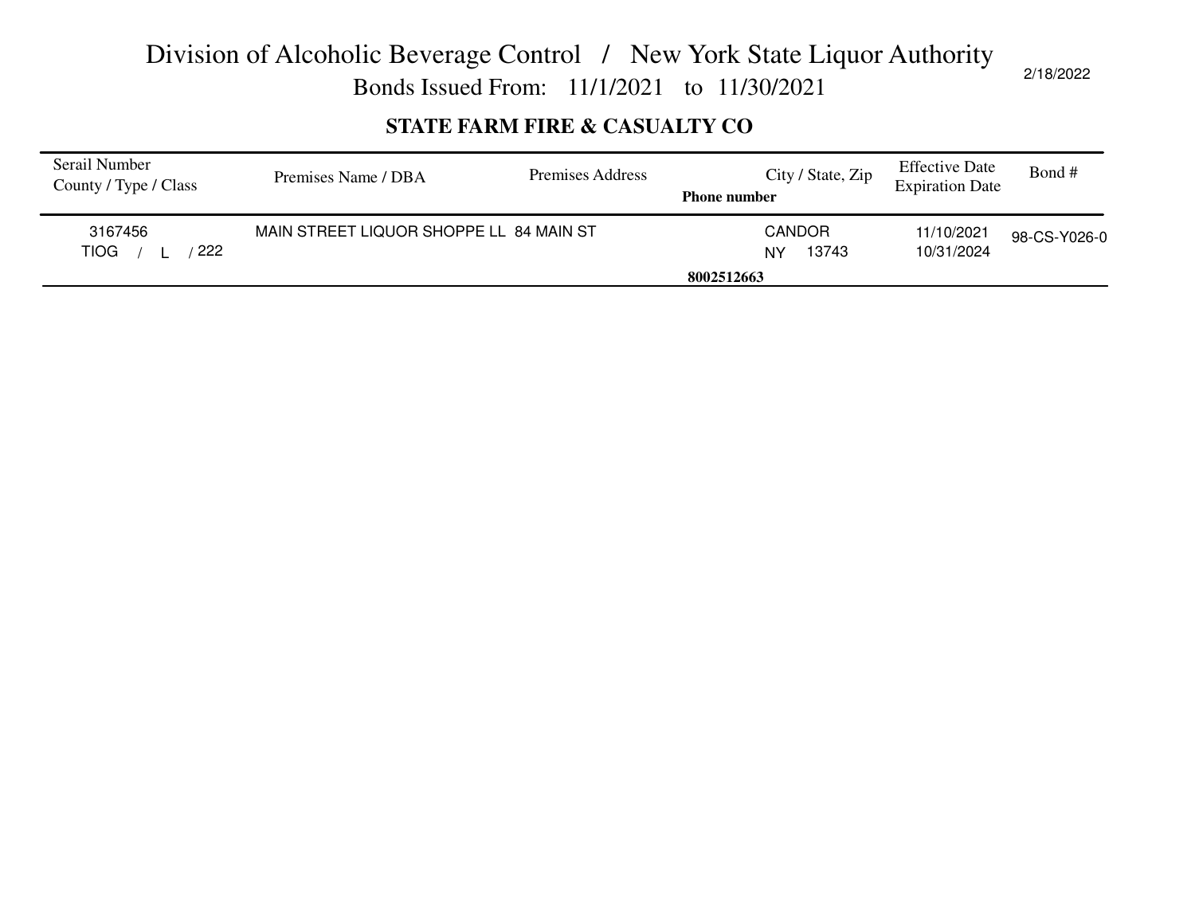# Division of Alcoholic Beverage Control / New York State Liquor Authority

## Bonds Issued From: 11/1/2021 to 11/30/2021

2/18/2022

### STATE FARM FIRE & CASUALTY CO

| Serail Number County / Type / Class | Premises Name / DBA | Premises Address | City / State, Zip Phone number | Effective Date Expiration Date | Bond # |
|---|---|---|---|---|---|
| 3167456 TIOG / L / 222 | MAIN STREET LIQUOR SHOPPE LL | 84 MAIN ST | CANDOR NY 13743 8002512663 | 11/10/2021 10/31/2024 | 98-CS-Y026-0 |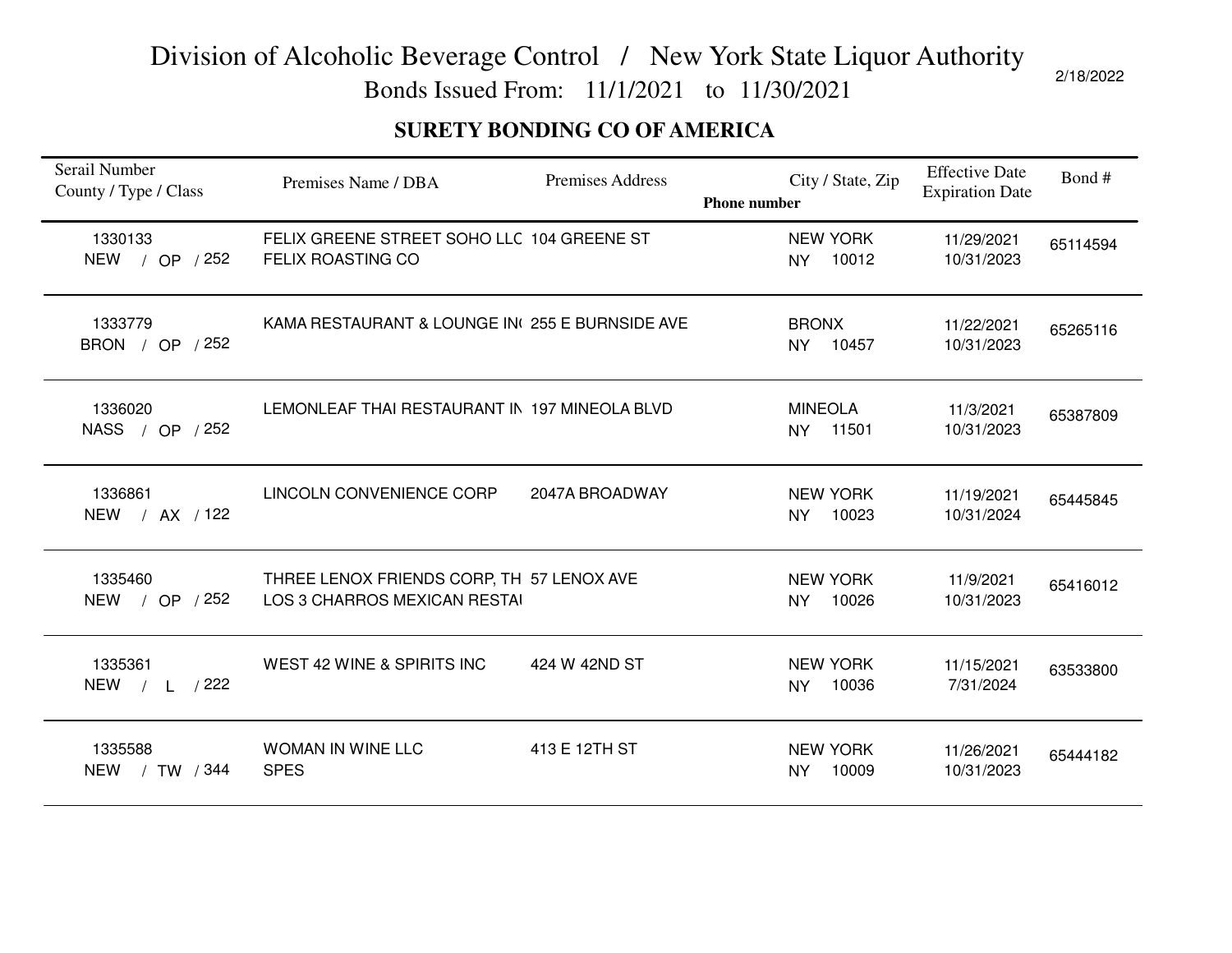# Division of Alcoholic Beverage Control / New York State Liquor Authority

Bonds Issued From: 11/1/2021 to 11/30/2021

2/18/2022

## SURETY BONDING CO OF AMERICA

| Serail Number County / Type / Class | Premises Name / DBA | Premises Address | City / State, Zip Phone number | Effective Date Expiration Date | Bond # |
|---|---|---|---|---|---|
| 1330133 NEW / OP / 252 | FELIX GREENE STREET SOHO LLC FELIX ROASTING CO | 104 GREENE ST | NEW YORK NY 10012 | 11/29/2021 10/31/2023 | 65114594 |
| 1333779 BRON / OP / 252 | KAMA RESTAURANT & LOUNGE IN( | 255 E BURNSIDE AVE | BRONX NY 10457 | 11/22/2021 10/31/2023 | 65265116 |
| 1336020 NASS / OP / 252 | LEMONLEAF THAI RESTAURANT IN | 197 MINEOLA BLVD | MINEOLA NY 11501 | 11/3/2021 10/31/2023 | 65387809 |
| 1336861 NEW / AX / 122 | LINCOLN CONVENIENCE CORP | 2047A BROADWAY | NEW YORK NY 10023 | 11/19/2021 10/31/2024 | 65445845 |
| 1335460 NEW / OP / 252 | THREE LENOX FRIENDS CORP, TH LOS 3 CHARROS MEXICAN RESTAI | 57 LENOX AVE | NEW YORK NY 10026 | 11/9/2021 10/31/2023 | 65416012 |
| 1335361 NEW / L / 222 | WEST 42 WINE & SPIRITS INC | 424 W 42ND ST | NEW YORK NY 10036 | 11/15/2021 7/31/2024 | 63533800 |
| 1335588 NEW / TW / 344 | WOMAN IN WINE LLC SPES | 413 E 12TH ST | NEW YORK NY 10009 | 11/26/2021 10/31/2023 | 65444182 |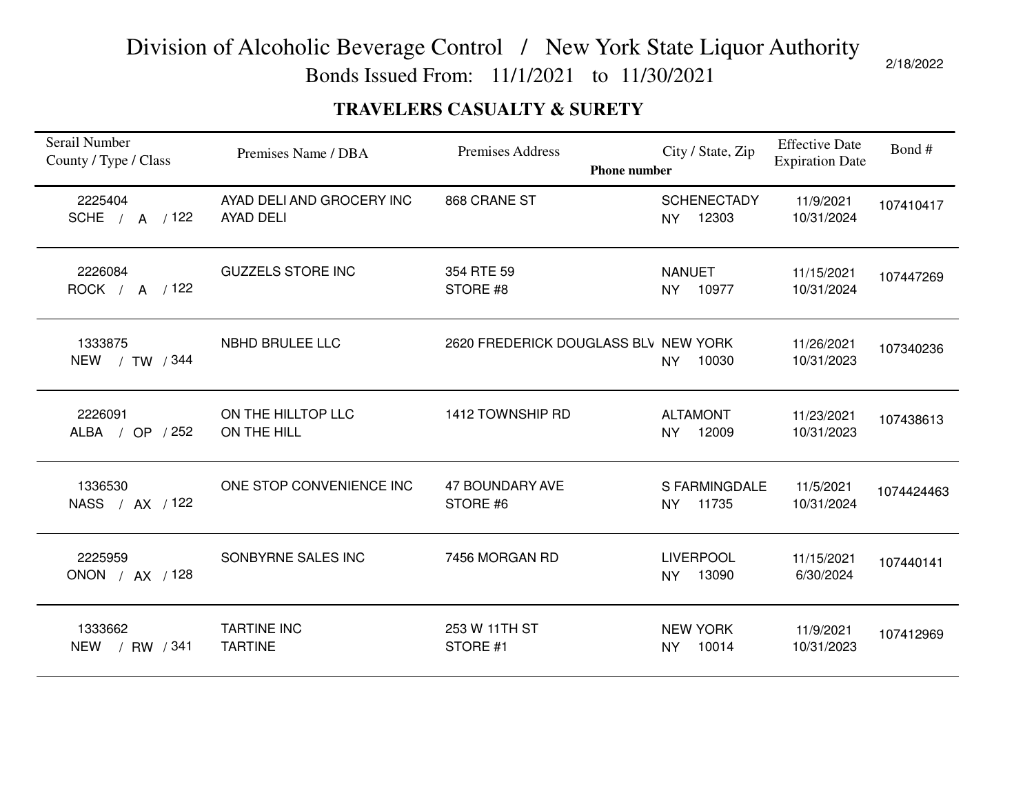# Division of Alcoholic Beverage Control / New York State Liquor Authority

Bonds Issued From: 11/1/2021 to 11/30/2021

2/18/2022

## TRAVELERS CASUALTY & SURETY

| Serail Number County / Type / Class | Premises Name / DBA | Premises Address | City / State, Zip Phone number | Effective Date Expiration Date | Bond # |
|---|---|---|---|---|---|
| 2225404 SCHE / A / 122 | AYAD DELI AND GROCERY INC AYAD DELI | 868 CRANE ST | SCHENECTADY NY 12303 | 11/9/2021 10/31/2024 | 107410417 |
| 2226084 ROCK / A / 122 | GUZZELS STORE INC | 354 RTE 59 STORE #8 | NANUET NY 10977 | 11/15/2021 10/31/2024 | 107447269 |
| 1333875 NEW / TW / 344 | NBHD BRULEE LLC | 2620 FREDERICK DOUGLASS BLV | NEW YORK NY 10030 | 11/26/2021 10/31/2023 | 107340236 |
| 2226091 ALBA / OP / 252 | ON THE HILLTOP LLC ON THE HILL | 1412 TOWNSHIP RD | ALTAMONT NY 12009 | 11/23/2021 10/31/2023 | 107438613 |
| 1336530 NASS / AX / 122 | ONE STOP CONVENIENCE INC | 47 BOUNDARY AVE STORE #6 | S FARMINGDALE NY 11735 | 11/5/2021 10/31/2024 | 1074424463 |
| 2225959 ONON / AX / 128 | SONBYRNE SALES INC | 7456 MORGAN RD | LIVERPOOL NY 13090 | 11/15/2021 6/30/2024 | 107440141 |
| 1333662 NEW / RW / 341 | TARTINE INC TARTINE | 253 W 11TH ST STORE #1 | NEW YORK NY 10014 | 11/9/2021 10/31/2023 | 107412969 |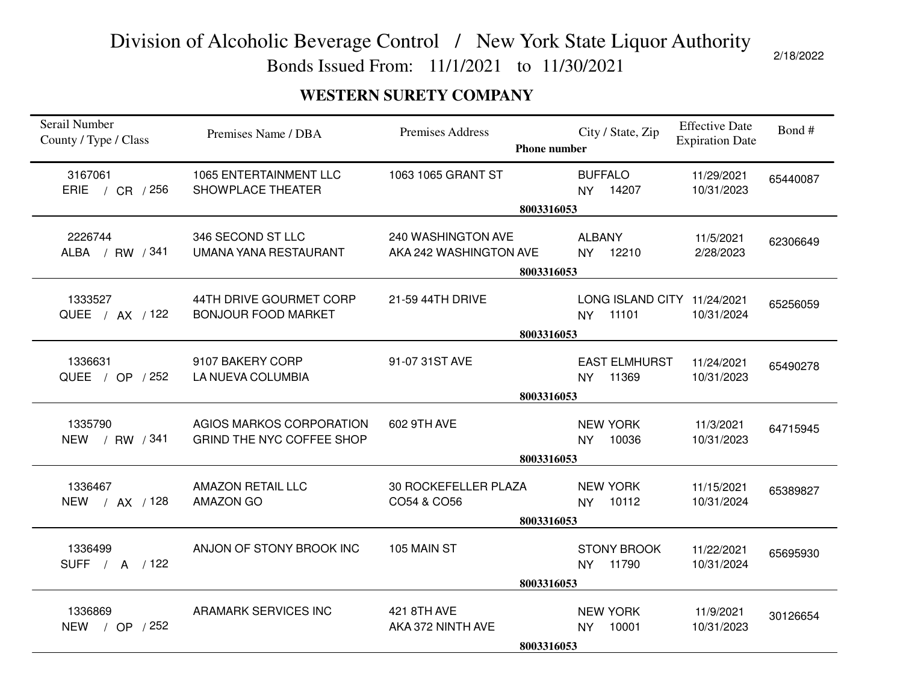# Division of Alcoholic Beverage Control / New York State Liquor Authority

Bonds Issued From: 11/1/2021 to 11/30/2021

2/18/2022

## WESTERN SURETY COMPANY

| Serail Number<br>County / Type / Class | Premises Name / DBA | Premises Address | City / State, Zip | Phone number | Effective Date<br>Expiration Date | Bond # |
|---|---|---|---|---|---|---|
| 3167061<br>ERIE / CR / 256 | 1065 ENTERTAINMENT LLC<br>SHOWPLACE THEATER | 1063 1065 GRANT ST | BUFFALO<br>NY 14207 | 8003316053 | 11/29/2021<br>10/31/2023 | 65440087 |
| 2226744<br>ALBA / RW / 341 | 346 SECOND ST LLC<br>UMANA YANA RESTAURANT | 240 WASHINGTON AVE<br>AKA 242 WASHINGTON AVE | ALBANY<br>NY 12210 | 8003316053 | 11/5/2021<br>2/28/2023 | 62306649 |
| 1333527<br>QUEE / AX / 122 | 44TH DRIVE GOURMET CORP<br>BONJOUR FOOD MARKET | 21-59 44TH DRIVE | LONG ISLAND CITY<br>NY 11101 | 8003316053 | 11/24/2021<br>10/31/2024 | 65256059 |
| 1336631<br>QUEE / OP / 252 | 9107 BAKERY CORP<br>LA NUEVA COLUMBIA | 91-07 31ST AVE | EAST ELMHURST<br>NY 11369 | 8003316053 | 11/24/2021<br>10/31/2023 | 65490278 |
| 1335790<br>NEW / RW / 341 | AGIOS MARKOS CORPORATION<br>GRIND THE NYC COFFEE SHOP | 602 9TH AVE | NEW YORK<br>NY 10036 | 8003316053 | 11/3/2021<br>10/31/2023 | 64715945 |
| 1336467<br>NEW / AX / 128 | AMAZON RETAIL LLC<br>AMAZON GO | 30 ROCKEFELLER PLAZA<br>CO54 & CO56 | NEW YORK<br>NY 10112 | 8003316053 | 11/15/2021<br>10/31/2024 | 65389827 |
| 1336499<br>SUFF / A / 122 | ANJON OF STONY BROOK INC | 105 MAIN ST | STONY BROOK<br>NY 11790 | 8003316053 | 11/22/2021<br>10/31/2024 | 65695930 |
| 1336869<br>NEW / OP / 252 | ARAMARK SERVICES INC | 421 8TH AVE<br>AKA 372 NINTH AVE | NEW YORK<br>NY 10001 | 8003316053 | 11/9/2021<br>10/31/2023 | 30126654 |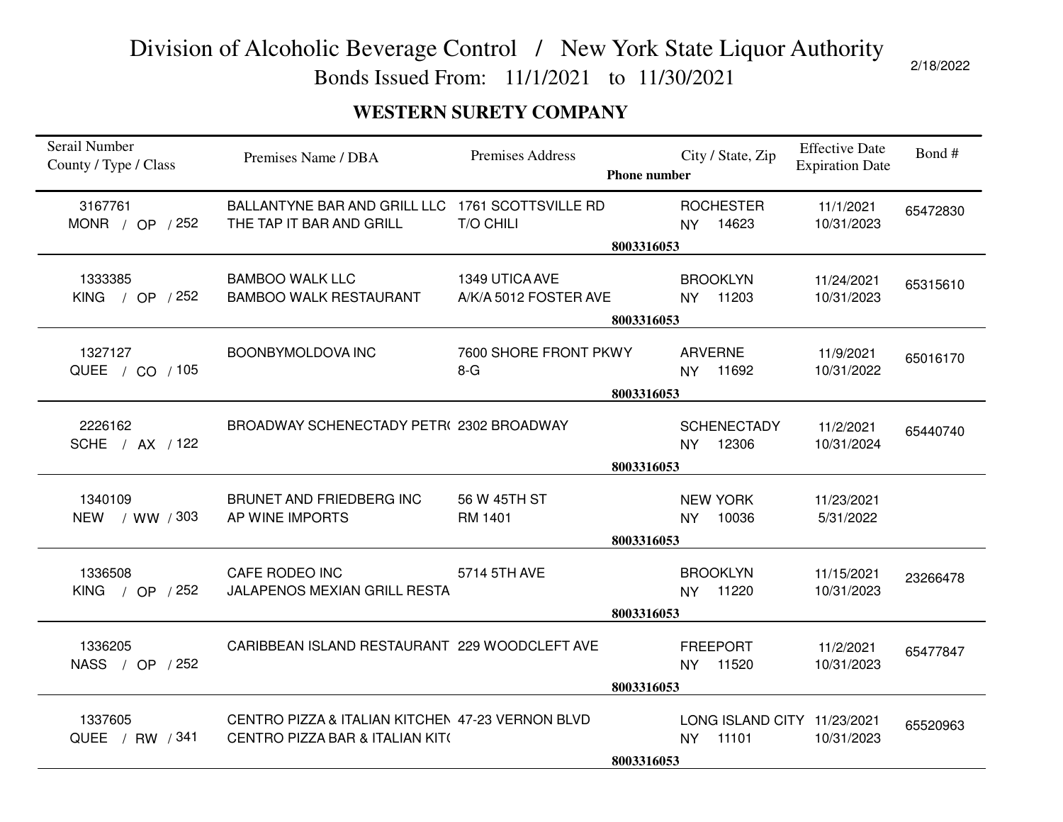# Division of Alcoholic Beverage Control / New York State Liquor Authority

## Bonds Issued From: 11/1/2021 to 11/30/2021

2/18/2022

### WESTERN SURETY COMPANY

| Serail Number<br>County / Type / Class | Premises Name / DBA | Premises Address | City / State, Zip | Phone number | Effective Date<br>Expiration Date | Bond # |
|---|---|---|---|---|---|---|
| 3167761<br>MONR / OP / 252 | BALLANTYNE BAR AND GRILL LLC<br>THE TAP IT BAR AND GRILL | 1761 SCOTTSVILLE RD<br>T/O CHILI | ROCHESTER<br>NY 14623 | 8003316053 | 11/1/2021<br>10/31/2023 | 65472830 |
| 1333385<br>KING / OP / 252 | BAMBOO WALK LLC<br>BAMBOO WALK RESTAURANT | 1349 UTICA AVE<br>A/K/A 5012 FOSTER AVE | BROOKLYN<br>NY 11203 | 8003316053 | 11/24/2021<br>10/31/2023 | 65315610 |
| 1327127<br>QUEE / CO / 105 | BOONBYMOLDOVA INC | 7600 SHORE FRONT PKWY<br>8-G | ARVERNE<br>NY 11692 | 8003316053 | 11/9/2021<br>10/31/2022 | 65016170 |
| 2226162<br>SCHE / AX / 122 | BROADWAY SCHENECTADY PETR( | 2302 BROADWAY | SCHENECTADY<br>NY 12306 | 8003316053 | 11/2/2021<br>10/31/2024 | 65440740 |
| 1340109<br>NEW / WW / 303 | BRUNET AND FRIEDBERG INC<br>AP WINE IMPORTS | 56 W 45TH ST<br>RM 1401 | NEW YORK<br>NY 10036 | 8003316053 | 11/23/2021<br>5/31/2022 | |
| 1336508<br>KING / OP / 252 | CAFE RODEO INC<br>JALAPENOS MEXIAN GRILL RESTA | 5714 5TH AVE | BROOKLYN<br>NY 11220 | 8003316053 | 11/15/2021<br>10/31/2023 | 23266478 |
| 1336205<br>NASS / OP / 252 | CARIBBEAN ISLAND RESTAURANT | 229 WOODCLEFT AVE | FREEPORT<br>NY 11520 | 8003316053 | 11/2/2021<br>10/31/2023 | 65477847 |
| 1337605<br>QUEE / RW / 341 | CENTRO PIZZA & ITALIAN KITCHEN<br>CENTRO PIZZA BAR & ITALIAN KIT( | 47-23 VERNON BLVD | LONG ISLAND CITY<br>NY 11101 | 8003316053 | 11/23/2021<br>10/31/2023 | 65520963 |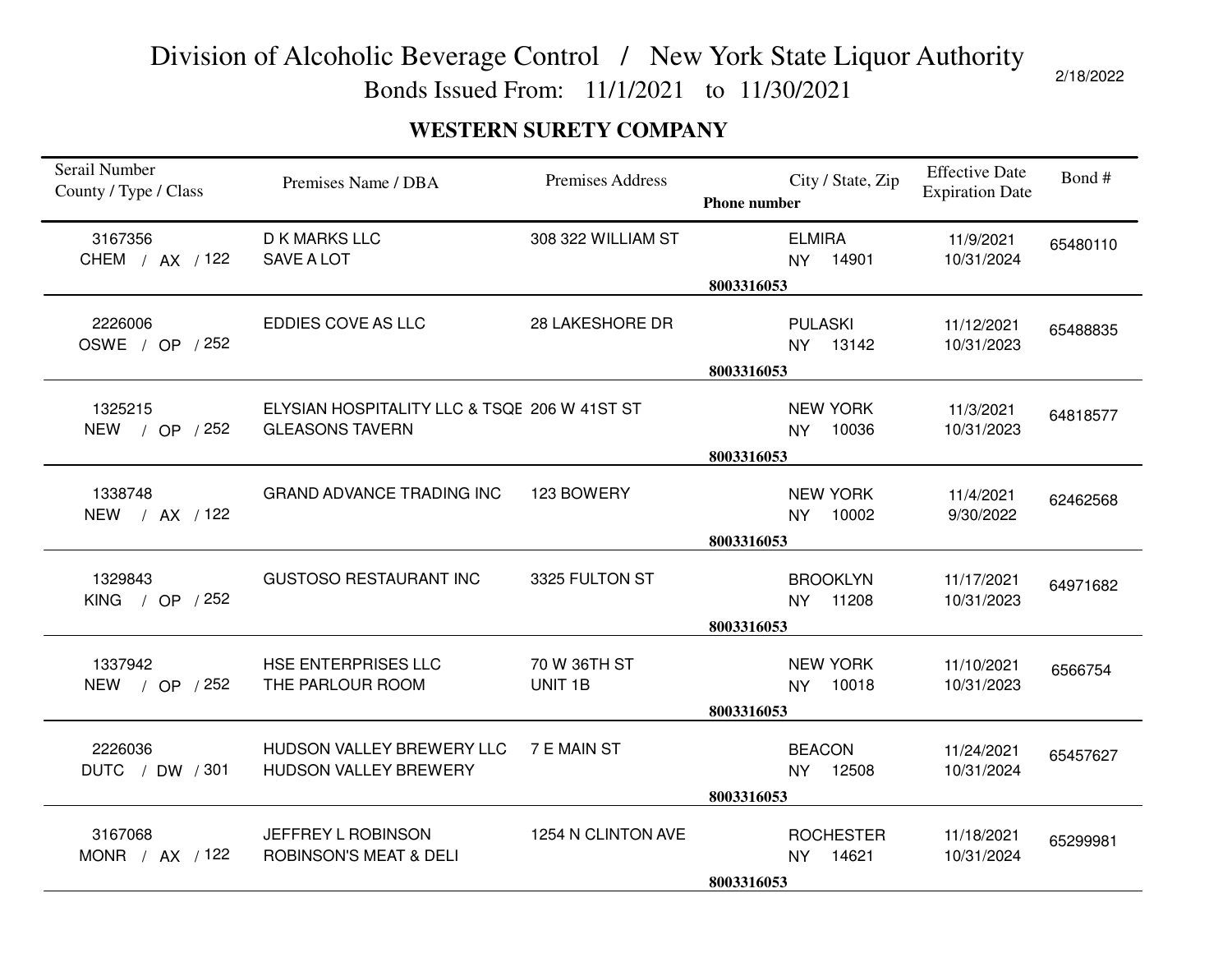# Division of Alcoholic Beverage Control / New York State Liquor Authority

Bonds Issued From: 11/1/2021 to 11/30/2021

2/18/2022

## WESTERN SURETY COMPANY

| Serail Number<br>County / Type / Class | Premises Name / DBA | Premises Address | City / State, Zip<br>Phone number | Effective Date<br>Expiration Date | Bond # |
|---|---|---|---|---|---|
| 3167356<br>CHEM / AX / 122 | D K MARKS LLC<br>SAVE A LOT | 308 322 WILLIAM ST | ELMIRA<br>NY 14901<br>8003316053 | 11/9/2021<br>10/31/2024 | 65480110 |
| 2226006<br>OSWE / OP / 252 | EDDIES COVE AS LLC | 28 LAKESHORE DR | PULASKI<br>NY 13142<br>8003316053 | 11/12/2021<br>10/31/2023 | 65488835 |
| 1325215<br>NEW / OP / 252 | ELYSIAN HOSPITALITY LLC & TSQE<br>GLEASONS TAVERN | 206 W 41ST ST | NEW YORK<br>NY 10036<br>8003316053 | 11/3/2021<br>10/31/2023 | 64818577 |
| 1338748<br>NEW / AX / 122 | GRAND ADVANCE TRADING INC | 123 BOWERY | NEW YORK<br>NY 10002<br>8003316053 | 11/4/2021<br>9/30/2022 | 62462568 |
| 1329843<br>KING / OP / 252 | GUSTOSO RESTAURANT INC | 3325 FULTON ST | BROOKLYN<br>NY 11208<br>8003316053 | 11/17/2021<br>10/31/2023 | 64971682 |
| 1337942<br>NEW / OP / 252 | HSE ENTERPRISES LLC<br>THE PARLOUR ROOM | 70 W 36TH ST<br>UNIT 1B | NEW YORK<br>NY 10018<br>8003316053 | 11/10/2021<br>10/31/2023 | 6566754 |
| 2226036<br>DUTC / DW / 301 | HUDSON VALLEY BREWERY LLC<br>HUDSON VALLEY BREWERY | 7 E MAIN ST | BEACON<br>NY 12508<br>8003316053 | 11/24/2021<br>10/31/2024 | 65457627 |
| 3167068<br>MONR / AX / 122 | JEFFREY L ROBINSON<br>ROBINSON'S MEAT & DELI | 1254 N CLINTON AVE | ROCHESTER<br>NY 14621<br>8003316053 | 11/18/2021<br>10/31/2024 | 65299981 |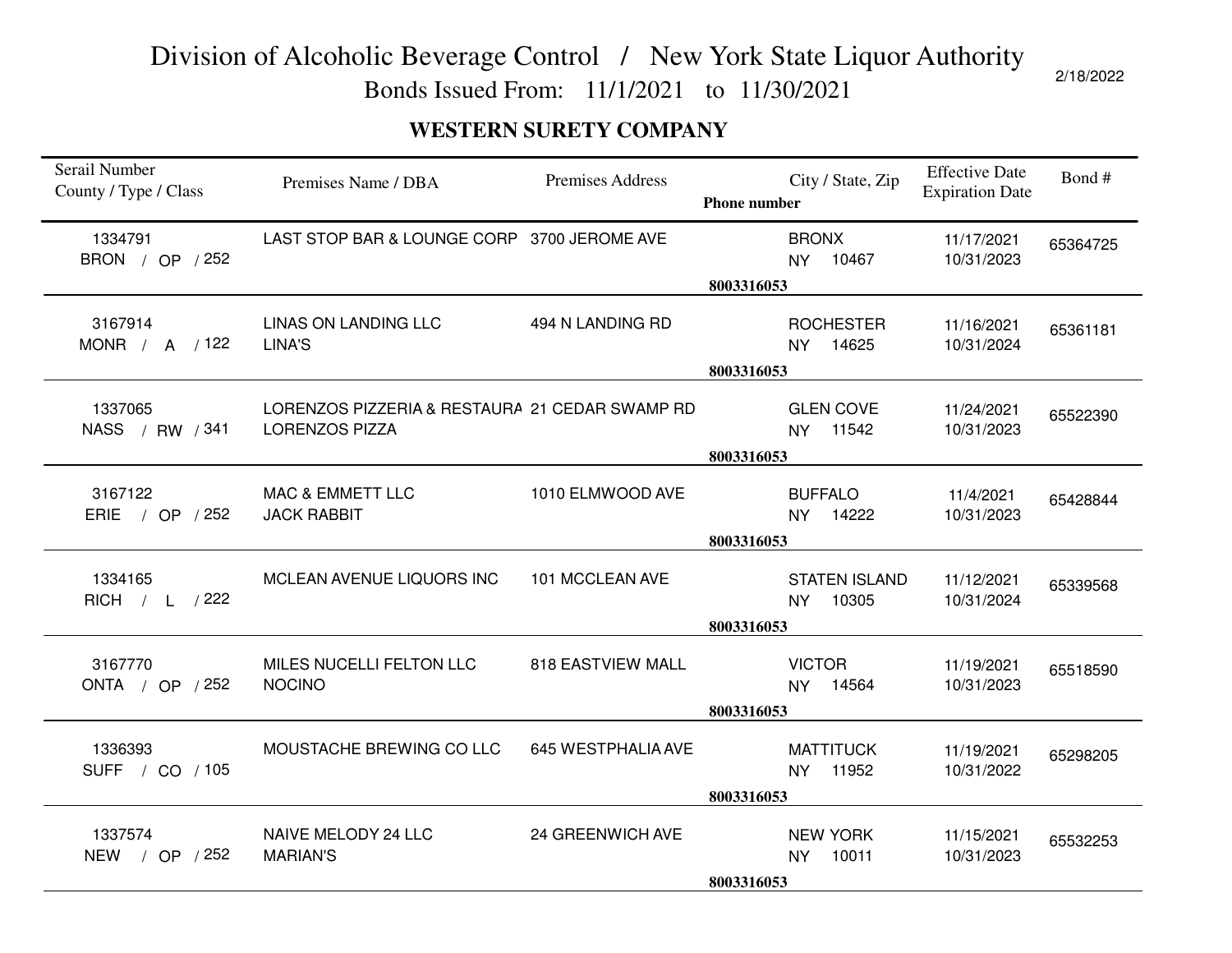# Division of Alcoholic Beverage Control / New York State Liquor Authority

## Bonds Issued From: 11/1/2021 to 11/30/2021

2/18/2022

### WESTERN SURETY COMPANY

| Serail Number<br>County / Type / Class | Premises Name / DBA | Premises Address | City / State, Zip<br>Phone number | Effective Date<br>Expiration Date | Bond # |
|---|---|---|---|---|---|
| 1334791<br>BRON / OP / 252 | LAST STOP BAR & LOUNGE CORP | 3700 JEROME AVE | BRONX<br>NY 10467<br>8003316053 | 11/17/2021<br>10/31/2023 | 65364725 |
| 3167914<br>MONR / A / 122 | LINAS ON LANDING LLC<br>LINA'S | 494 N LANDING RD | ROCHESTER<br>NY 14625<br>8003316053 | 11/16/2021<br>10/31/2024 | 65361181 |
| 1337065<br>NASS / RW / 341 | LORENZOS PIZZERIA & RESTAURA<br>LORENZOS PIZZA | 21 CEDAR SWAMP RD | GLEN COVE<br>NY 11542<br>8003316053 | 11/24/2021<br>10/31/2023 | 65522390 |
| 3167122<br>ERIE / OP / 252 | MAC & EMMETT LLC<br>JACK RABBIT | 1010 ELMWOOD AVE | BUFFALO<br>NY 14222<br>8003316053 | 11/4/2021<br>10/31/2023 | 65428844 |
| 1334165<br>RICH / L / 222 | MCLEAN AVENUE LIQUORS INC | 101 MCCLEAN AVE | STATEN ISLAND<br>NY 10305<br>8003316053 | 11/12/2021<br>10/31/2024 | 65339568 |
| 3167770<br>ONTA / OP / 252 | MILES NUCELLI FELTON LLC<br>NOCINO | 818 EASTVIEW MALL | VICTOR<br>NY 14564<br>8003316053 | 11/19/2021<br>10/31/2023 | 65518590 |
| 1336393<br>SUFF / CO / 105 | MOUSTACHE BREWING CO LLC | 645 WESTPHALIA AVE | MATTITUCK<br>NY 11952<br>8003316053 | 11/19/2021<br>10/31/2022 | 65298205 |
| 1337574<br>NEW / OP / 252 | NAIVE MELODY 24 LLC<br>MARIAN'S | 24 GREENWICH AVE | NEW YORK<br>NY 10011<br>8003316053 | 11/15/2021<br>10/31/2023 | 65532253 |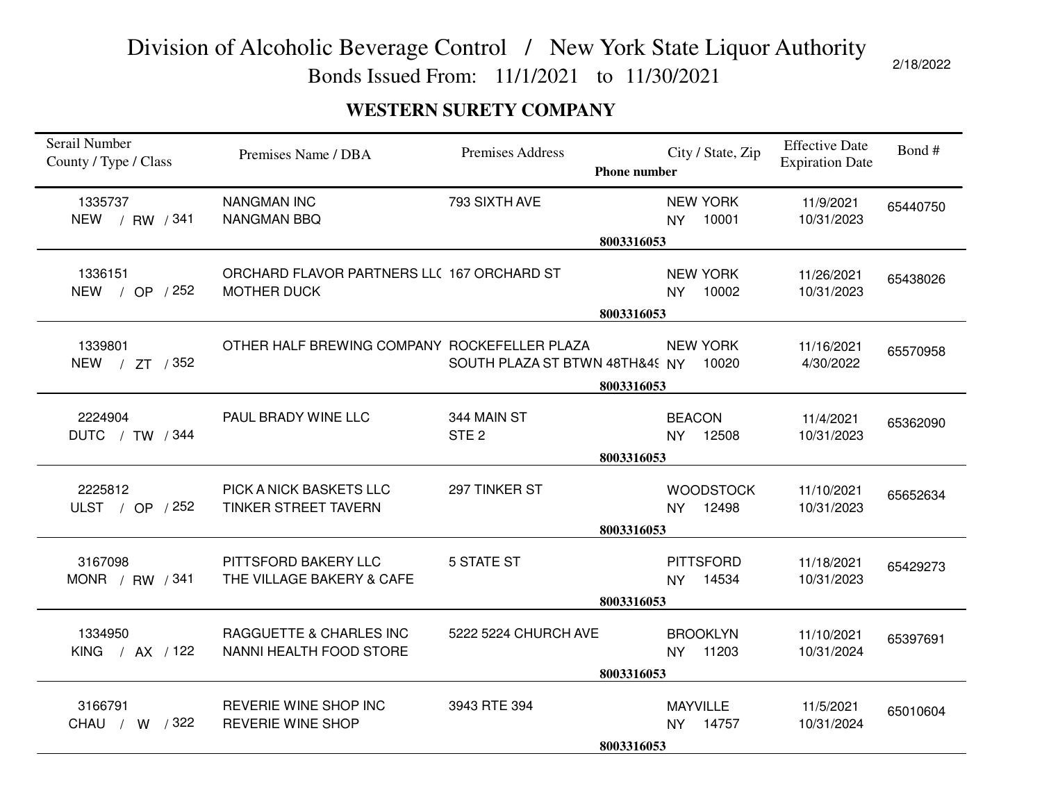# Division of Alcoholic Beverage Control / New York State Liquor Authority

Bonds Issued From: 11/1/2021 to 11/30/2021

2/18/2022

## WESTERN SURETY COMPANY

| Serail Number County / Type / Class | Premises Name / DBA | Premises Address | City / State, Zip Phone number | Effective Date Expiration Date | Bond # |
|---|---|---|---|---|---|
| 1335737 NEW / RW / 341 | NANGMAN INC NANGMAN BBQ | 793 SIXTH AVE | NEW YORK NY 10001 8003316053 | 11/9/2021 10/31/2023 | 65440750 |
| 1336151 NEW / OP / 252 | ORCHARD FLAVOR PARTNERS LL( MOTHER DUCK | 167 ORCHARD ST | NEW YORK NY 10002 8003316053 | 11/26/2021 10/31/2023 | 65438026 |
| 1339801 NEW / ZT / 352 | OTHER HALF BREWING COMPANY | ROCKEFELLER PLAZA SOUTH PLAZA ST BTWN 48TH&4( | NEW YORK NY 10020 8003316053 | 11/16/2021 4/30/2022 | 65570958 |
| 2224904 DUTC / TW / 344 | PAUL BRADY WINE LLC | 344 MAIN ST STE 2 | BEACON NY 12508 8003316053 | 11/4/2021 10/31/2023 | 65362090 |
| 2225812 ULST / OP / 252 | PICK A NICK BASKETS LLC TINKER STREET TAVERN | 297 TINKER ST | WOODSTOCK NY 12498 8003316053 | 11/10/2021 10/31/2023 | 65652634 |
| 3167098 MONR / RW / 341 | PITTSFORD BAKERY LLC THE VILLAGE BAKERY & CAFE | 5 STATE ST | PITTSFORD NY 14534 8003316053 | 11/18/2021 10/31/2023 | 65429273 |
| 1334950 KING / AX / 122 | RAGGUETTE & CHARLES INC NANNI HEALTH FOOD STORE | 5222 5224 CHURCH AVE | BROOKLYN NY 11203 8003316053 | 11/10/2021 10/31/2024 | 65397691 |
| 3166791 CHAU / W / 322 | REVERIE WINE SHOP INC REVERIE WINE SHOP | 3943 RTE 394 | MAYVILLE NY 14757 8003316053 | 11/5/2021 10/31/2024 | 65010604 |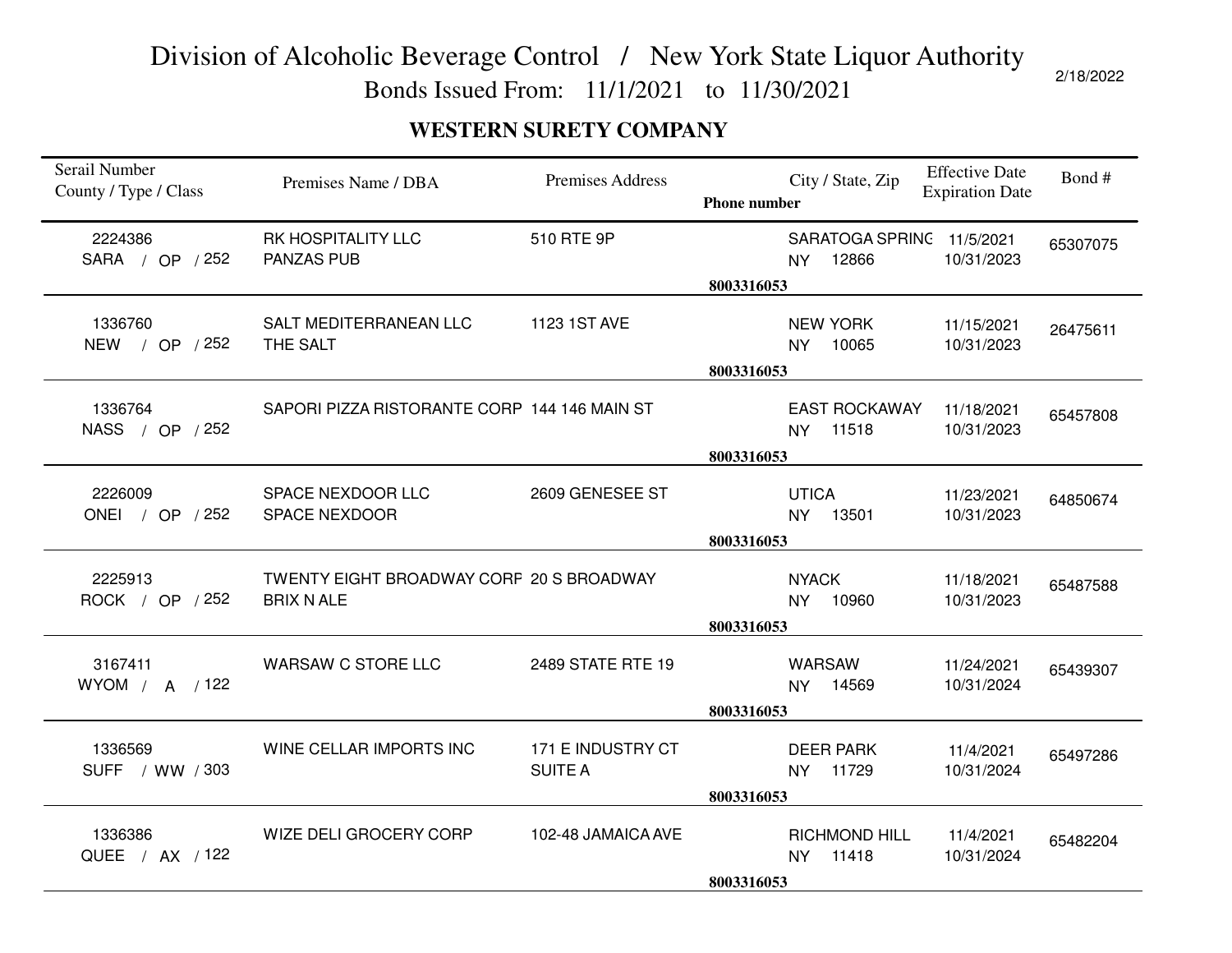# Division of Alcoholic Beverage Control / New York State Liquor Authority

Bonds Issued From: 11/1/2021 to 11/30/2021

2/18/2022

## WESTERN SURETY COMPANY

| Serail Number<br>County / Type / Class | Premises Name / DBA | Premises Address | City / State, Zip<br>Phone number | Effective Date<br>Expiration Date | Bond # |
|---|---|---|---|---|---|
| 2224386<br>SARA / OP / 252 | RK HOSPITALITY LLC<br>PANZAS PUB | 510 RTE 9P | SARATOGA SPRINC<br>NY 12866<br>8003316053 | 11/5/2021<br>10/31/2023 | 65307075 |
| 1336760<br>NEW / OP / 252 | SALT MEDITERRANEAN LLC<br>THE SALT | 1123 1ST AVE | NEW YORK<br>NY 10065<br>8003316053 | 11/15/2021<br>10/31/2023 | 26475611 |
| 1336764<br>NASS / OP / 252 | SAPORI PIZZA RISTORANTE CORP | 144 146 MAIN ST | EAST ROCKAWAY<br>NY 11518<br>8003316053 | 11/18/2021<br>10/31/2023 | 65457808 |
| 2226009<br>ONEI / OP / 252 | SPACE NEXDOOR LLC<br>SPACE NEXDOOR | 2609 GENESEE ST | UTICA<br>NY 13501<br>8003316053 | 11/23/2021<br>10/31/2023 | 64850674 |
| 2225913<br>ROCK / OP / 252 | TWENTY EIGHT BROADWAY CORP<br>BRIX N ALE | 20 S BROADWAY | NYACK<br>NY 10960<br>8003316053 | 11/18/2021<br>10/31/2023 | 65487588 |
| 3167411<br>WYOM / A / 122 | WARSAW C STORE LLC | 2489 STATE RTE 19 | WARSAW<br>NY 14569<br>8003316053 | 11/24/2021<br>10/31/2024 | 65439307 |
| 1336569<br>SUFF / WW / 303 | WINE CELLAR IMPORTS INC | 171 E INDUSTRY CT<br>SUITE A | DEER PARK<br>NY 11729<br>8003316053 | 11/4/2021<br>10/31/2024 | 65497286 |
| 1336386<br>QUEE / AX / 122 | WIZE DELI GROCERY CORP | 102-48 JAMAICA AVE | RICHMOND HILL<br>NY 11418<br>8003316053 | 11/4/2021<br>10/31/2024 | 65482204 |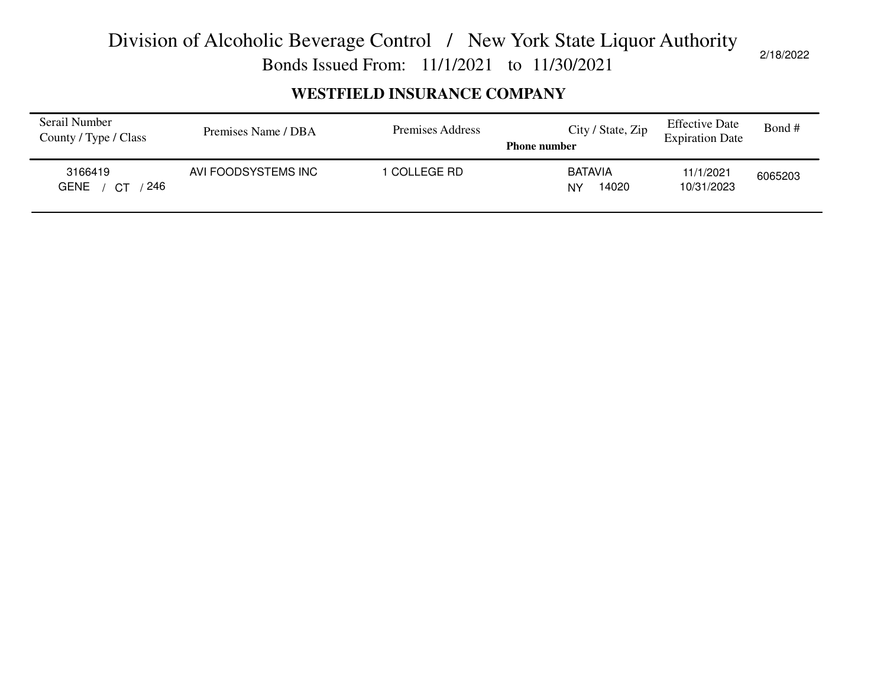# Division of Alcoholic Beverage Control / New York State Liquor Authority

## Bonds Issued From: 11/1/2021 to 11/30/2021

2/18/2022

### WESTFIELD INSURANCE COMPANY

| Serail Number<br>County / Type / Class | Premises Name / DBA | Premises Address | City / State, Zip<br>Phone number | Effective Date<br>Expiration Date | Bond # |
|---|---|---|---|---|---|
| 3166419<br>GENE / CT / 246 | AVI FOODSYSTEMS INC | 1 COLLEGE RD | BATAVIA<br>NY 14020 | 11/1/2021<br>10/31/2023 | 6065203 |